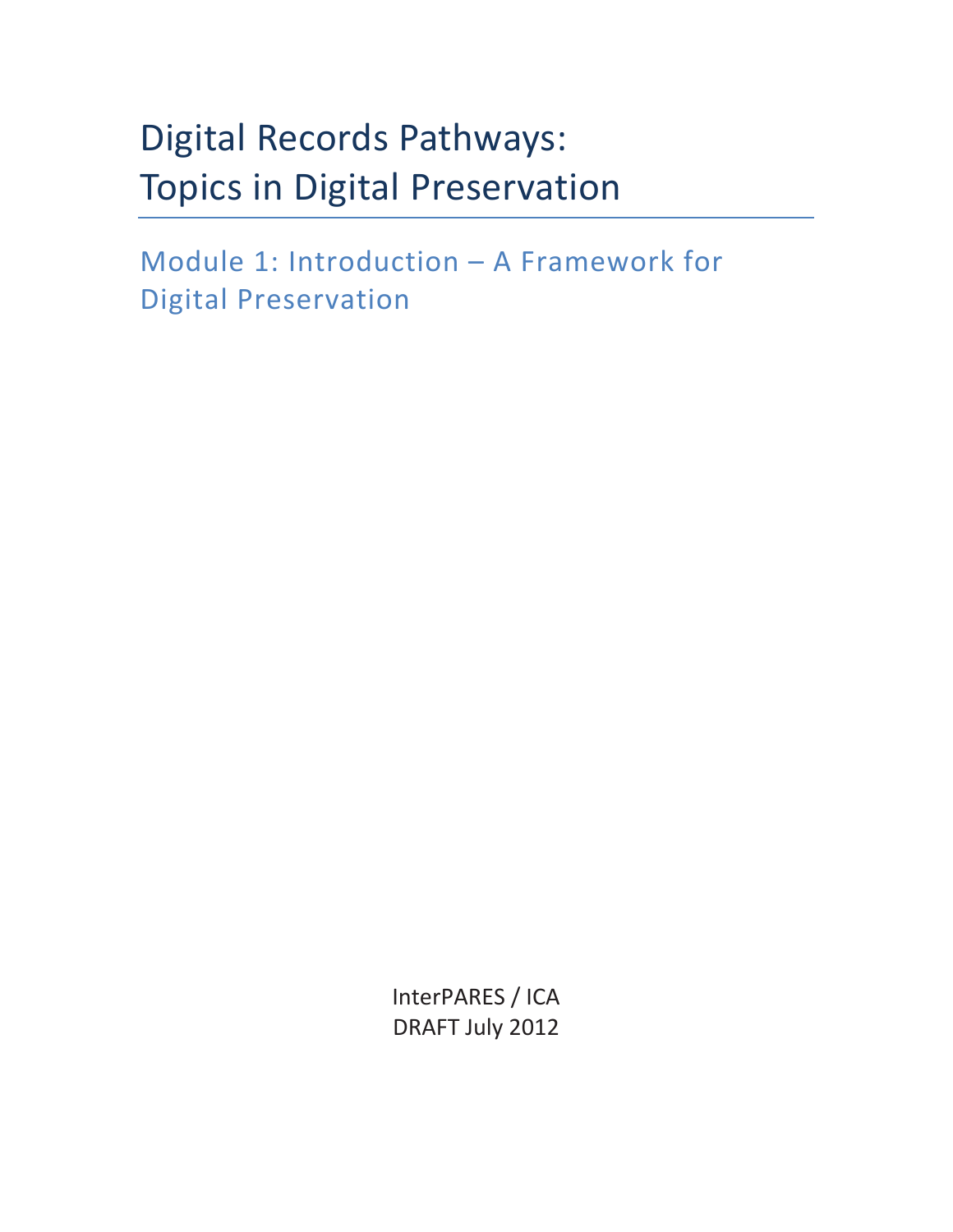# Digital Records Pathways: Topics in Digital Preservation

## Module 1: Introduction – A Framework for Digital Preservation

InterPARES / ICA
DRAFT July 2012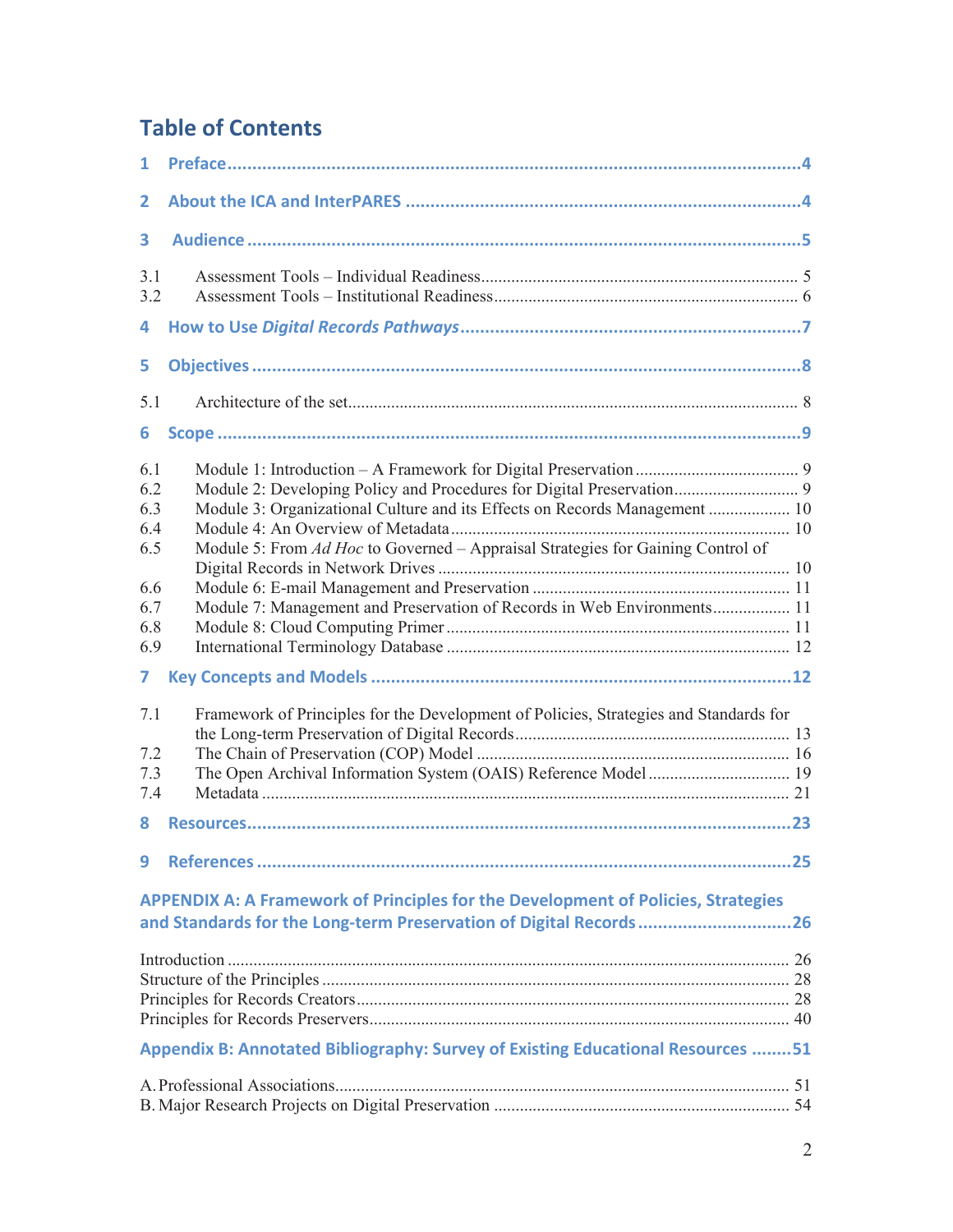# Table of Contents

1 Preface ... 4

2 About the ICA and InterPARES ... 4

3 Audience ... 5

3.1 Assessment Tools – Individual Readiness ... 5
3.2 Assessment Tools – Institutional Readiness ... 6

4 How to Use *Digital Records Pathways* ... 7

5 Objectives ... 8

5.1 Architecture of the set ... 8

6 Scope ... 9

6.1 Module 1: Introduction – A Framework for Digital Preservation ... 9
6.2 Module 2: Developing Policy and Procedures for Digital Preservation ... 9
6.3 Module 3: Organizational Culture and its Effects on Records Management ... 10
6.4 Module 4: An Overview of Metadata ... 10
6.5 Module 5: From *Ad Hoc* to Governed – Appraisal Strategies for Gaining Control of Digital Records in Network Drives ... 10
6.6 Module 6: E-mail Management and Preservation ... 11
6.7 Module 7: Management and Preservation of Records in Web Environments ... 11
6.8 Module 8: Cloud Computing Primer ... 11
6.9 International Terminology Database ... 12

7 Key Concepts and Models ... 12

7.1 Framework of Principles for the Development of Policies, Strategies and Standards for the Long-term Preservation of Digital Records ... 13
7.2 The Chain of Preservation (COP) Model ... 16
7.3 The Open Archival Information System (OAIS) Reference Model ... 19
7.4 Metadata ... 21

8 Resources ... 23

9 References ... 25

APPENDIX A: A Framework of Principles for the Development of Policies, Strategies and Standards for the Long-term Preservation of Digital Records ... 26

Introduction ... 26
Structure of the Principles ... 28
Principles for Records Creators ... 28
Principles for Records Preservers ... 40

Appendix B: Annotated Bibliography: Survey of Existing Educational Resources ... 51

A. Professional Associations ... 51
B. Major Research Projects on Digital Preservation ... 54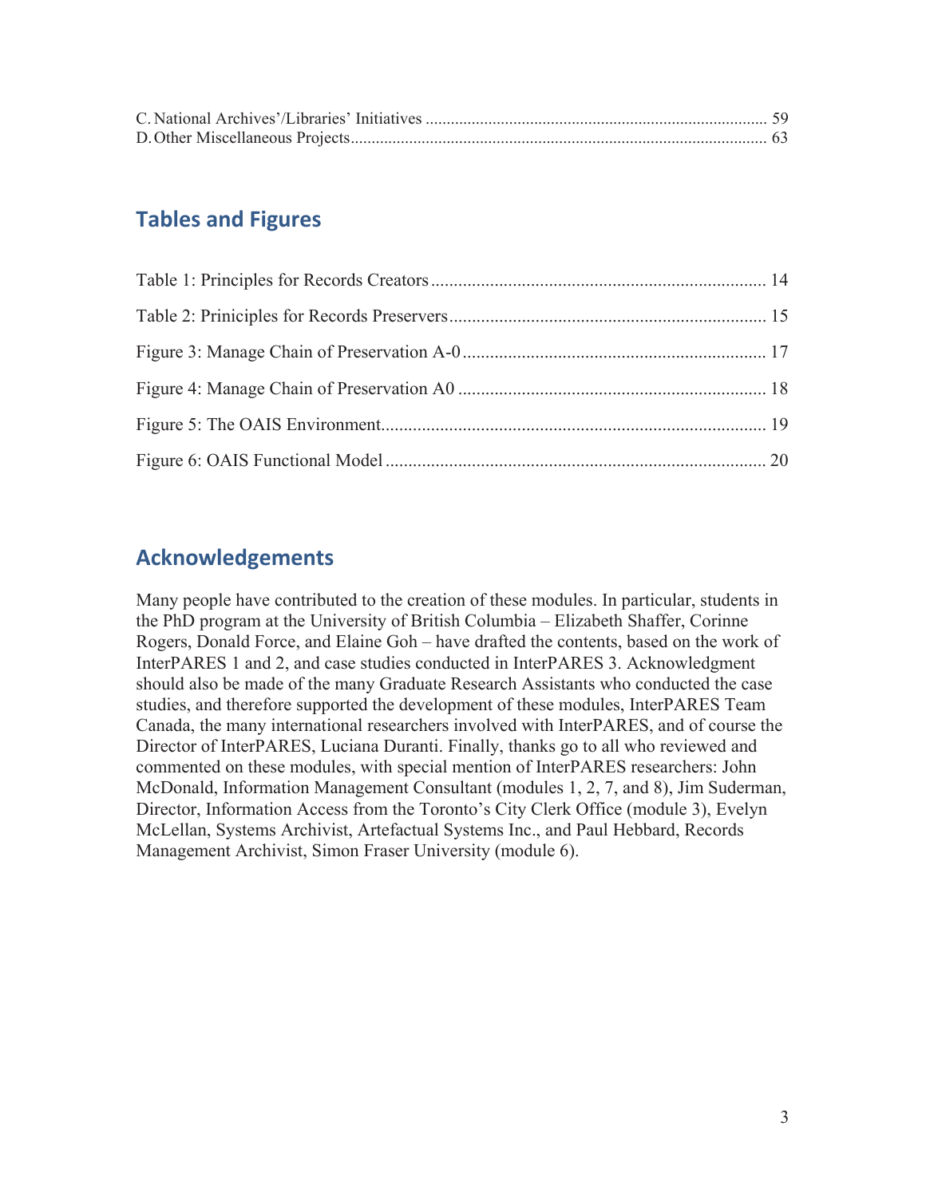C. National Archives'/Libraries' Initiatives ........................................................................... 59
D. Other Miscellaneous Projects........................................................................................... 63

## Tables and Figures

Table 1: Principles for Records Creators ........................................................................ 14

Table 2: Prinicíples for Records Preservers ..................................................................... 15

Figure 3: Manage Chain of Preservation A-0 .................................................................. 17

Figure 4: Manage Chain of Preservation A0 ................................................................... 18

Figure 5: The OAIS Environment..................................................................................... 19

Figure 6: OAIS Functional Model .................................................................................... 20

## Acknowledgements

Many people have contributed to the creation of these modules. In particular, students in the PhD program at the University of British Columbia – Elizabeth Shaffer, Corinne Rogers, Donald Force, and Elaine Goh – have drafted the contents, based on the work of InterPARES 1 and 2, and case studies conducted in InterPARES 3. Acknowledgment should also be made of the many Graduate Research Assistants who conducted the case studies, and therefore supported the development of these modules, InterPARES Team Canada, the many international researchers involved with InterPARES, and of course the Director of InterPARES, Luciana Duranti. Finally, thanks go to all who reviewed and commented on these modules, with special mention of InterPARES researchers: John McDonald, Information Management Consultant (modules 1, 2, 7, and 8), Jim Suderman, Director, Information Access from the Toronto's City Clerk Office (module 3), Evelyn McLellan, Systems Archivist, Artefactual Systems Inc., and Paul Hebbard, Records Management Archivist, Simon Fraser University (module 6).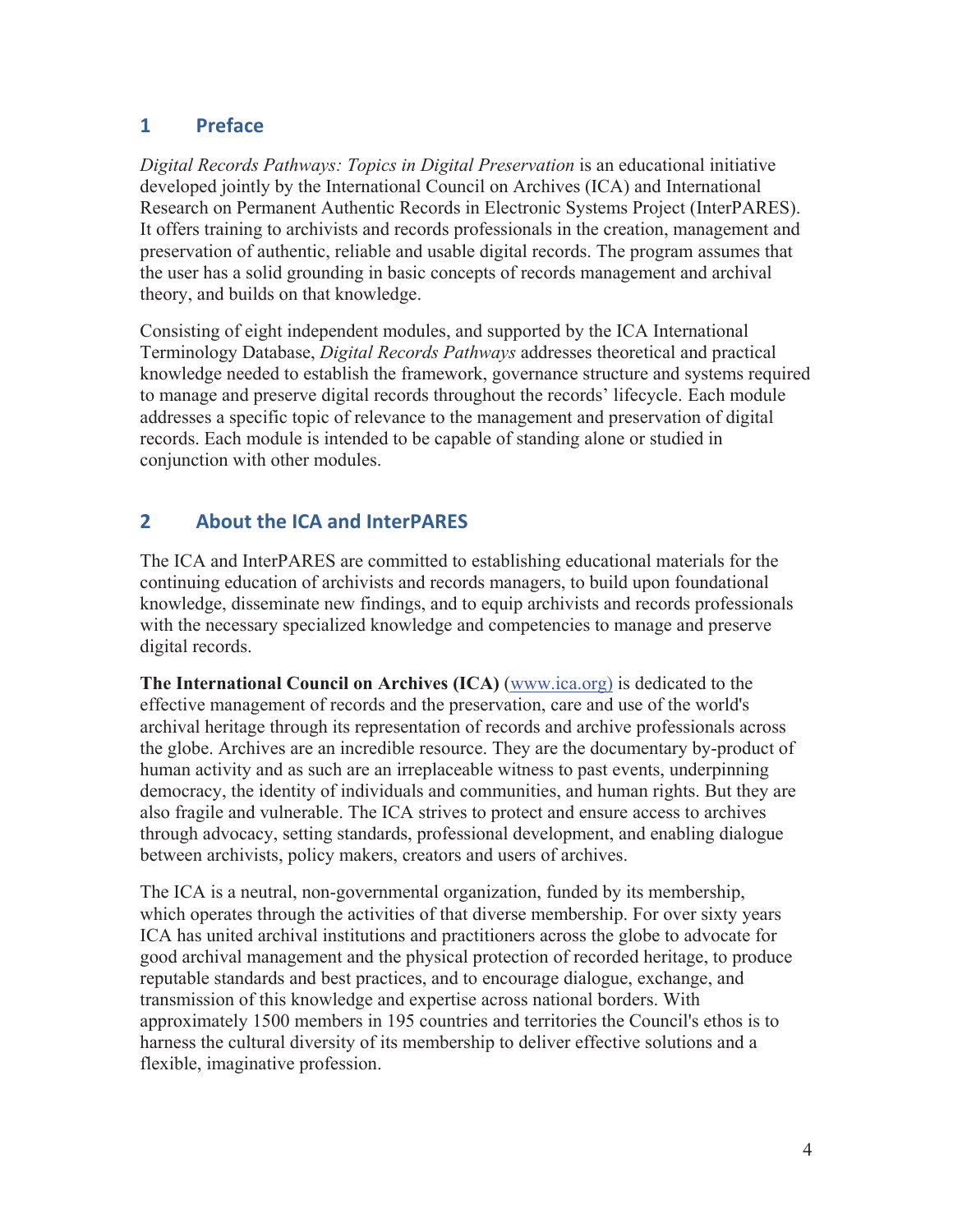## 1 Preface

*Digital Records Pathways: Topics in Digital Preservation* is an educational initiative developed jointly by the International Council on Archives (ICA) and International Research on Permanent Authentic Records in Electronic Systems Project (InterPARES). It offers training to archivists and records professionals in the creation, management and preservation of authentic, reliable and usable digital records. The program assumes that the user has a solid grounding in basic concepts of records management and archival theory, and builds on that knowledge.

Consisting of eight independent modules, and supported by the ICA International Terminology Database, *Digital Records Pathways* addresses theoretical and practical knowledge needed to establish the framework, governance structure and systems required to manage and preserve digital records throughout the records' lifecycle. Each module addresses a specific topic of relevance to the management and preservation of digital records. Each module is intended to be capable of standing alone or studied in conjunction with other modules.

## 2 About the ICA and InterPARES

The ICA and InterPARES are committed to establishing educational materials for the continuing education of archivists and records managers, to build upon foundational knowledge, disseminate new findings, and to equip archivists and records professionals with the necessary specialized knowledge and competencies to manage and preserve digital records.

**The International Council on Archives (ICA)** (www.ica.org) is dedicated to the effective management of records and the preservation, care and use of the world's archival heritage through its representation of records and archive professionals across the globe. Archives are an incredible resource. They are the documentary by-product of human activity and as such are an irreplaceable witness to past events, underpinning democracy, the identity of individuals and communities, and human rights. But they are also fragile and vulnerable. The ICA strives to protect and ensure access to archives through advocacy, setting standards, professional development, and enabling dialogue between archivists, policy makers, creators and users of archives.

The ICA is a neutral, non-governmental organization, funded by its membership, which operates through the activities of that diverse membership. For over sixty years ICA has united archival institutions and practitioners across the globe to advocate for good archival management and the physical protection of recorded heritage, to produce reputable standards and best practices, and to encourage dialogue, exchange, and transmission of this knowledge and expertise across national borders. With approximately 1500 members in 195 countries and territories the Council's ethos is to harness the cultural diversity of its membership to deliver effective solutions and a flexible, imaginative profession.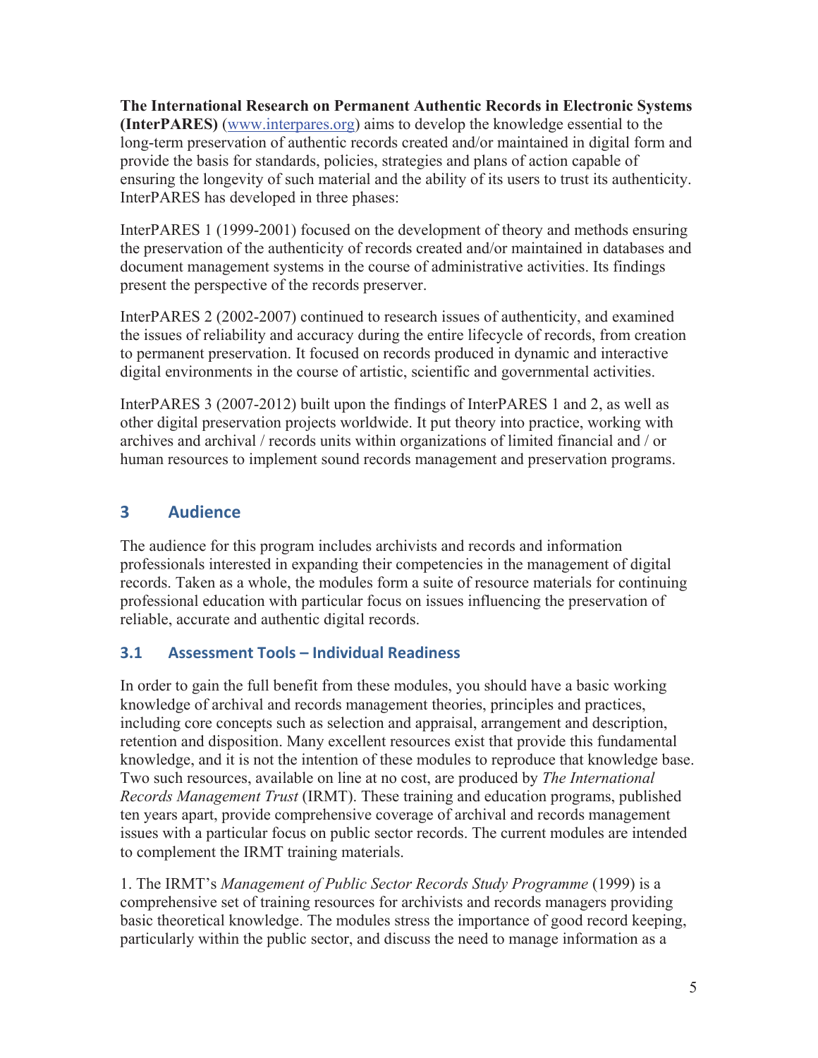**The International Research on Permanent Authentic Records in Electronic Systems (InterPARES)** (www.interpares.org) aims to develop the knowledge essential to the long-term preservation of authentic records created and/or maintained in digital form and provide the basis for standards, policies, strategies and plans of action capable of ensuring the longevity of such material and the ability of its users to trust its authenticity. InterPARES has developed in three phases:

InterPARES 1 (1999-2001) focused on the development of theory and methods ensuring the preservation of the authenticity of records created and/or maintained in databases and document management systems in the course of administrative activities. Its findings present the perspective of the records preserver.

InterPARES 2 (2002-2007) continued to research issues of authenticity, and examined the issues of reliability and accuracy during the entire lifecycle of records, from creation to permanent preservation. It focused on records produced in dynamic and interactive digital environments in the course of artistic, scientific and governmental activities.

InterPARES 3 (2007-2012) built upon the findings of InterPARES 1 and 2, as well as other digital preservation projects worldwide. It put theory into practice, working with archives and archival / records units within organizations of limited financial and / or human resources to implement sound records management and preservation programs.

## 3 Audience

The audience for this program includes archivists and records and information professionals interested in expanding their competencies in the management of digital records. Taken as a whole, the modules form a suite of resource materials for continuing professional education with particular focus on issues influencing the preservation of reliable, accurate and authentic digital records.

### 3.1 Assessment Tools – Individual Readiness

In order to gain the full benefit from these modules, you should have a basic working knowledge of archival and records management theories, principles and practices, including core concepts such as selection and appraisal, arrangement and description, retention and disposition. Many excellent resources exist that provide this fundamental knowledge, and it is not the intention of these modules to reproduce that knowledge base. Two such resources, available on line at no cost, are produced by *The International Records Management Trust* (IRMT). These training and education programs, published ten years apart, provide comprehensive coverage of archival and records management issues with a particular focus on public sector records. The current modules are intended to complement the IRMT training materials.

1. The IRMT's *Management of Public Sector Records Study Programme* (1999) is a comprehensive set of training resources for archivists and records managers providing basic theoretical knowledge. The modules stress the importance of good record keeping, particularly within the public sector, and discuss the need to manage information as a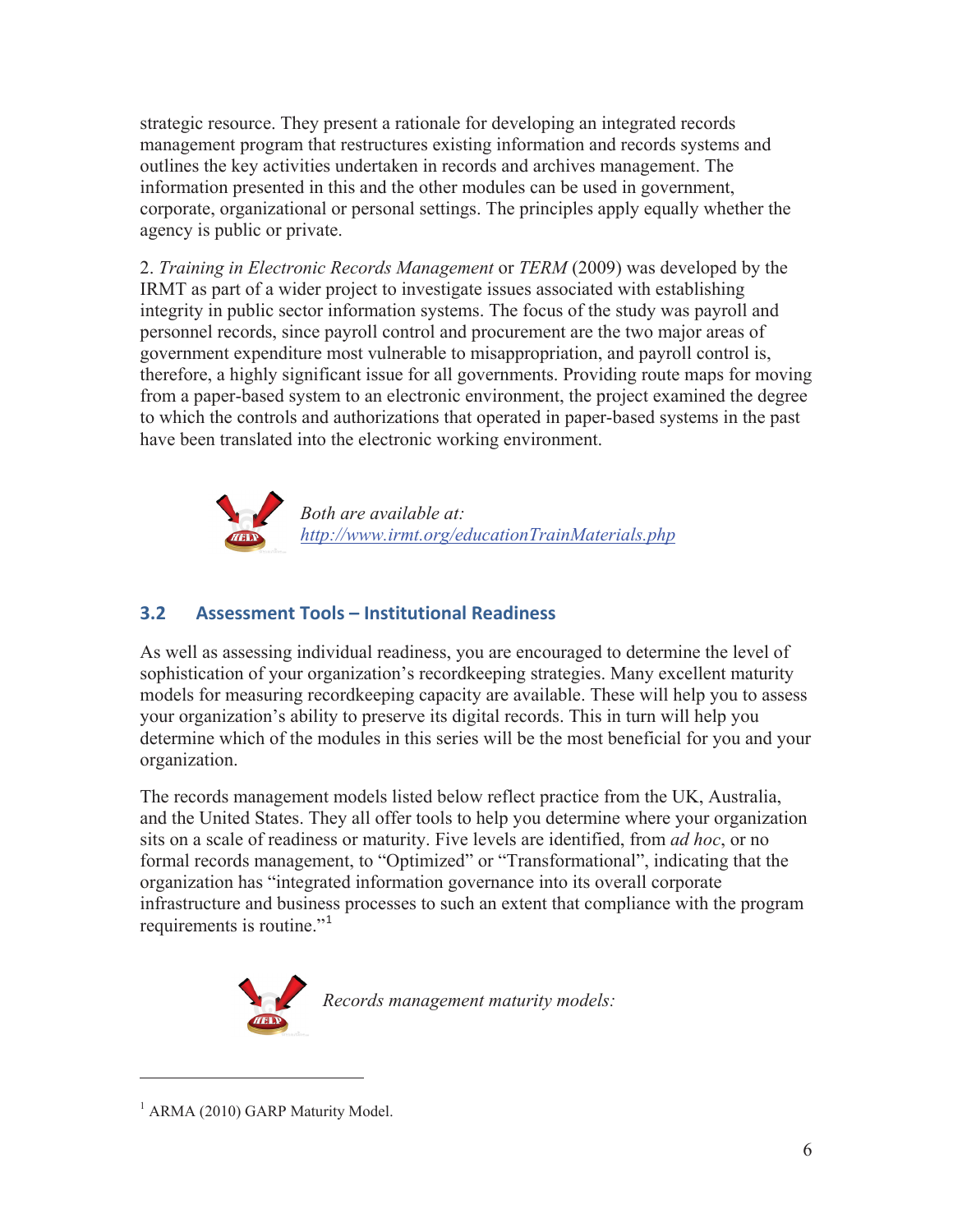strategic resource. They present a rationale for developing an integrated records management program that restructures existing information and records systems and outlines the key activities undertaken in records and archives management. The information presented in this and the other modules can be used in government, corporate, organizational or personal settings. The principles apply equally whether the agency is public or private.

2. *Training in Electronic Records Management* or *TERM* (2009) was developed by the IRMT as part of a wider project to investigate issues associated with establishing integrity in public sector information systems. The focus of the study was payroll and personnel records, since payroll control and procurement are the two major areas of government expenditure most vulnerable to misappropriation, and payroll control is, therefore, a highly significant issue for all governments. Providing route maps for moving from a paper-based system to an electronic environment, the project examined the degree to which the controls and authorizations that operated in paper-based systems in the past have been translated into the electronic working environment.

*Both are available at: [http://www.irmt.org/educationTrainMaterials.php](http://www.irmt.org/educationTrainMaterials.php)*

## 3.2 Assessment Tools – Institutional Readiness

As well as assessing individual readiness, you are encouraged to determine the level of sophistication of your organization's recordkeeping strategies. Many excellent maturity models for measuring recordkeeping capacity are available. These will help you to assess your organization's ability to preserve its digital records. This in turn will help you determine which of the modules in this series will be the most beneficial for you and your organization.

The records management models listed below reflect practice from the UK, Australia, and the United States. They all offer tools to help you determine where your organization sits on a scale of readiness or maturity. Five levels are identified, from *ad hoc*, or no formal records management, to "Optimized" or "Transformational", indicating that the organization has "integrated information governance into its overall corporate infrastructure and business processes to such an extent that compliance with the program requirements is routine."[1]

*Records management maturity models:*

[1] ARMA (2010) GARP Maturity Model.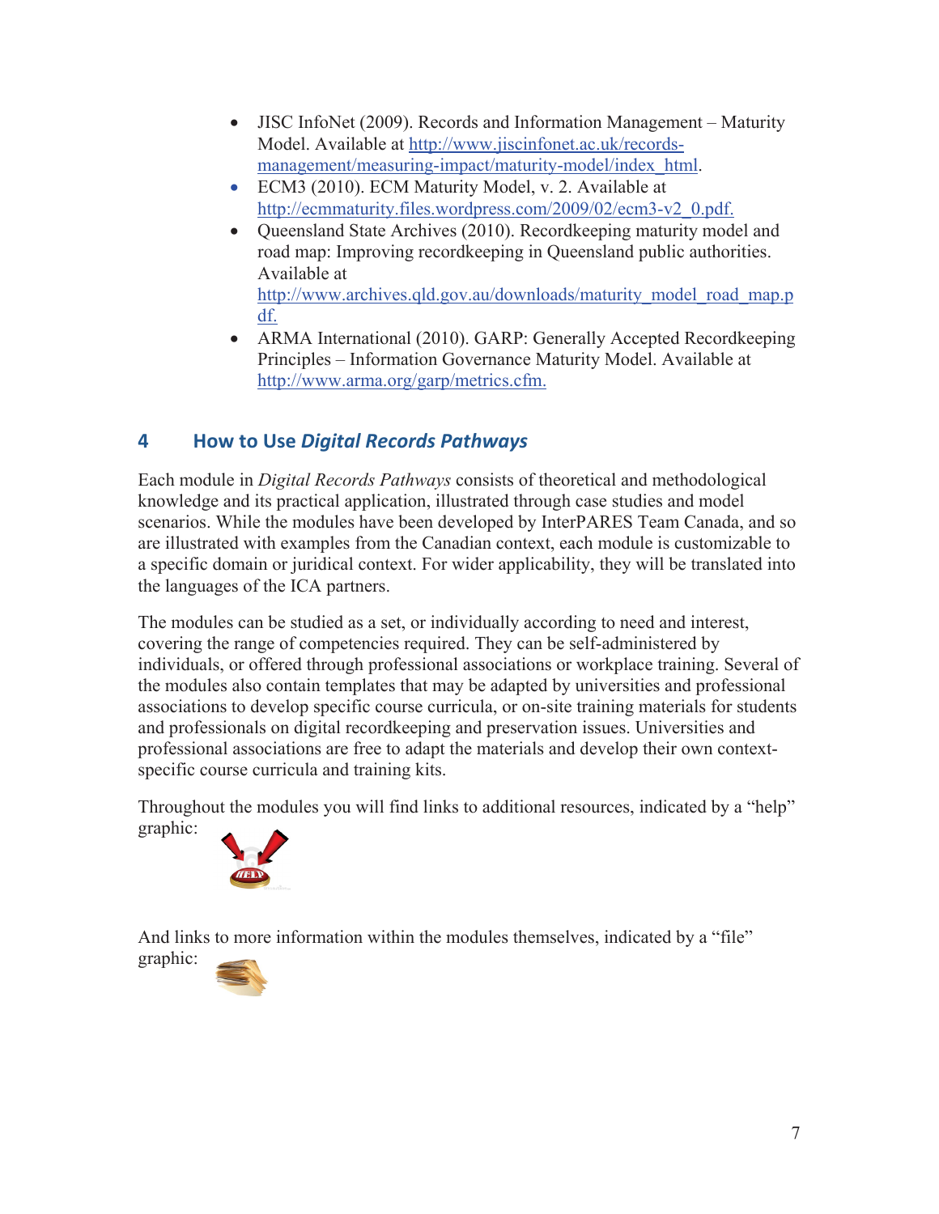- JISC InfoNet (2009). Records and Information Management – Maturity Model. Available at http://www.jiscinfonet.ac.uk/records-management/measuring-impact/maturity-model/index_html.
- ECM3 (2010). ECM Maturity Model, v. 2. Available at http://ecmmaturity.files.wordpress.com/2009/02/ecm3-v2_0.pdf.
- Queensland State Archives (2010). Recordkeeping maturity model and road map: Improving recordkeeping in Queensland public authorities. Available at http://www.archives.qld.gov.au/downloads/maturity_model_road_map.pdf.
- ARMA International (2010). GARP: Generally Accepted Recordkeeping Principles – Information Governance Maturity Model. Available at http://www.arma.org/garp/metrics.cfm.

## 4 How to Use *Digital Records Pathways*

Each module in *Digital Records Pathways* consists of theoretical and methodological knowledge and its practical application, illustrated through case studies and model scenarios. While the modules have been developed by InterPARES Team Canada, and so are illustrated with examples from the Canadian context, each module is customizable to a specific domain or juridical context. For wider applicability, they will be translated into the languages of the ICA partners.

The modules can be studied as a set, or individually according to need and interest, covering the range of competencies required. They can be self-administered by individuals, or offered through professional associations or workplace training. Several of the modules also contain templates that may be adapted by universities and professional associations to develop specific course curricula, or on-site training materials for students and professionals on digital recordkeeping and preservation issues. Universities and professional associations are free to adapt the materials and develop their own context-specific course curricula and training kits.

Throughout the modules you will find links to additional resources, indicated by a "help" graphic:

And links to more information within the modules themselves, indicated by a "file" graphic: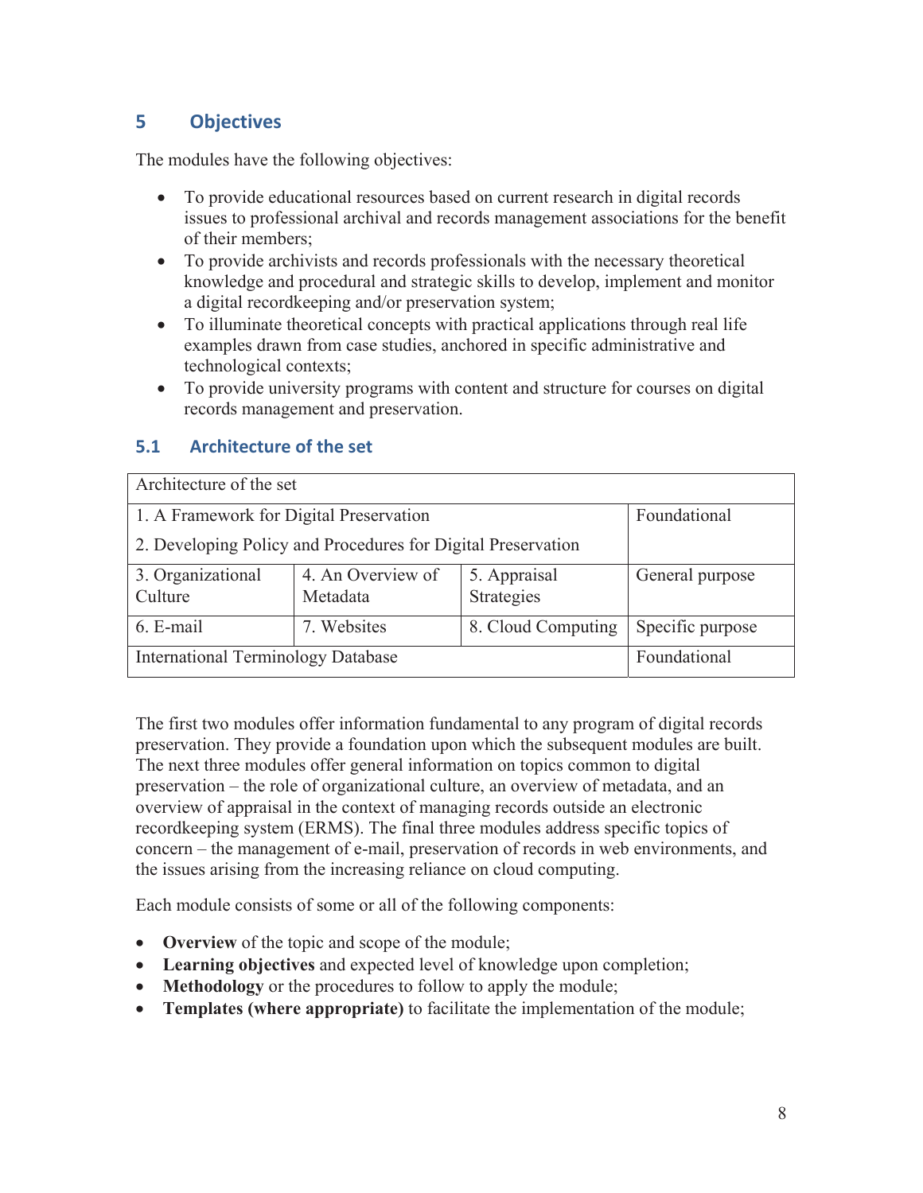## 5 Objectives

The modules have the following objectives:

- To provide educational resources based on current research in digital records issues to professional archival and records management associations for the benefit of their members;
- To provide archivists and records professionals with the necessary theoretical knowledge and procedural and strategic skills to develop, implement and monitor a digital recordkeeping and/or preservation system;
- To illuminate theoretical concepts with practical applications through real life examples drawn from case studies, anchored in specific administrative and technological contexts;
- To provide university programs with content and structure for courses on digital records management and preservation.

### 5.1 Architecture of the set

| Architecture of the set | | | |
|---|---|---|---|
| 1. A Framework for Digital Preservation<br>2. Developing Policy and Procedures for Digital Preservation | | | Foundational |
| 3. Organizational Culture | 4. An Overview of Metadata | 5. Appraisal Strategies | General purpose |
| 6. E-mail | 7. Websites | 8. Cloud Computing | Specific purpose |
| International Terminology Database | | | Foundational |

The first two modules offer information fundamental to any program of digital records preservation. They provide a foundation upon which the subsequent modules are built. The next three modules offer general information on topics common to digital preservation – the role of organizational culture, an overview of metadata, and an overview of appraisal in the context of managing records outside an electronic recordkeeping system (ERMS). The final three modules address specific topics of concern – the management of e-mail, preservation of records in web environments, and the issues arising from the increasing reliance on cloud computing.

Each module consists of some or all of the following components:

- **Overview** of the topic and scope of the module;
- **Learning objectives** and expected level of knowledge upon completion;
- **Methodology** or the procedures to follow to apply the module;
- **Templates (where appropriate)** to facilitate the implementation of the module;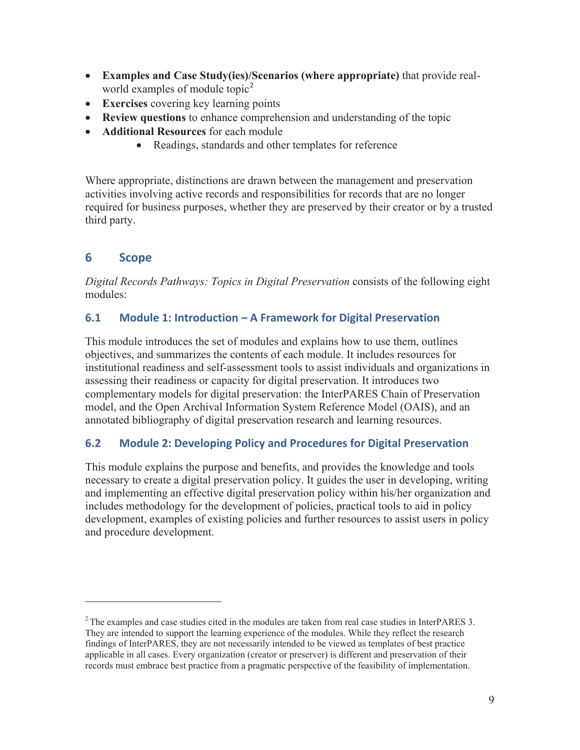- **Examples and Case Study(ies)/Scenarios (where appropriate)** that provide real-world examples of module topic[2]
- **Exercises** covering key learning points
- **Review questions** to enhance comprehension and understanding of the topic
- **Additional Resources** for each module
    - Readings, standards and other templates for reference

Where appropriate, distinctions are drawn between the management and preservation activities involving active records and responsibilities for records that are no longer required for business purposes, whether they are preserved by their creator or by a trusted third party.

## 6 Scope

*Digital Records Pathways: Topics in Digital Preservation* consists of the following eight modules:

### 6.1 Module 1: Introduction – A Framework for Digital Preservation

This module introduces the set of modules and explains how to use them, outlines objectives, and summarizes the contents of each module. It includes resources for institutional readiness and self-assessment tools to assist individuals and organizations in assessing their readiness or capacity for digital preservation. It introduces two complementary models for digital preservation: the InterPARES Chain of Preservation model, and the Open Archival Information System Reference Model (OAIS), and an annotated bibliography of digital preservation research and learning resources.

### 6.2 Module 2: Developing Policy and Procedures for Digital Preservation

This module explains the purpose and benefits, and provides the knowledge and tools necessary to create a digital preservation policy. It guides the user in developing, writing and implementing an effective digital preservation policy within his/her organization and includes methodology for the development of policies, practical tools to aid in policy development, examples of existing policies and further resources to assist users in policy and procedure development.

---

[2] The examples and case studies cited in the modules are taken from real case studies in InterPARES 3. They are intended to support the learning experience of the modules. While they reflect the research findings of InterPARES, they are not necessarily intended to be viewed as templates of best practice applicable in all cases. Every organization (creator or preserver) is different and preservation of their records must embrace best practice from a pragmatic perspective of the feasibility of implementation.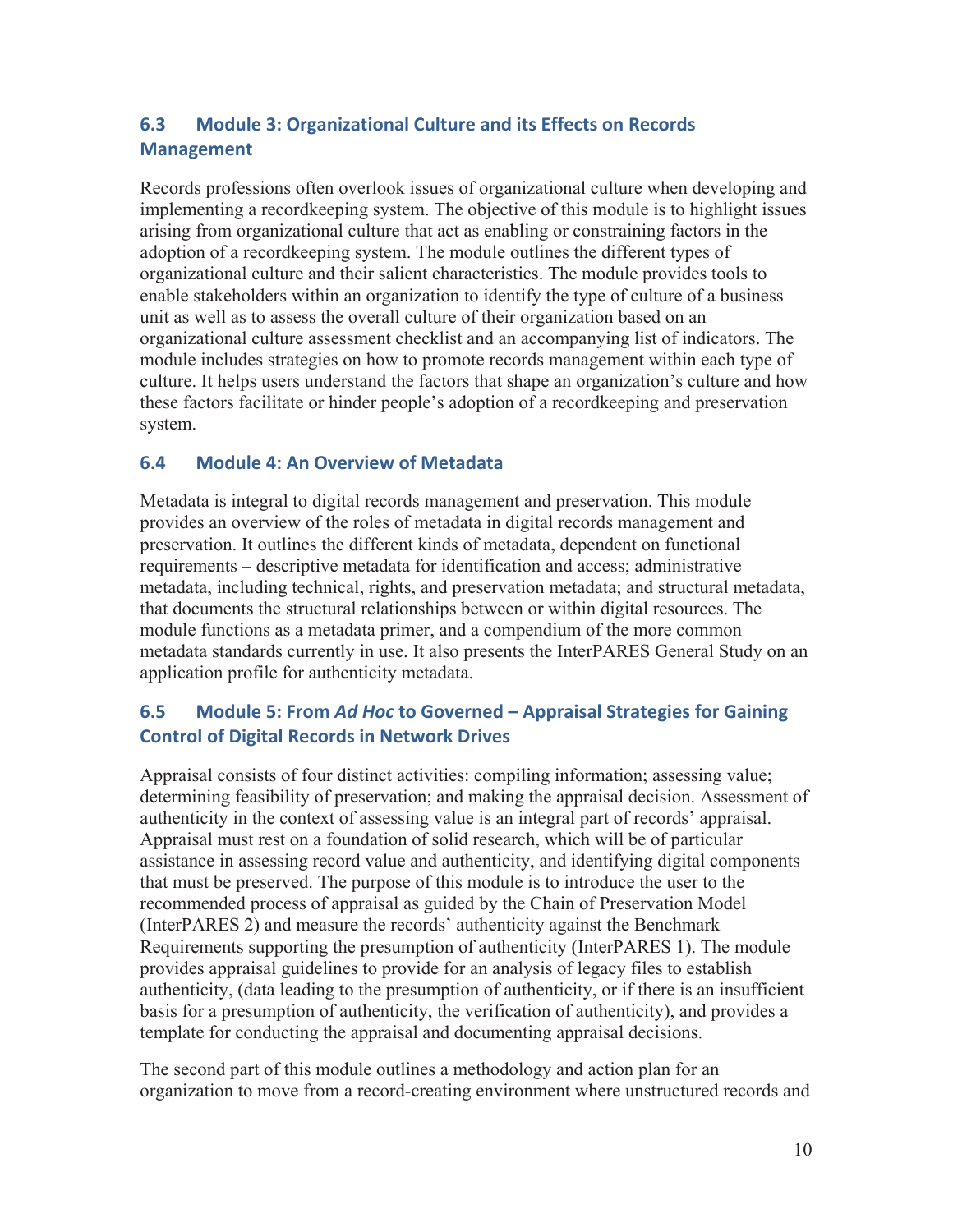### 6.3 Module 3: Organizational Culture and its Effects on Records Management

Records professions often overlook issues of organizational culture when developing and implementing a recordkeeping system. The objective of this module is to highlight issues arising from organizational culture that act as enabling or constraining factors in the adoption of a recordkeeping system. The module outlines the different types of organizational culture and their salient characteristics. The module provides tools to enable stakeholders within an organization to identify the type of culture of a business unit as well as to assess the overall culture of their organization based on an organizational culture assessment checklist and an accompanying list of indicators. The module includes strategies on how to promote records management within each type of culture. It helps users understand the factors that shape an organization's culture and how these factors facilitate or hinder people's adoption of a recordkeeping and preservation system.

### 6.4 Module 4: An Overview of Metadata

Metadata is integral to digital records management and preservation. This module provides an overview of the roles of metadata in digital records management and preservation. It outlines the different kinds of metadata, dependent on functional requirements – descriptive metadata for identification and access; administrative metadata, including technical, rights, and preservation metadata; and structural metadata, that documents the structural relationships between or within digital resources. The module functions as a metadata primer, and a compendium of the more common metadata standards currently in use. It also presents the InterPARES General Study on an application profile for authenticity metadata.

### 6.5 Module 5: From *Ad Hoc* to Governed – Appraisal Strategies for Gaining Control of Digital Records in Network Drives

Appraisal consists of four distinct activities: compiling information; assessing value; determining feasibility of preservation; and making the appraisal decision. Assessment of authenticity in the context of assessing value is an integral part of records' appraisal. Appraisal must rest on a foundation of solid research, which will be of particular assistance in assessing record value and authenticity, and identifying digital components that must be preserved. The purpose of this module is to introduce the user to the recommended process of appraisal as guided by the Chain of Preservation Model (InterPARES 2) and measure the records' authenticity against the Benchmark Requirements supporting the presumption of authenticity (InterPARES 1). The module provides appraisal guidelines to provide for an analysis of legacy files to establish authenticity, (data leading to the presumption of authenticity, or if there is an insufficient basis for a presumption of authenticity, the verification of authenticity), and provides a template for conducting the appraisal and documenting appraisal decisions.

The second part of this module outlines a methodology and action plan for an organization to move from a record-creating environment where unstructured records and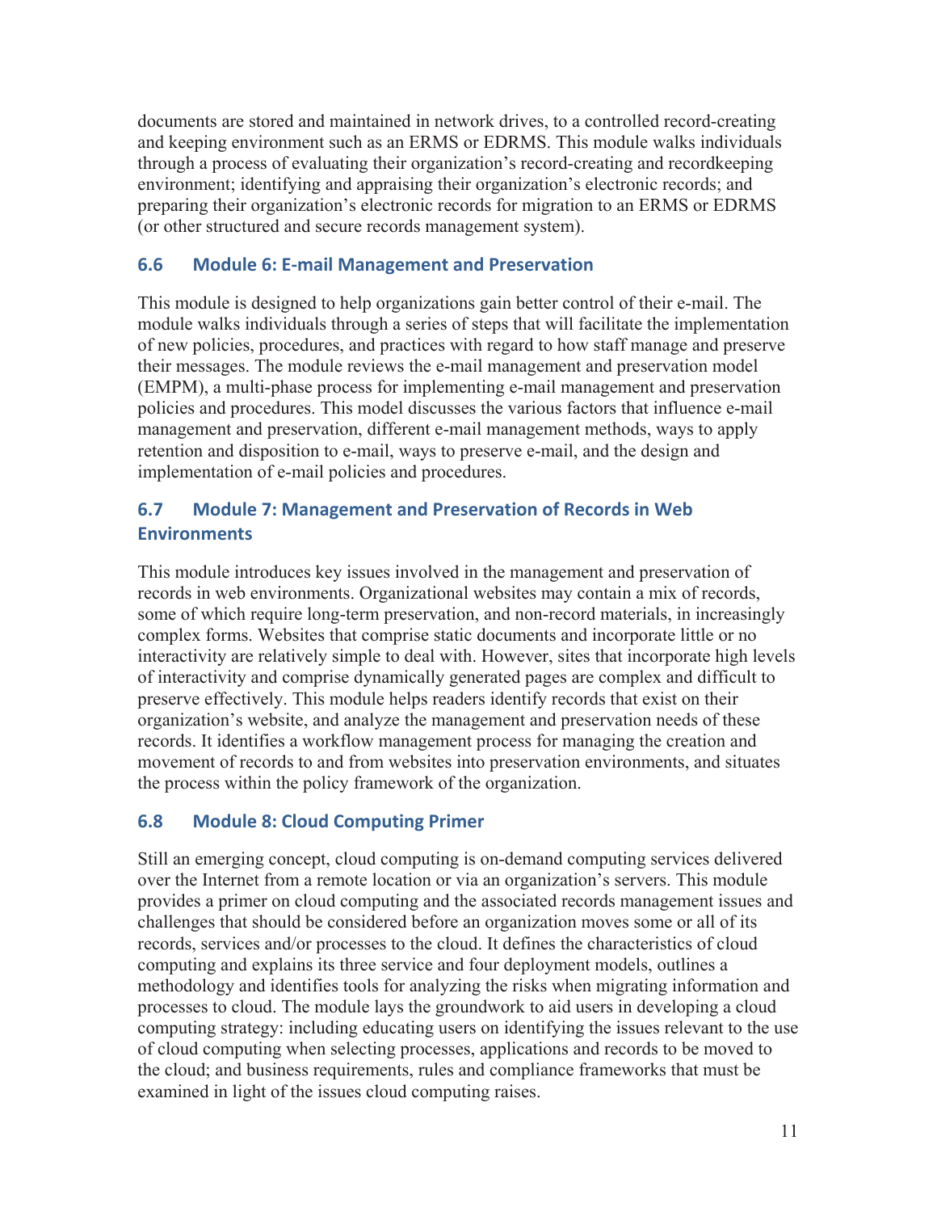documents are stored and maintained in network drives, to a controlled record-creating and keeping environment such as an ERMS or EDRMS. This module walks individuals through a process of evaluating their organization's record-creating and recordkeeping environment; identifying and appraising their organization's electronic records; and preparing their organization's electronic records for migration to an ERMS or EDRMS (or other structured and secure records management system).

### 6.6 Module 6: E-mail Management and Preservation

This module is designed to help organizations gain better control of their e-mail. The module walks individuals through a series of steps that will facilitate the implementation of new policies, procedures, and practices with regard to how staff manage and preserve their messages. The module reviews the e-mail management and preservation model (EMPM), a multi-phase process for implementing e-mail management and preservation policies and procedures. This model discusses the various factors that influence e-mail management and preservation, different e-mail management methods, ways to apply retention and disposition to e-mail, ways to preserve e-mail, and the design and implementation of e-mail policies and procedures.

### 6.7 Module 7: Management and Preservation of Records in Web Environments

This module introduces key issues involved in the management and preservation of records in web environments. Organizational websites may contain a mix of records, some of which require long-term preservation, and non-record materials, in increasingly complex forms. Websites that comprise static documents and incorporate little or no interactivity are relatively simple to deal with. However, sites that incorporate high levels of interactivity and comprise dynamically generated pages are complex and difficult to preserve effectively. This module helps readers identify records that exist on their organization's website, and analyze the management and preservation needs of these records. It identifies a workflow management process for managing the creation and movement of records to and from websites into preservation environments, and situates the process within the policy framework of the organization.

### 6.8 Module 8: Cloud Computing Primer

Still an emerging concept, cloud computing is on-demand computing services delivered over the Internet from a remote location or via an organization's servers. This module provides a primer on cloud computing and the associated records management issues and challenges that should be considered before an organization moves some or all of its records, services and/or processes to the cloud. It defines the characteristics of cloud computing and explains its three service and four deployment models, outlines a methodology and identifies tools for analyzing the risks when migrating information and processes to cloud. The module lays the groundwork to aid users in developing a cloud computing strategy: including educating users on identifying the issues relevant to the use of cloud computing when selecting processes, applications and records to be moved to the cloud; and business requirements, rules and compliance frameworks that must be examined in light of the issues cloud computing raises.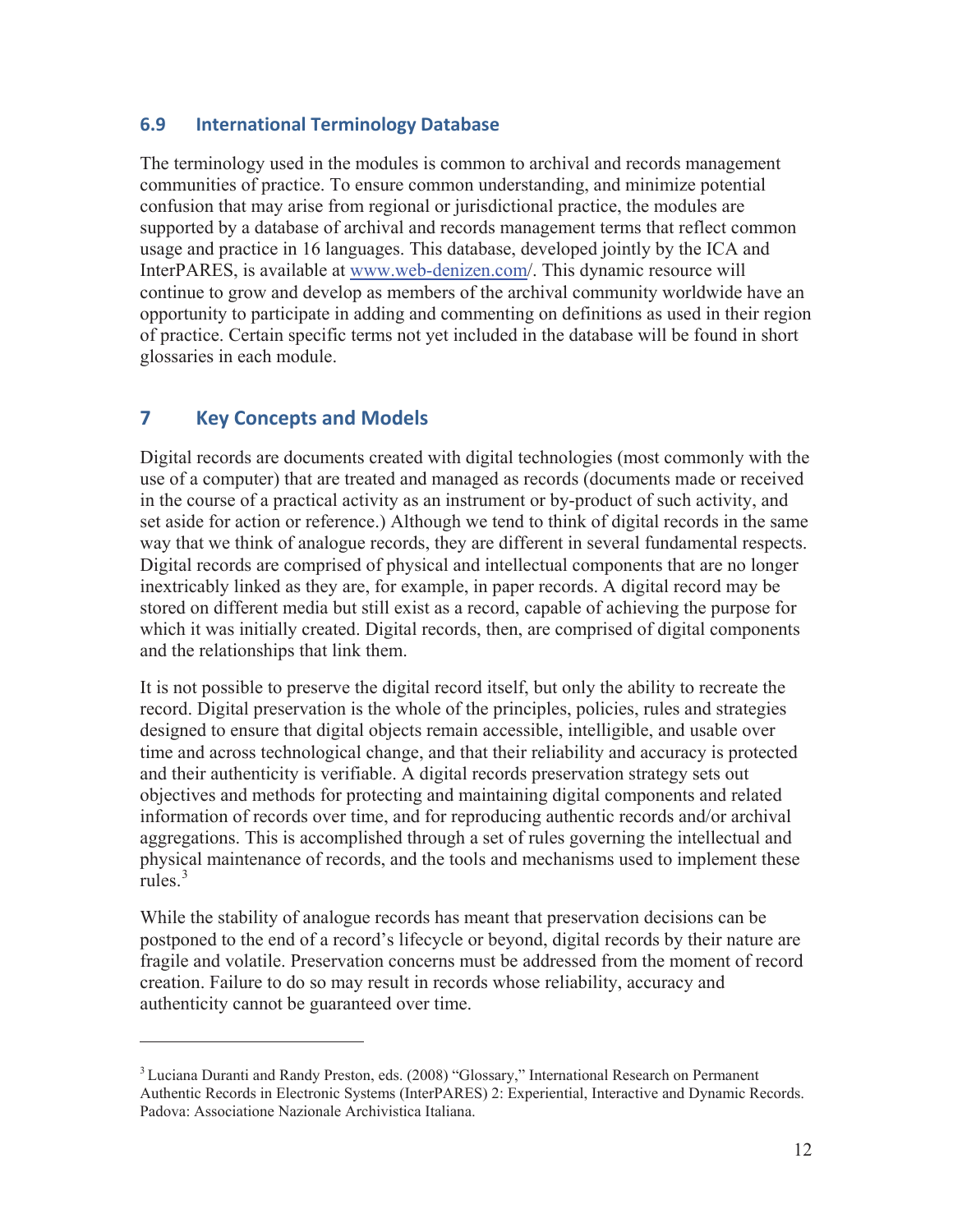## 6.9 International Terminology Database

The terminology used in the modules is common to archival and records management communities of practice. To ensure common understanding, and minimize potential confusion that may arise from regional or jurisdictional practice, the modules are supported by a database of archival and records management terms that reflect common usage and practice in 16 languages. This database, developed jointly by the ICA and InterPARES, is available at www.web-denizen.com/. This dynamic resource will continue to grow and develop as members of the archival community worldwide have an opportunity to participate in adding and commenting on definitions as used in their region of practice. Certain specific terms not yet included in the database will be found in short glossaries in each module.

# 7 Key Concepts and Models

Digital records are documents created with digital technologies (most commonly with the use of a computer) that are treated and managed as records (documents made or received in the course of a practical activity as an instrument or by-product of such activity, and set aside for action or reference.) Although we tend to think of digital records in the same way that we think of analogue records, they are different in several fundamental respects. Digital records are comprised of physical and intellectual components that are no longer inextricably linked as they are, for example, in paper records. A digital record may be stored on different media but still exist as a record, capable of achieving the purpose for which it was initially created. Digital records, then, are comprised of digital components and the relationships that link them.

It is not possible to preserve the digital record itself, but only the ability to recreate the record. Digital preservation is the whole of the principles, policies, rules and strategies designed to ensure that digital objects remain accessible, intelligible, and usable over time and across technological change, and that their reliability and accuracy is protected and their authenticity is verifiable. A digital records preservation strategy sets out objectives and methods for protecting and maintaining digital components and related information of records over time, and for reproducing authentic records and/or archival aggregations. This is accomplished through a set of rules governing the intellectual and physical maintenance of records, and the tools and mechanisms used to implement these rules.[3]

While the stability of analogue records has meant that preservation decisions can be postponed to the end of a record's lifecycle or beyond, digital records by their nature are fragile and volatile. Preservation concerns must be addressed from the moment of record creation. Failure to do so may result in records whose reliability, accuracy and authenticity cannot be guaranteed over time.

---

[3] Luciana Duranti and Randy Preston, eds. (2008) "Glossary," International Research on Permanent Authentic Records in Electronic Systems (InterPARES) 2: Experiential, Interactive and Dynamic Records. Padova: Associatione Nazionale Archivistica Italiana.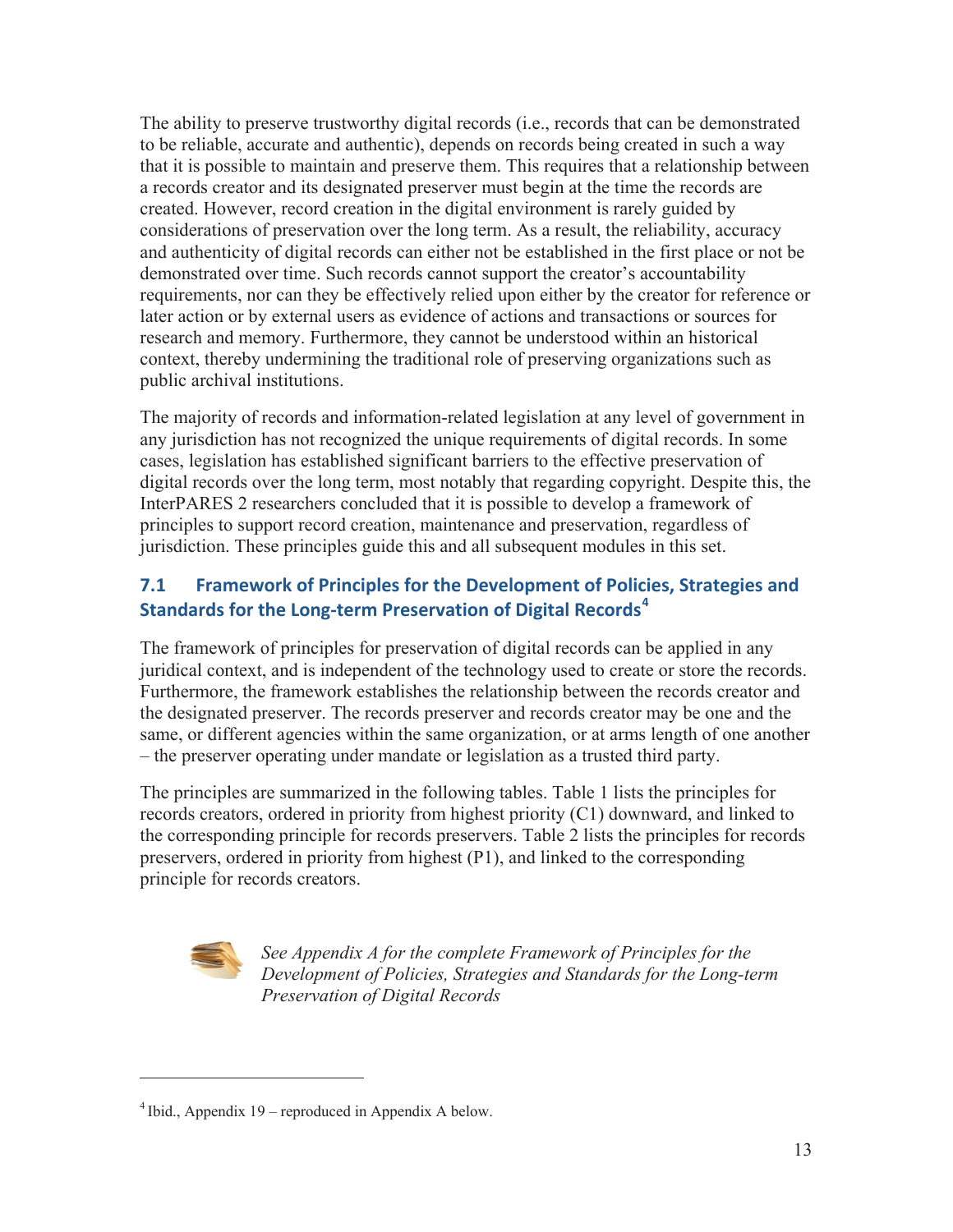The ability to preserve trustworthy digital records (i.e., records that can be demonstrated to be reliable, accurate and authentic), depends on records being created in such a way that it is possible to maintain and preserve them. This requires that a relationship between a records creator and its designated preserver must begin at the time the records are created. However, record creation in the digital environment is rarely guided by considerations of preservation over the long term. As a result, the reliability, accuracy and authenticity of digital records can either not be established in the first place or not be demonstrated over time. Such records cannot support the creator's accountability requirements, nor can they be effectively relied upon either by the creator for reference or later action or by external users as evidence of actions and transactions or sources for research and memory. Furthermore, they cannot be understood within an historical context, thereby undermining the traditional role of preserving organizations such as public archival institutions.

The majority of records and information-related legislation at any level of government in any jurisdiction has not recognized the unique requirements of digital records. In some cases, legislation has established significant barriers to the effective preservation of digital records over the long term, most notably that regarding copyright. Despite this, the InterPARES 2 researchers concluded that it is possible to develop a framework of principles to support record creation, maintenance and preservation, regardless of jurisdiction. These principles guide this and all subsequent modules in this set.

## 7.1 Framework of Principles for the Development of Policies, Strategies and Standards for the Long-term Preservation of Digital Records[4]

The framework of principles for preservation of digital records can be applied in any juridical context, and is independent of the technology used to create or store the records. Furthermore, the framework establishes the relationship between the records creator and the designated preserver. The records preserver and records creator may be one and the same, or different agencies within the same organization, or at arms length of one another – the preserver operating under mandate or legislation as a trusted third party.

The principles are summarized in the following tables. Table 1 lists the principles for records creators, ordered in priority from highest priority (C1) downward, and linked to the corresponding principle for records preservers. Table 2 lists the principles for records preservers, ordered in priority from highest (P1), and linked to the corresponding principle for records creators.

*See Appendix A for the complete Framework of Principles for the Development of Policies, Strategies and Standards for the Long-term Preservation of Digital Records*

[4] Ibid., Appendix 19 – reproduced in Appendix A below.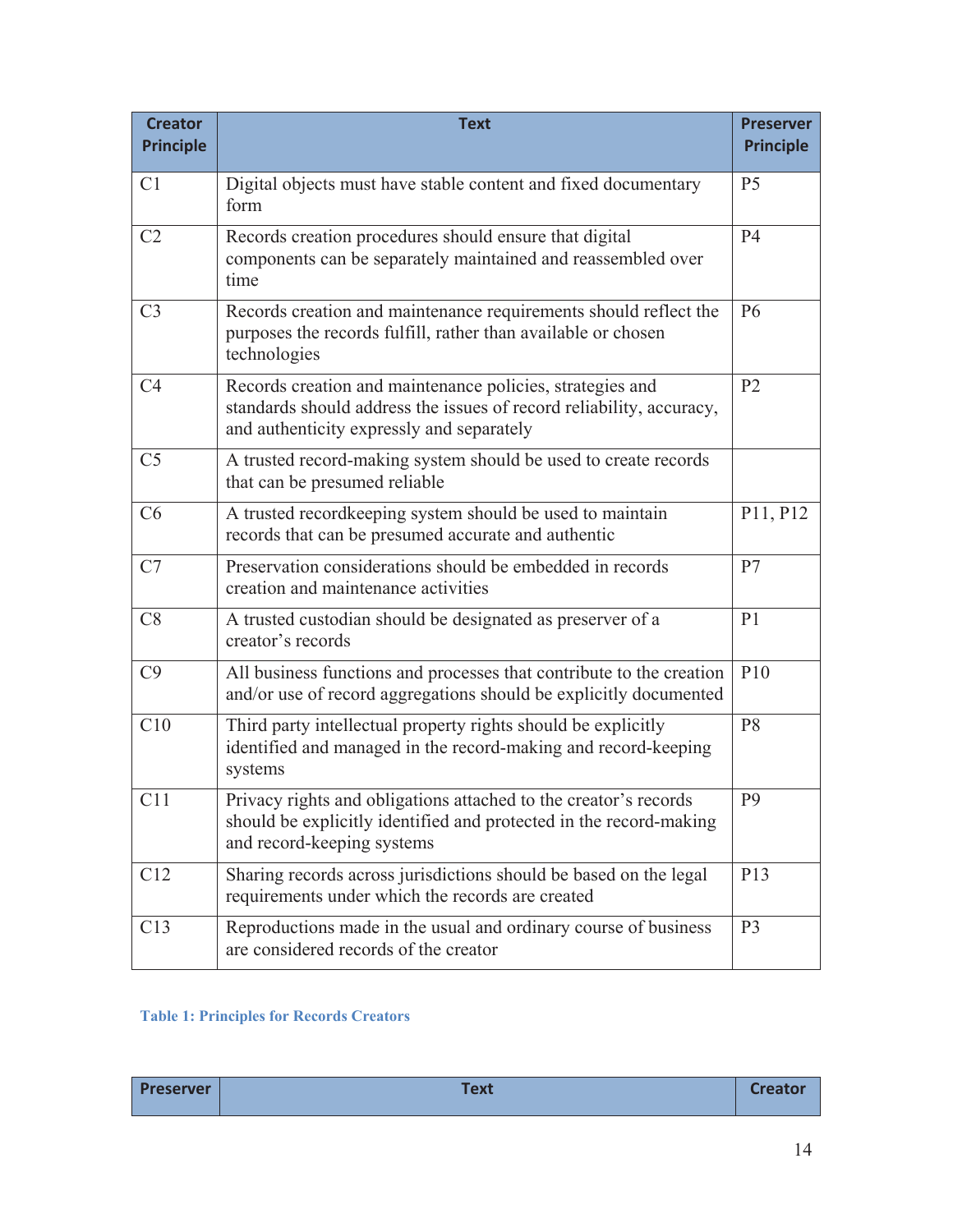| Creator Principle | Text | Preserver Principle |
|---|---|---|
| C1 | Digital objects must have stable content and fixed documentary form | P5 |
| C2 | Records creation procedures should ensure that digital components can be separately maintained and reassembled over time | P4 |
| C3 | Records creation and maintenance requirements should reflect the purposes the records fulfill, rather than available or chosen technologies | P6 |
| C4 | Records creation and maintenance policies, strategies and standards should address the issues of record reliability, accuracy, and authenticity expressly and separately | P2 |
| C5 | A trusted record-making system should be used to create records that can be presumed reliable | |
| C6 | A trusted recordkeeping system should be used to maintain records that can be presumed accurate and authentic | P11, P12 |
| C7 | Preservation considerations should be embedded in records creation and maintenance activities | P7 |
| C8 | A trusted custodian should be designated as preserver of a creator's records | P1 |
| C9 | All business functions and processes that contribute to the creation and/or use of record aggregations should be explicitly documented | P10 |
| C10 | Third party intellectual property rights should be explicitly identified and managed in the record-making and record-keeping systems | P8 |
| C11 | Privacy rights and obligations attached to the creator's records should be explicitly identified and protected in the record-making and record-keeping systems | P9 |
| C12 | Sharing records across jurisdictions should be based on the legal requirements under which the records are created | P13 |
| C13 | Reproductions made in the usual and ordinary course of business are considered records of the creator | P3 |

**Table 1: Principles for Records Creators**

| Preserver | Text | Creator |
|---|---|---|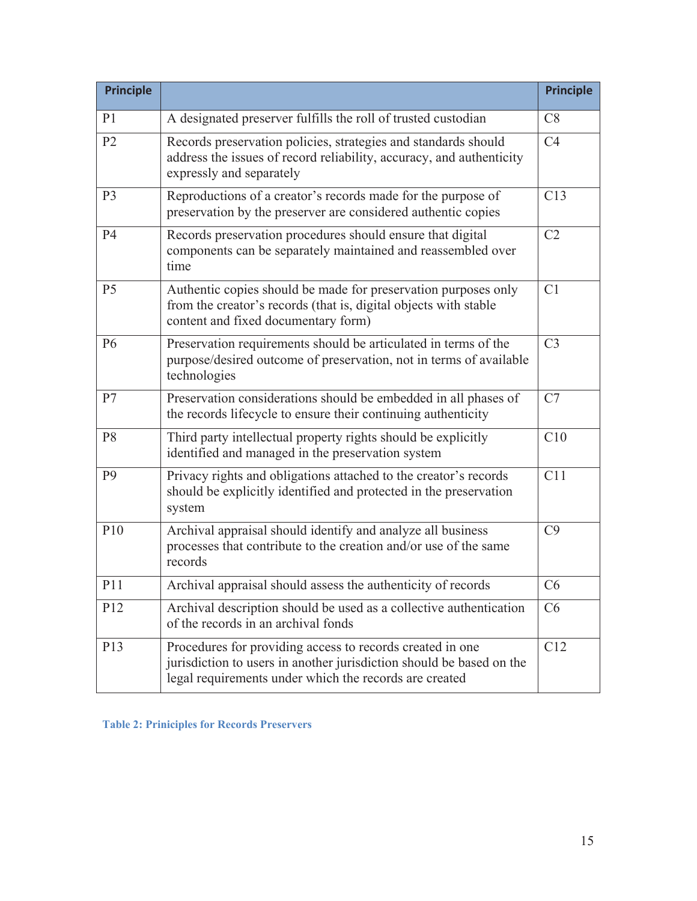| Principle | | Principle |
|---|---|---|
| P1 | A designated preserver fulfills the roll of trusted custodian | C8 |
| P2 | Records preservation policies, strategies and standards should address the issues of record reliability, accuracy, and authenticity expressly and separately | C4 |
| P3 | Reproductions of a creator's records made for the purpose of preservation by the preserver are considered authentic copies | C13 |
| P4 | Records preservation procedures should ensure that digital components can be separately maintained and reassembled over time | C2 |
| P5 | Authentic copies should be made for preservation purposes only from the creator's records (that is, digital objects with stable content and fixed documentary form) | C1 |
| P6 | Preservation requirements should be articulated in terms of the purpose/desired outcome of preservation, not in terms of available technologies | C3 |
| P7 | Preservation considerations should be embedded in all phases of the records lifecycle to ensure their continuing authenticity | C7 |
| P8 | Third party intellectual property rights should be explicitly identified and managed in the preservation system | C10 |
| P9 | Privacy rights and obligations attached to the creator's records should be explicitly identified and protected in the preservation system | C11 |
| P10 | Archival appraisal should identify and analyze all business processes that contribute to the creation and/or use of the same records | C9 |
| P11 | Archival appraisal should assess the authenticity of records | C6 |
| P12 | Archival description should be used as a collective authentication of the records in an archival fonds | C6 |
| P13 | Procedures for providing access to records created in one jurisdiction to users in another jurisdiction should be based on the legal requirements under which the records are created | C12 |

**Table 2: Priniciples for Records Preservers**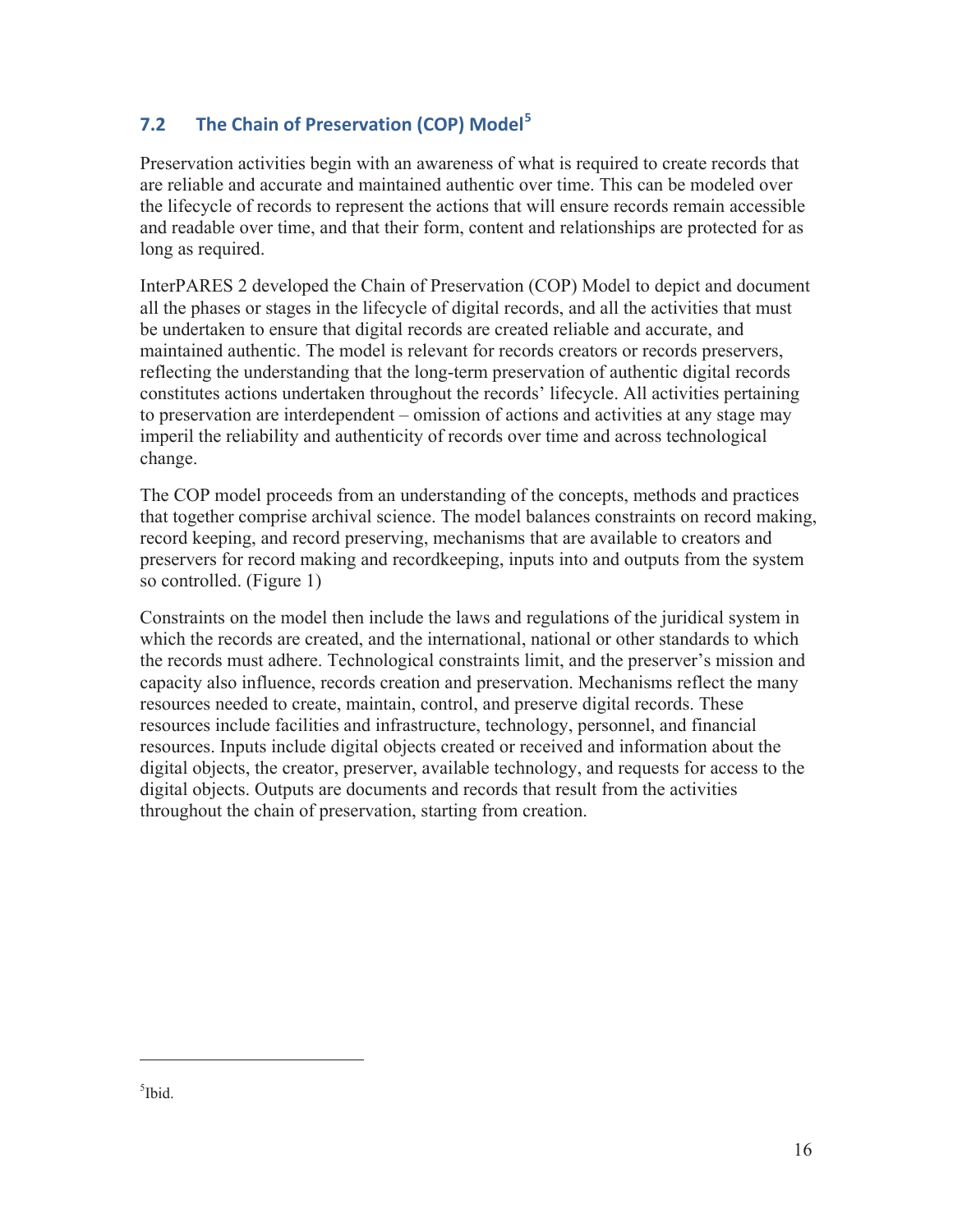## 7.2 The Chain of Preservation (COP) Model[5]

Preservation activities begin with an awareness of what is required to create records that are reliable and accurate and maintained authentic over time. This can be modeled over the lifecycle of records to represent the actions that will ensure records remain accessible and readable over time, and that their form, content and relationships are protected for as long as required.

InterPARES 2 developed the Chain of Preservation (COP) Model to depict and document all the phases or stages in the lifecycle of digital records, and all the activities that must be undertaken to ensure that digital records are created reliable and accurate, and maintained authentic. The model is relevant for records creators or records preservers, reflecting the understanding that the long-term preservation of authentic digital records constitutes actions undertaken throughout the records' lifecycle. All activities pertaining to preservation are interdependent – omission of actions and activities at any stage may imperil the reliability and authenticity of records over time and across technological change.

The COP model proceeds from an understanding of the concepts, methods and practices that together comprise archival science. The model balances constraints on record making, record keeping, and record preserving, mechanisms that are available to creators and preservers for record making and recordkeeping, inputs into and outputs from the system so controlled. (Figure 1)

Constraints on the model then include the laws and regulations of the juridical system in which the records are created, and the international, national or other standards to which the records must adhere. Technological constraints limit, and the preserver's mission and capacity also influence, records creation and preservation. Mechanisms reflect the many resources needed to create, maintain, control, and preserve digital records. These resources include facilities and infrastructure, technology, personnel, and financial resources. Inputs include digital objects created or received and information about the digital objects, the creator, preserver, available technology, and requests for access to the digital objects. Outputs are documents and records that result from the activities throughout the chain of preservation, starting from creation.

---

[5] Ibid.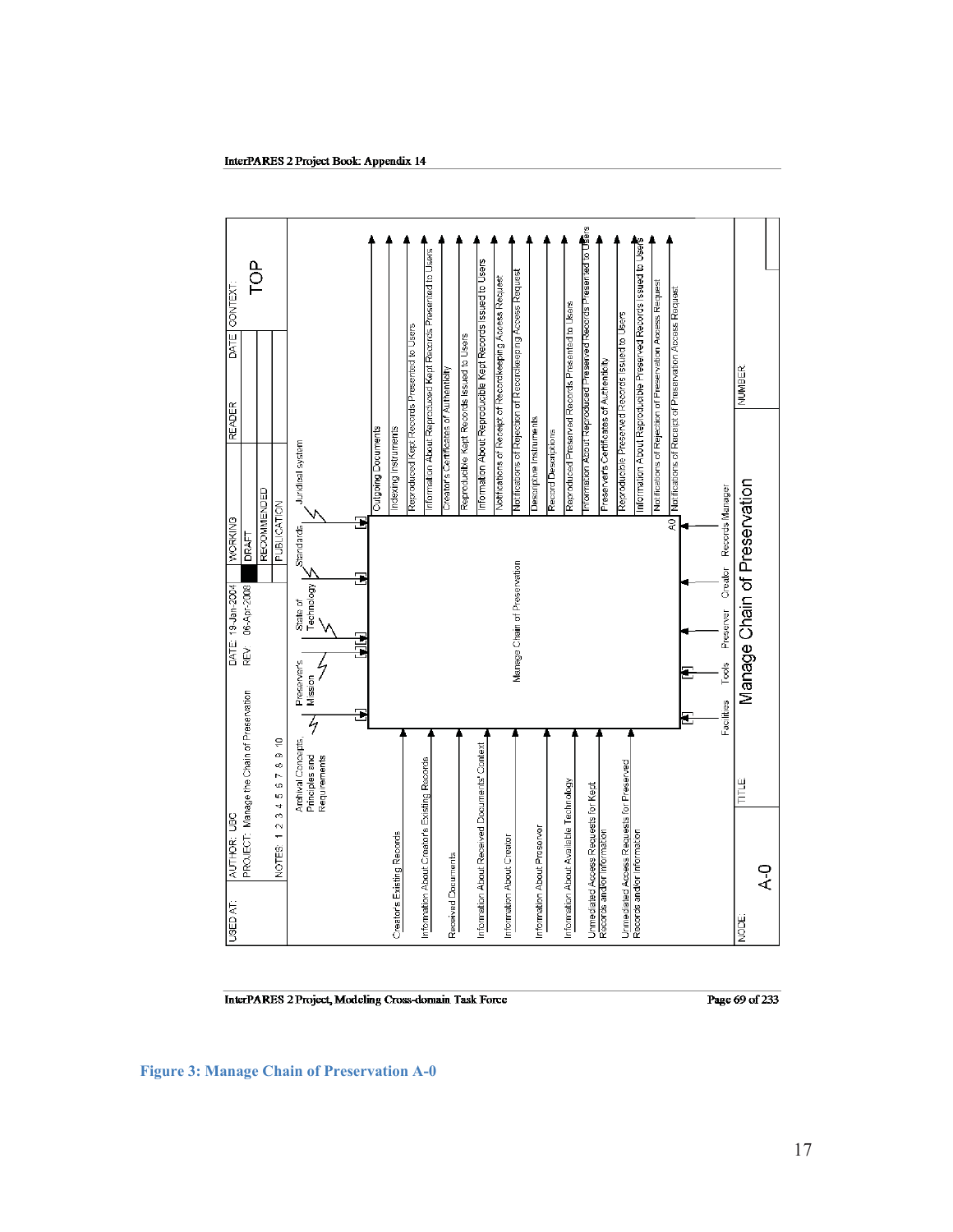InterPARES 2 Project Book: Appendix 14

| USED AT: | AUTHOR: UBC | DATE: 19-Jan-2004 | WORKING | READER | DATE | CONTEXT: |
|---|---|---|---|---|---|---|
| | PROJECT: Manage the Chain of Preservation | REV: 06-Apr-2008 | DRAFT | | | TOP |
| | NOTES: 1 2 3 4 5 6 7 8 9 10 | | RECOMMENDED | | | |
| | | | PUBLICATION | | | |

**Controls:**
- Archival Concepts, Principles and Requirements
- Preserver's Mission
- State of Technology
- Standards
- Juridical system

**Inputs:**
- Creator's Existing Records
- Information About Creator's Existing Records
- Received Documents
- Information About Received Documents' Context
- Information About Creator
- Information About Preserver
- Information About Available Technology
- Unmediated Access Requests for Kept Records and/or Information
- Unmediated Access Requests for Preserved Records and/or Information

**Activity:** Manage Chain of Preservation (A0)

**Outputs:**
- Outgoing Documents
- Indexing Instruments
- Reproduced Kept Records Presented to Users
- Information About Reproduced Kept Records Presented to Users
- Creator's Certificates of Authenticity
- Reproducible Kept Records Issued to Users
- Information About Reproducible Kept Records Issued to Users
- Notifications of Receipt of Recordkeeping Access Request
- Notifications of Rejection of Recordkeeping Access Request
- Descriptive Instruments
- Record Descriptions
- Reproduced Preserved Records Presented to Users
- Information About Reproduced Preserved Records Presented to Users
- Preserver's Certificates of Authenticity
- Reproducible Preserved Records Issued to Users
- Information About Reproducible Preserved Records Issued to Users
- Notifications of Rejection of Preservation Access Request
- Notifications of Receipt of Preservation Access Request

**Mechanisms:**
- Facilities
- Tools
- Preserver
- Creator
- Records Manager

| NODE: A-0 | TITLE: Manage Chain of Preservation | NUMBER: |
|---|---|---|

InterPARES 2 Project, Modeling Cross-domain Task Force — Page 69 of 233

**Figure 3: Manage Chain of Preservation A-0**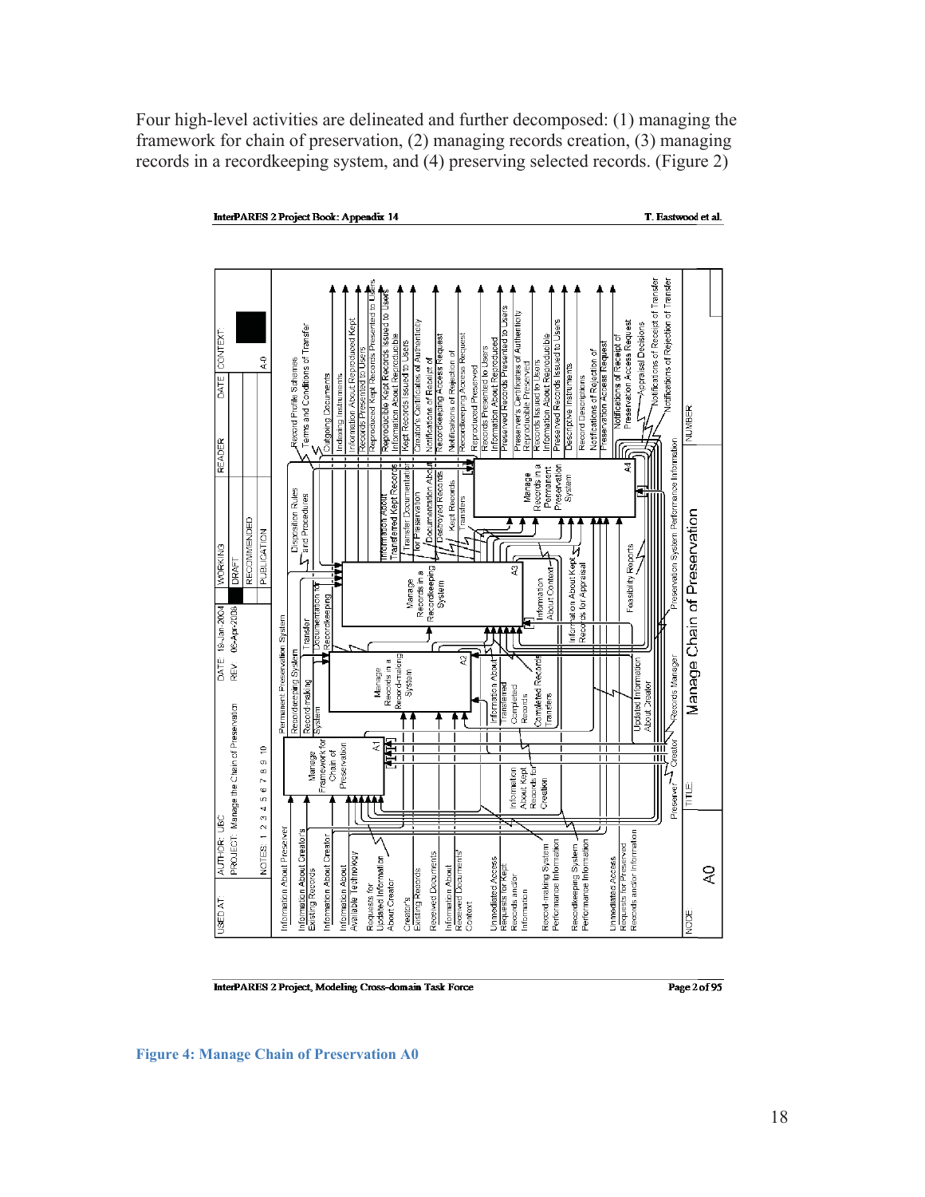Four high-level activities are delineated and further decomposed: (1) managing the framework for chain of preservation, (2) managing records creation, (3) managing records in a recordkeeping system, and (4) preserving selected records. (Figure 2)

**Figure 4: Manage Chain of Preservation A0**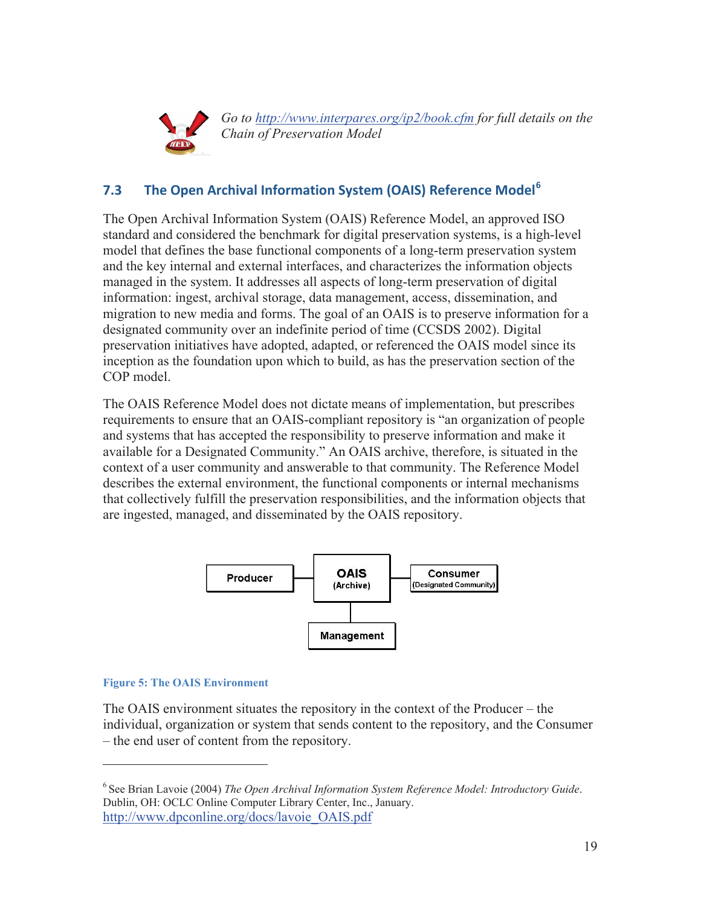*Go to [http://www.interpares.org/ip2/book.cfm](http://www.interpares.org/ip2/book.cfm) for full details on the Chain of Preservation Model*

## 7.3 The Open Archival Information System (OAIS) Reference Model[6]

The Open Archival Information System (OAIS) Reference Model, an approved ISO standard and considered the benchmark for digital preservation systems, is a high-level model that defines the base functional components of a long-term preservation system and the key internal and external interfaces, and characterizes the information objects managed in the system. It addresses all aspects of long-term preservation of digital information: ingest, archival storage, data management, access, dissemination, and migration to new media and forms. The goal of an OAIS is to preserve information for a designated community over an indefinite period of time (CCSDS 2002). Digital preservation initiatives have adopted, adapted, or referenced the OAIS model since its inception as the foundation upon which to build, as has the preservation section of the COP model.

The OAIS Reference Model does not dictate means of implementation, but prescribes requirements to ensure that an OAIS-compliant repository is "an organization of people and systems that has accepted the responsibility to preserve information and make it available for a Designated Community." An OAIS archive, therefore, is situated in the context of a user community and answerable to that community. The Reference Model describes the external environment, the functional components or internal mechanisms that collectively fulfill the preservation responsibilities, and the information objects that are ingested, managed, and disseminated by the OAIS repository.

Producer — OAIS (Archive) — Consumer (Designated Community)

Management

**Figure 5: The OAIS Environment**

The OAIS environment situates the repository in the context of the Producer – the individual, organization or system that sends content to the repository, and the Consumer – the end user of content from the repository.

---

[6] See Brian Lavoie (2004) *The Open Archival Information System Reference Model: Introductory Guide*. Dublin, OH: OCLC Online Computer Library Center, Inc., January. [http://www.dpconline.org/docs/lavoie_OAIS.pdf](http://www.dpconline.org/docs/lavoie_OAIS.pdf)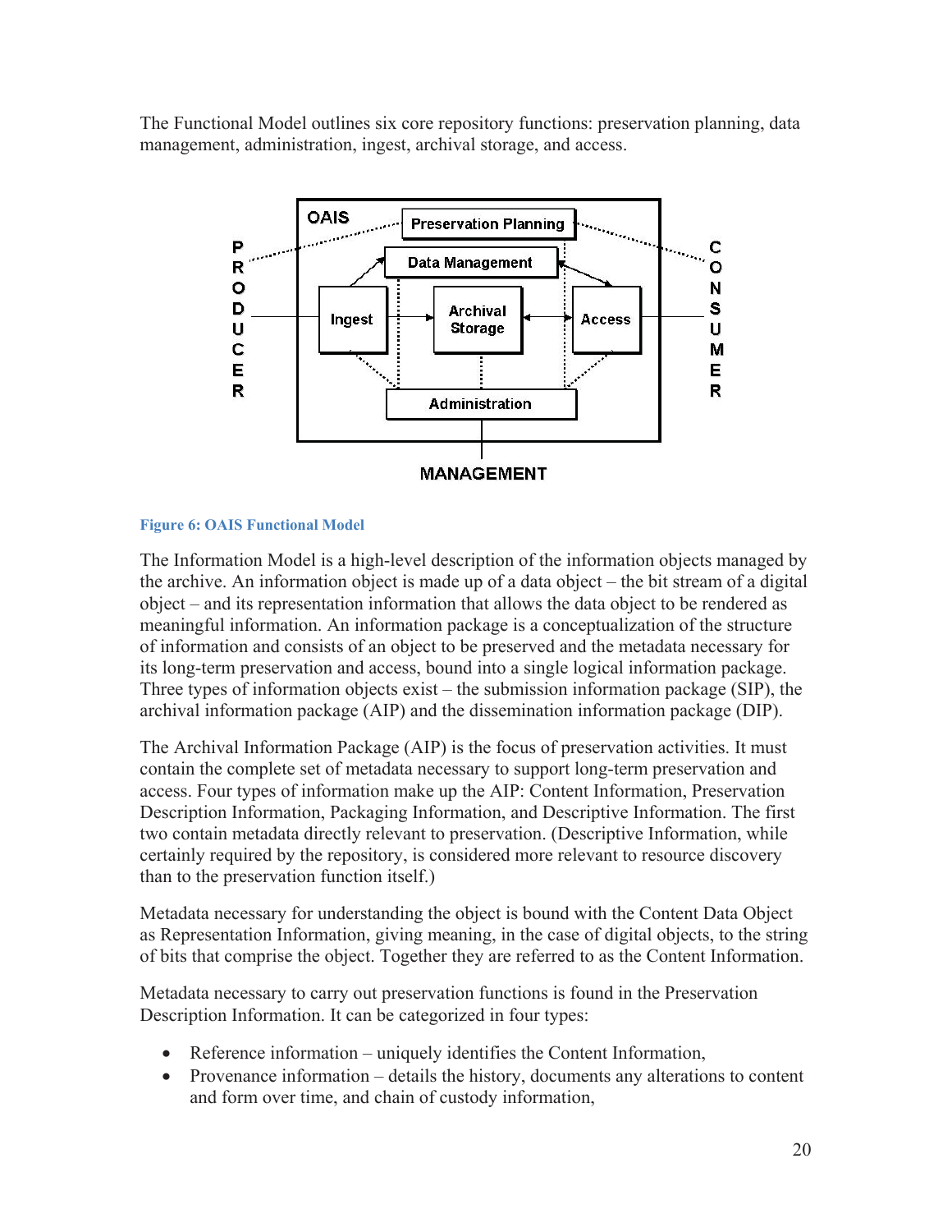The Functional Model outlines six core repository functions: preservation planning, data management, administration, ingest, archival storage, and access.

Figure 6: OAIS Functional Model

The Information Model is a high-level description of the information objects managed by the archive. An information object is made up of a data object – the bit stream of a digital object – and its representation information that allows the data object to be rendered as meaningful information. An information package is a conceptualization of the structure of information and consists of an object to be preserved and the metadata necessary for its long-term preservation and access, bound into a single logical information package. Three types of information objects exist – the submission information package (SIP), the archival information package (AIP) and the dissemination information package (DIP).

The Archival Information Package (AIP) is the focus of preservation activities. It must contain the complete set of metadata necessary to support long-term preservation and access. Four types of information make up the AIP: Content Information, Preservation Description Information, Packaging Information, and Descriptive Information. The first two contain metadata directly relevant to preservation. (Descriptive Information, while certainly required by the repository, is considered more relevant to resource discovery than to the preservation function itself.)

Metadata necessary for understanding the object is bound with the Content Data Object as Representation Information, giving meaning, in the case of digital objects, to the string of bits that comprise the object. Together they are referred to as the Content Information.

Metadata necessary to carry out preservation functions is found in the Preservation Description Information. It can be categorized in four types:

- Reference information – uniquely identifies the Content Information,
- Provenance information – details the history, documents any alterations to content and form over time, and chain of custody information,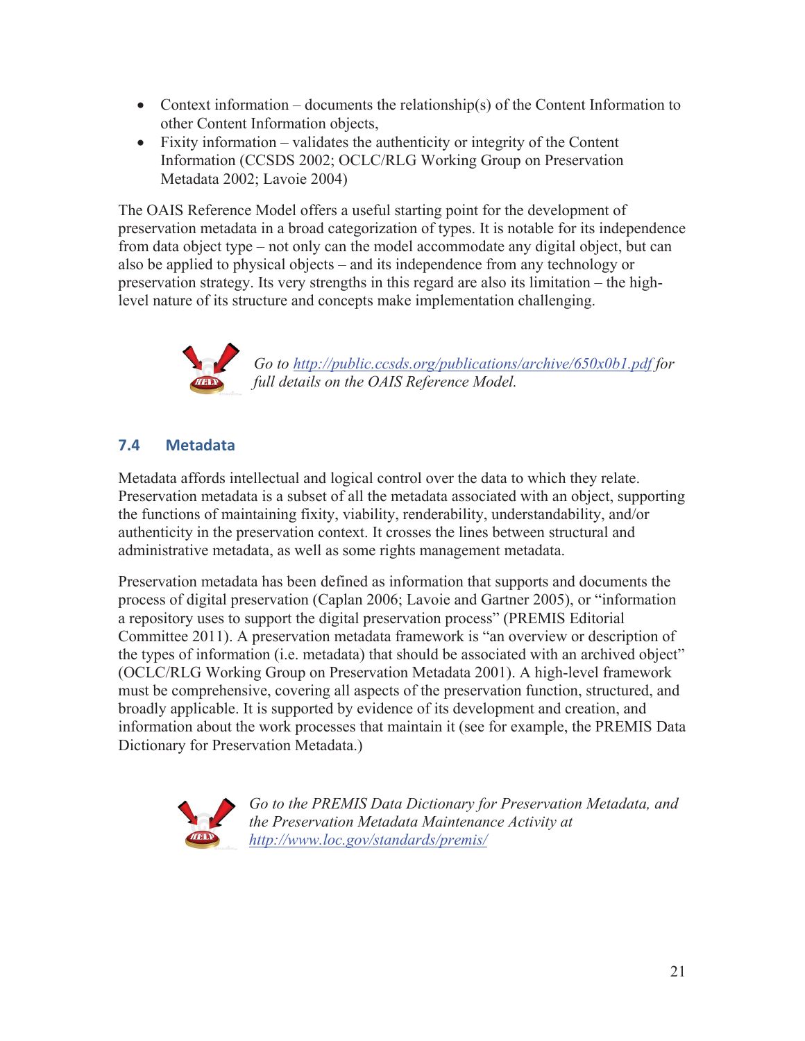- Context information – documents the relationship(s) of the Content Information to other Content Information objects,
- Fixity information – validates the authenticity or integrity of the Content Information (CCSDS 2002; OCLC/RLG Working Group on Preservation Metadata 2002; Lavoie 2004)

The OAIS Reference Model offers a useful starting point for the development of preservation metadata in a broad categorization of types. It is notable for its independence from data object type – not only can the model accommodate any digital object, but can also be applied to physical objects – and its independence from any technology or preservation strategy. Its very strengths in this regard are also its limitation – the high-level nature of its structure and concepts make implementation challenging.

*Go to http://public.ccsds.org/publications/archive/650x0b1.pdf for full details on the OAIS Reference Model.*

## 7.4 Metadata

Metadata affords intellectual and logical control over the data to which they relate. Preservation metadata is a subset of all the metadata associated with an object, supporting the functions of maintaining fixity, viability, renderability, understandability, and/or authenticity in the preservation context. It crosses the lines between structural and administrative metadata, as well as some rights management metadata.

Preservation metadata has been defined as information that supports and documents the process of digital preservation (Caplan 2006; Lavoie and Gartner 2005), or "information a repository uses to support the digital preservation process" (PREMIS Editorial Committee 2011). A preservation metadata framework is "an overview or description of the types of information (i.e. metadata) that should be associated with an archived object" (OCLC/RLG Working Group on Preservation Metadata 2001). A high-level framework must be comprehensive, covering all aspects of the preservation function, structured, and broadly applicable. It is supported by evidence of its development and creation, and information about the work processes that maintain it (see for example, the PREMIS Data Dictionary for Preservation Metadata.)

*Go to the PREMIS Data Dictionary for Preservation Metadata, and the Preservation Metadata Maintenance Activity at http://www.loc.gov/standards/premis/*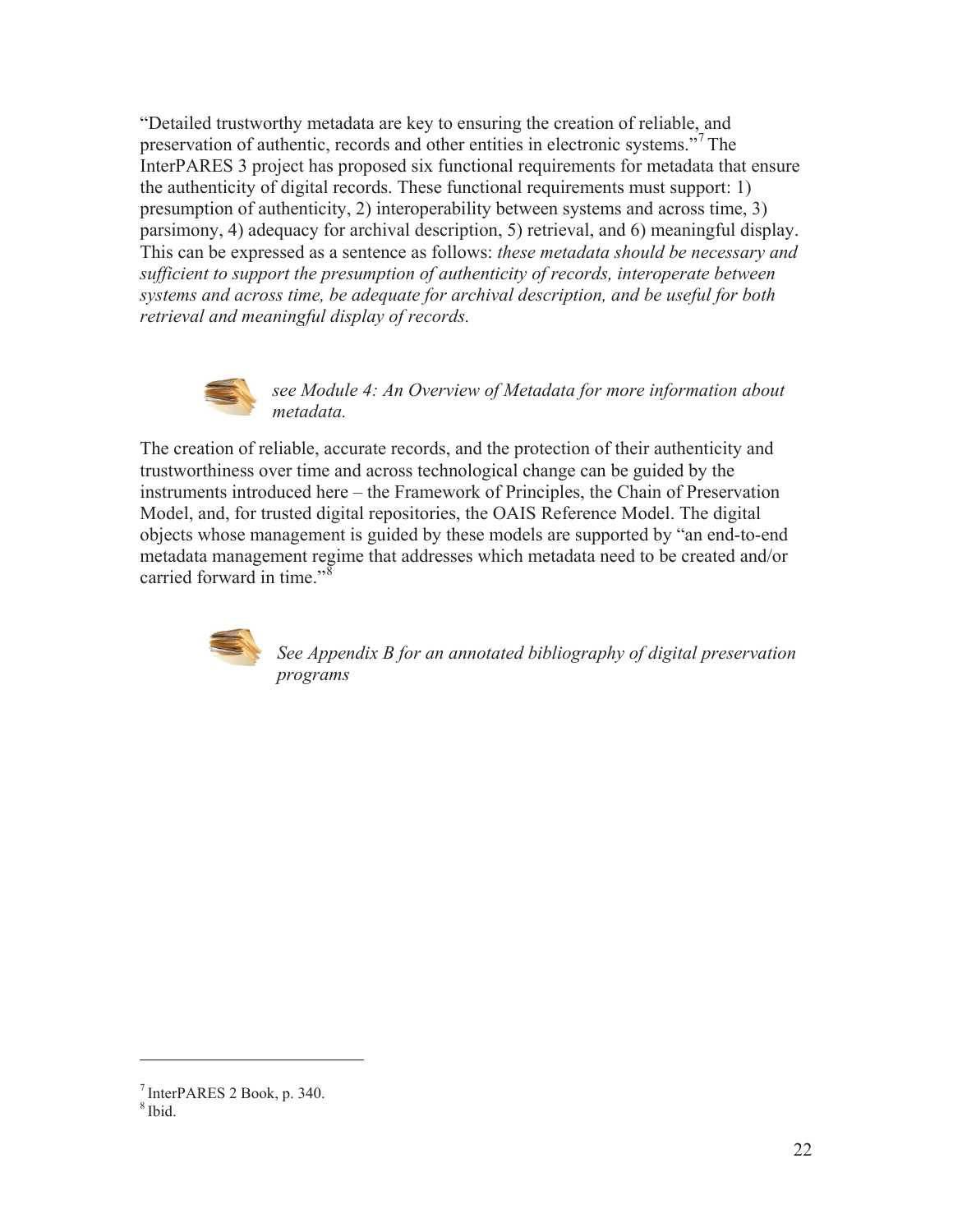"Detailed trustworthy metadata are key to ensuring the creation of reliable, and preservation of authentic, records and other entities in electronic systems."[7] The InterPARES 3 project has proposed six functional requirements for metadata that ensure the authenticity of digital records. These functional requirements must support: 1) presumption of authenticity, 2) interoperability between systems and across time, 3) parsimony, 4) adequacy for archival description, 5) retrieval, and 6) meaningful display. This can be expressed as a sentence as follows: *these metadata should be necessary and sufficient to support the presumption of authenticity of records, interoperate between systems and across time, be adequate for archival description, and be useful for both retrieval and meaningful display of records.*

*see Module 4: An Overview of Metadata for more information about metadata.*

The creation of reliable, accurate records, and the protection of their authenticity and trustworthiness over time and across technological change can be guided by the instruments introduced here – the Framework of Principles, the Chain of Preservation Model, and, for trusted digital repositories, the OAIS Reference Model. The digital objects whose management is guided by these models are supported by "an end-to-end metadata management regime that addresses which metadata need to be created and/or carried forward in time."[8]

*See Appendix B for an annotated bibliography of digital preservation programs*

---

[7] InterPARES 2 Book, p. 340.
[8] Ibid.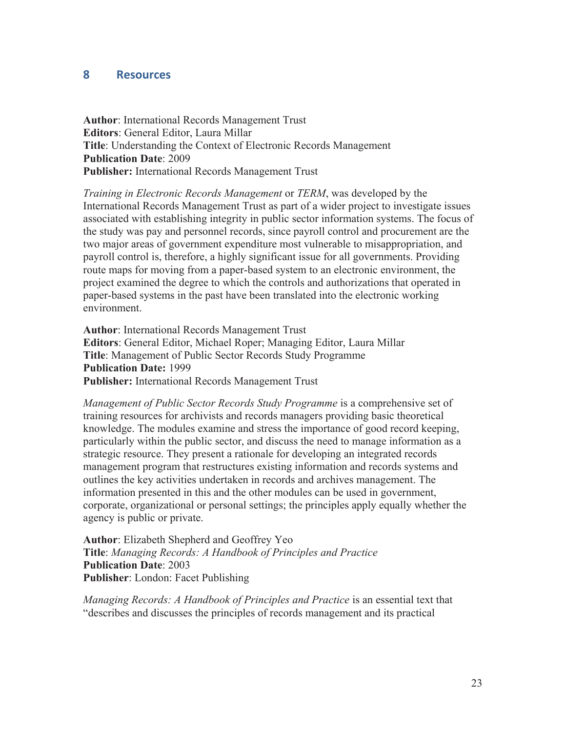## 8 Resources

**Author**: International Records Management Trust
**Editors**: General Editor, Laura Millar
**Title**: Understanding the Context of Electronic Records Management
**Publication Date**: 2009
**Publisher:** International Records Management Trust

*Training in Electronic Records Management* or *TERM*, was developed by the International Records Management Trust as part of a wider project to investigate issues associated with establishing integrity in public sector information systems. The focus of the study was pay and personnel records, since payroll control and procurement are the two major areas of government expenditure most vulnerable to misappropriation, and payroll control is, therefore, a highly significant issue for all governments. Providing route maps for moving from a paper-based system to an electronic environment, the project examined the degree to which the controls and authorizations that operated in paper-based systems in the past have been translated into the electronic working environment.

**Author**: International Records Management Trust
**Editors**: General Editor, Michael Roper; Managing Editor, Laura Millar
**Title**: Management of Public Sector Records Study Programme
**Publication Date:** 1999
**Publisher:** International Records Management Trust

*Management of Public Sector Records Study Programme* is a comprehensive set of training resources for archivists and records managers providing basic theoretical knowledge. The modules examine and stress the importance of good record keeping, particularly within the public sector, and discuss the need to manage information as a strategic resource. They present a rationale for developing an integrated records management program that restructures existing information and records systems and outlines the key activities undertaken in records and archives management. The information presented in this and the other modules can be used in government, corporate, organizational or personal settings; the principles apply equally whether the agency is public or private.

**Author**: Elizabeth Shepherd and Geoffrey Yeo
**Title**: *Managing Records: A Handbook of Principles and Practice*
**Publication Date**: 2003
**Publisher**: London: Facet Publishing

*Managing Records: A Handbook of Principles and Practice* is an essential text that "describes and discusses the principles of records management and its practical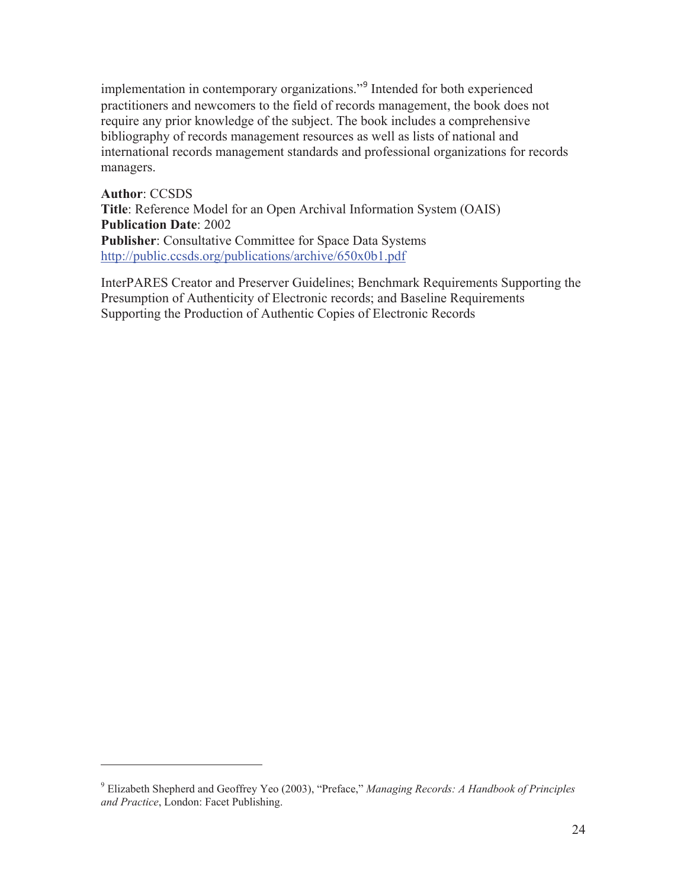implementation in contemporary organizations."[9] Intended for both experienced practitioners and newcomers to the field of records management, the book does not require any prior knowledge of the subject. The book includes a comprehensive bibliography of records management resources as well as lists of national and international records management standards and professional organizations for records managers.

**Author**: CCSDS
**Title**: Reference Model for an Open Archival Information System (OAIS)
**Publication Date**: 2002
**Publisher**: Consultative Committee for Space Data Systems
http://public.ccsds.org/publications/archive/650x0b1.pdf

InterPARES Creator and Preserver Guidelines; Benchmark Requirements Supporting the Presumption of Authenticity of Electronic records; and Baseline Requirements Supporting the Production of Authentic Copies of Electronic Records

---

[9] Elizabeth Shepherd and Geoffrey Yeo (2003), "Preface," *Managing Records: A Handbook of Principles and Practice*, London: Facet Publishing.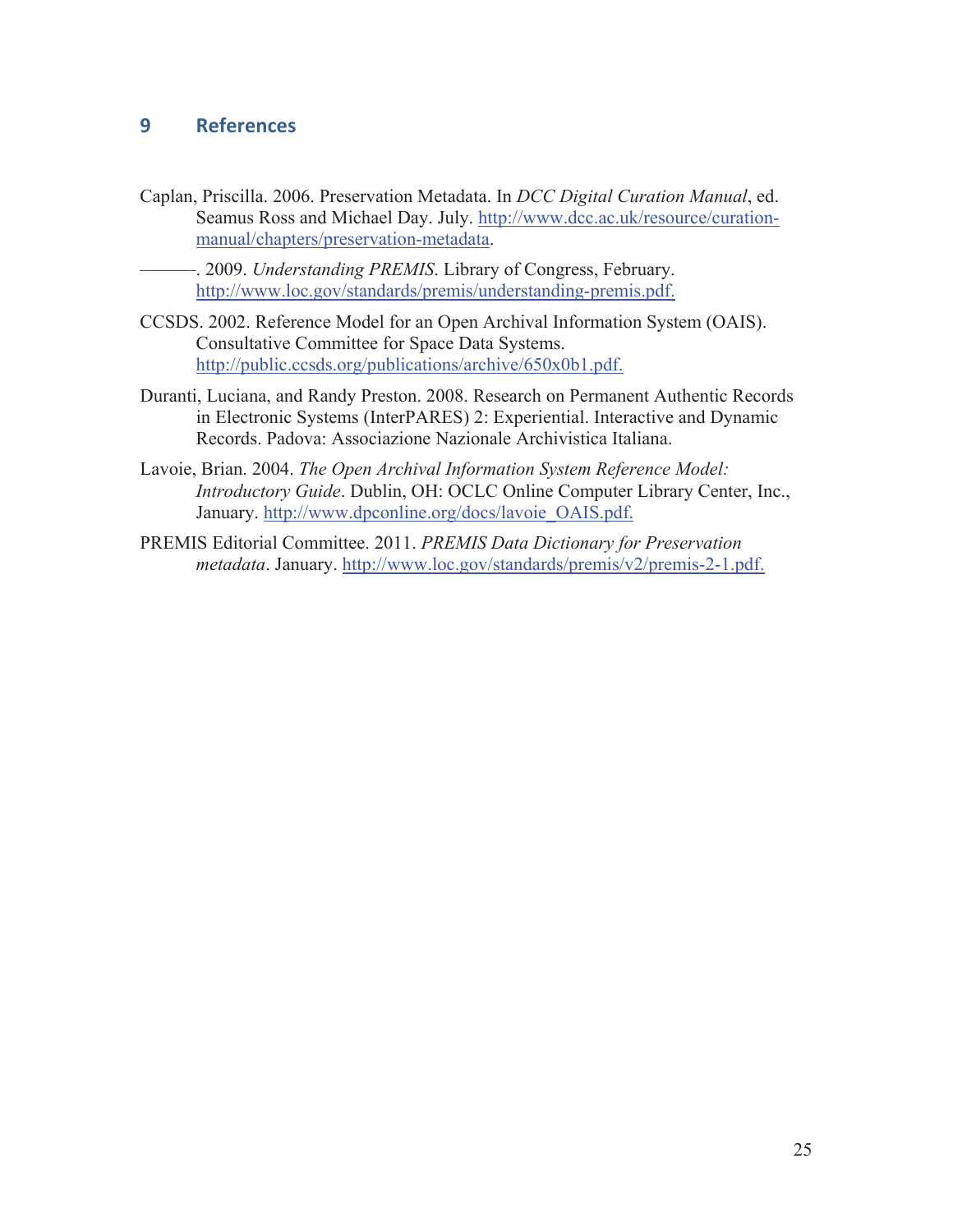# 9 References

Caplan, Priscilla. 2006. Preservation Metadata. In *DCC Digital Curation Manual*, ed. Seamus Ross and Michael Day. July. http://www.dcc.ac.uk/resource/curation-manual/chapters/preservation-metadata.

———. 2009. *Understanding PREMIS*. Library of Congress, February. http://www.loc.gov/standards/premis/understanding-premis.pdf.

CCSDS. 2002. Reference Model for an Open Archival Information System (OAIS). Consultative Committee for Space Data Systems. http://public.ccsds.org/publications/archive/650x0b1.pdf.

Duranti, Luciana, and Randy Preston. 2008. Research on Permanent Authentic Records in Electronic Systems (InterPARES) 2: Experiential. Interactive and Dynamic Records. Padova: Associazione Nazionale Archivistica Italiana.

Lavoie, Brian. 2004. *The Open Archival Information System Reference Model: Introductory Guide*. Dublin, OH: OCLC Online Computer Library Center, Inc., January. http://www.dpconline.org/docs/lavoie_OAIS.pdf.

PREMIS Editorial Committee. 2011. *PREMIS Data Dictionary for Preservation metadata*. January. http://www.loc.gov/standards/premis/v2/premis-2-1.pdf.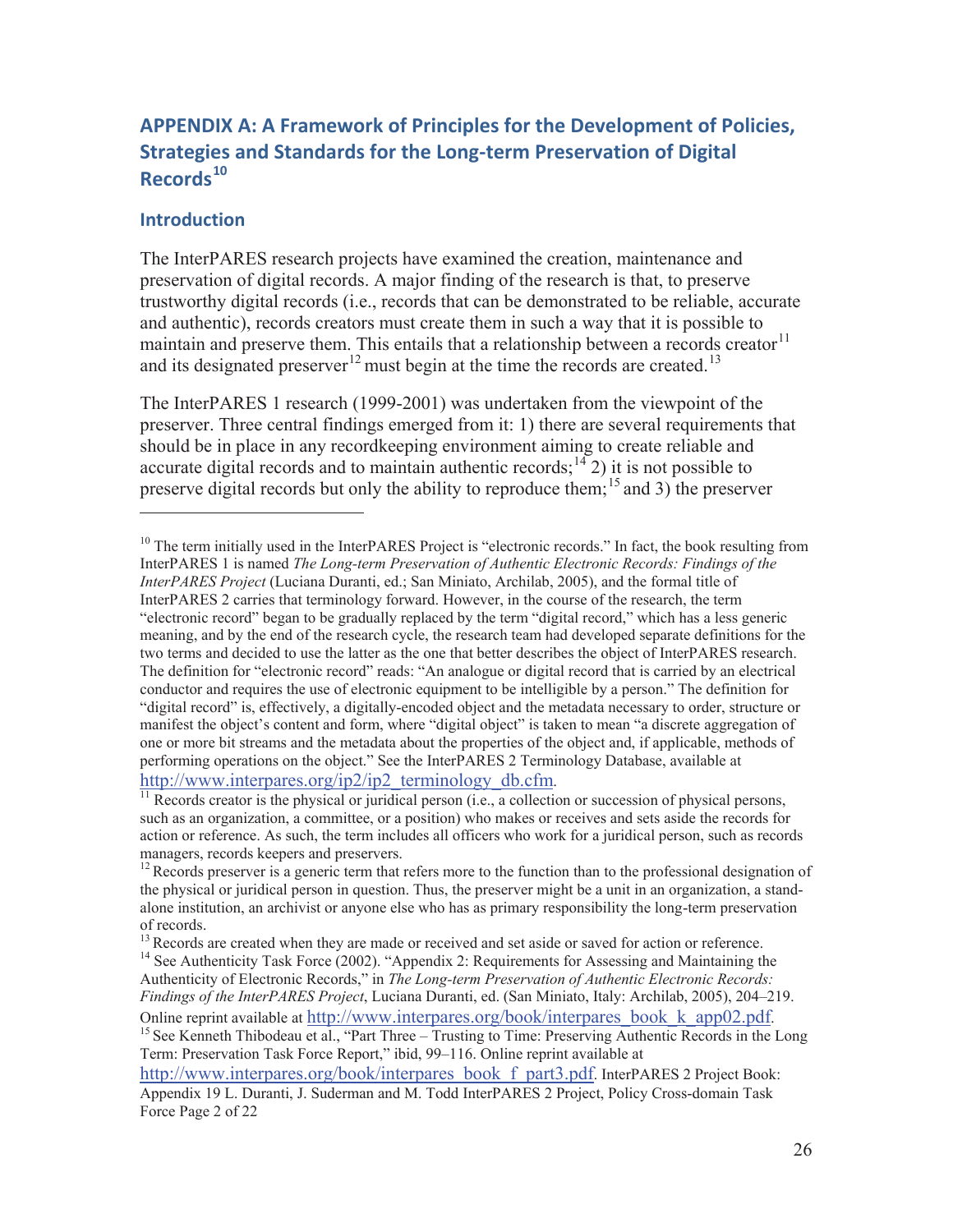## APPENDIX A: A Framework of Principles for the Development of Policies, Strategies and Standards for the Long-term Preservation of Digital Records[10]

### Introduction

The InterPARES research projects have examined the creation, maintenance and preservation of digital records. A major finding of the research is that, to preserve trustworthy digital records (i.e., records that can be demonstrated to be reliable, accurate and authentic), records creators must create them in such a way that it is possible to maintain and preserve them. This entails that a relationship between a records creator[11] and its designated preserver[12] must begin at the time the records are created.[13]

The InterPARES 1 research (1999-2001) was undertaken from the viewpoint of the preserver. Three central findings emerged from it: 1) there are several requirements that should be in place in any recordkeeping environment aiming to create reliable and accurate digital records and to maintain authentic records;[14] 2) it is not possible to preserve digital records but only the ability to reproduce them;[15] and 3) the preserver

---

[10] The term initially used in the InterPARES Project is "electronic records." In fact, the book resulting from InterPARES 1 is named *The Long-term Preservation of Authentic Electronic Records: Findings of the InterPARES Project* (Luciana Duranti, ed.; San Miniato, Archilab, 2005), and the formal title of InterPARES 2 carries that terminology forward. However, in the course of the research, the term "electronic record" began to be gradually replaced by the term "digital record," which has a less generic meaning, and by the end of the research cycle, the research team had developed separate definitions for the two terms and decided to use the latter as the one that better describes the object of InterPARES research. The definition for "electronic record" reads: "An analogue or digital record that is carried by an electrical conductor and requires the use of electronic equipment to be intelligible by a person." The definition for "digital record" is, effectively, a digitally-encoded object and the metadata necessary to order, structure or manifest the object's content and form, where "digital object" is taken to mean "a discrete aggregation of one or more bit streams and the metadata about the properties of the object and, if applicable, methods of performing operations on the object." See the InterPARES 2 Terminology Database, available at http://www.interpares.org/ip2/ip2_terminology_db.cfm.

[11] Records creator is the physical or juridical person (i.e., a collection or succession of physical persons, such as an organization, a committee, or a position) who makes or receives and sets aside the records for action or reference. As such, the term includes all officers who work for a juridical person, such as records managers, records keepers and preservers.

[12] Records preserver is a generic term that refers more to the function than to the professional designation of the physical or juridical person in question. Thus, the preserver might be a unit in an organization, a stand-alone institution, an archivist or anyone else who has as primary responsibility the long-term preservation of records.

[13] Records are created when they are made or received and set aside or saved for action or reference.

[14] See Authenticity Task Force (2002). "Appendix 2: Requirements for Assessing and Maintaining the Authenticity of Electronic Records," in *The Long-term Preservation of Authentic Electronic Records: Findings of the InterPARES Project*, Luciana Duranti, ed. (San Miniato, Italy: Archilab, 2005), 204–219. Online reprint available at http://www.interpares.org/book/interpares_book_k_app02.pdf.

[15] See Kenneth Thibodeau et al., "Part Three – Trusting to Time: Preserving Authentic Records in the Long Term: Preservation Task Force Report," ibid, 99–116. Online reprint available at http://www.interpares.org/book/interpares_book_f_part3.pdf. InterPARES 2 Project Book: Appendix 19 L. Duranti, J. Suderman and M. Todd InterPARES 2 Project, Policy Cross-domain Task Force Page 2 of 22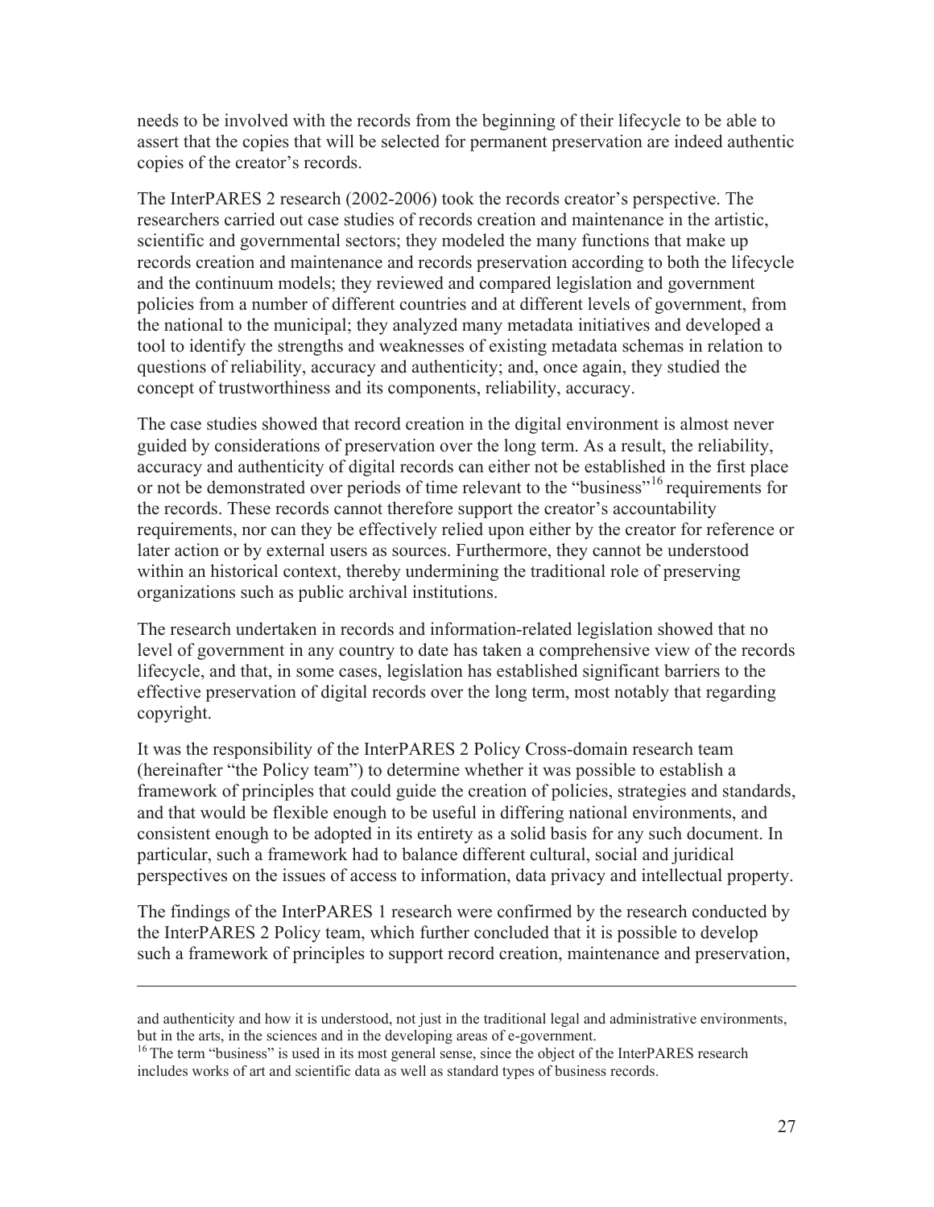needs to be involved with the records from the beginning of their lifecycle to be able to assert that the copies that will be selected for permanent preservation are indeed authentic copies of the creator's records.

The InterPARES 2 research (2002-2006) took the records creator's perspective. The researchers carried out case studies of records creation and maintenance in the artistic, scientific and governmental sectors; they modeled the many functions that make up records creation and maintenance and records preservation according to both the lifecycle and the continuum models; they reviewed and compared legislation and government policies from a number of different countries and at different levels of government, from the national to the municipal; they analyzed many metadata initiatives and developed a tool to identify the strengths and weaknesses of existing metadata schemas in relation to questions of reliability, accuracy and authenticity; and, once again, they studied the concept of trustworthiness and its components, reliability, accuracy.

The case studies showed that record creation in the digital environment is almost never guided by considerations of preservation over the long term. As a result, the reliability, accuracy and authenticity of digital records can either not be established in the first place or not be demonstrated over periods of time relevant to the "business"[16] requirements for the records. These records cannot therefore support the creator's accountability requirements, nor can they be effectively relied upon either by the creator for reference or later action or by external users as sources. Furthermore, they cannot be understood within an historical context, thereby undermining the traditional role of preserving organizations such as public archival institutions.

The research undertaken in records and information-related legislation showed that no level of government in any country to date has taken a comprehensive view of the records lifecycle, and that, in some cases, legislation has established significant barriers to the effective preservation of digital records over the long term, most notably that regarding copyright.

It was the responsibility of the InterPARES 2 Policy Cross-domain research team (hereinafter "the Policy team") to determine whether it was possible to establish a framework of principles that could guide the creation of policies, strategies and standards, and that would be flexible enough to be useful in differing national environments, and consistent enough to be adopted in its entirety as a solid basis for any such document. In particular, such a framework had to balance different cultural, social and juridical perspectives on the issues of access to information, data privacy and intellectual property.

The findings of the InterPARES 1 research were confirmed by the research conducted by the InterPARES 2 Policy team, which further concluded that it is possible to develop such a framework of principles to support record creation, maintenance and preservation,

---

and authenticity and how it is understood, not just in the traditional legal and administrative environments, but in the arts, in the sciences and in the developing areas of e-government.

[16] The term "business" is used in its most general sense, since the object of the InterPARES research includes works of art and scientific data as well as standard types of business records.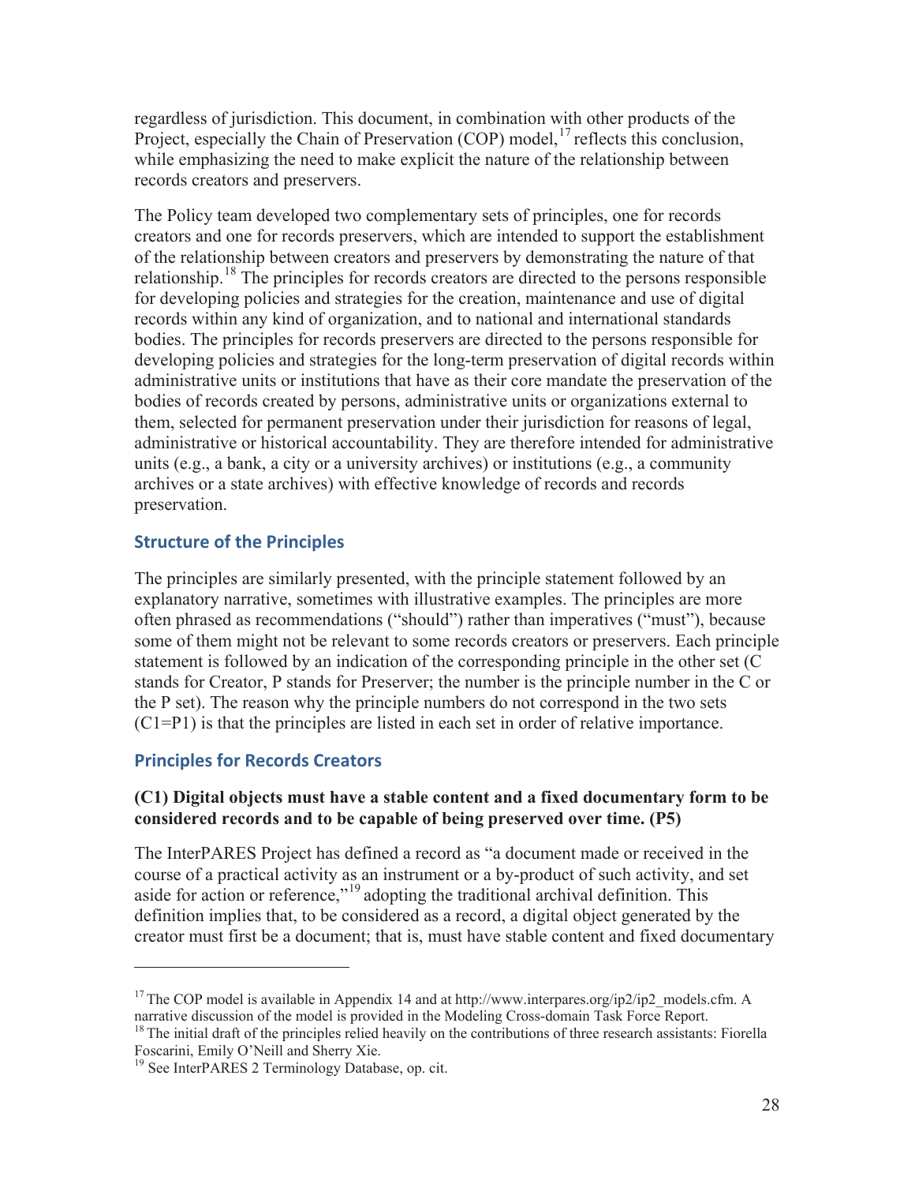regardless of jurisdiction. This document, in combination with other products of the Project, especially the Chain of Preservation (COP) model,[17] reflects this conclusion, while emphasizing the need to make explicit the nature of the relationship between records creators and preservers.

The Policy team developed two complementary sets of principles, one for records creators and one for records preservers, which are intended to support the establishment of the relationship between creators and preservers by demonstrating the nature of that relationship.[18] The principles for records creators are directed to the persons responsible for developing policies and strategies for the creation, maintenance and use of digital records within any kind of organization, and to national and international standards bodies. The principles for records preservers are directed to the persons responsible for developing policies and strategies for the long-term preservation of digital records within administrative units or institutions that have as their core mandate the preservation of the bodies of records created by persons, administrative units or organizations external to them, selected for permanent preservation under their jurisdiction for reasons of legal, administrative or historical accountability. They are therefore intended for administrative units (e.g., a bank, a city or a university archives) or institutions (e.g., a community archives or a state archives) with effective knowledge of records and records preservation.

## Structure of the Principles

The principles are similarly presented, with the principle statement followed by an explanatory narrative, sometimes with illustrative examples. The principles are more often phrased as recommendations ("should") rather than imperatives ("must"), because some of them might not be relevant to some records creators or preservers. Each principle statement is followed by an indication of the corresponding principle in the other set (C stands for Creator, P stands for Preserver; the number is the principle number in the C or the P set). The reason why the principle numbers do not correspond in the two sets (C1=P1) is that the principles are listed in each set in order of relative importance.

## Principles for Records Creators

### (C1) Digital objects must have a stable content and a fixed documentary form to be considered records and to be capable of being preserved over time. (P5)

The InterPARES Project has defined a record as "a document made or received in the course of a practical activity as an instrument or a by-product of such activity, and set aside for action or reference,"[19] adopting the traditional archival definition. This definition implies that, to be considered as a record, a digital object generated by the creator must first be a document; that is, must have stable content and fixed documentary

---

[17] The COP model is available in Appendix 14 and at http://www.interpares.org/ip2/ip2_models.cfm. A narrative discussion of the model is provided in the Modeling Cross-domain Task Force Report.

[18] The initial draft of the principles relied heavily on the contributions of three research assistants: Fiorella Foscarini, Emily O'Neill and Sherry Xie.

[19] See InterPARES 2 Terminology Database, op. cit.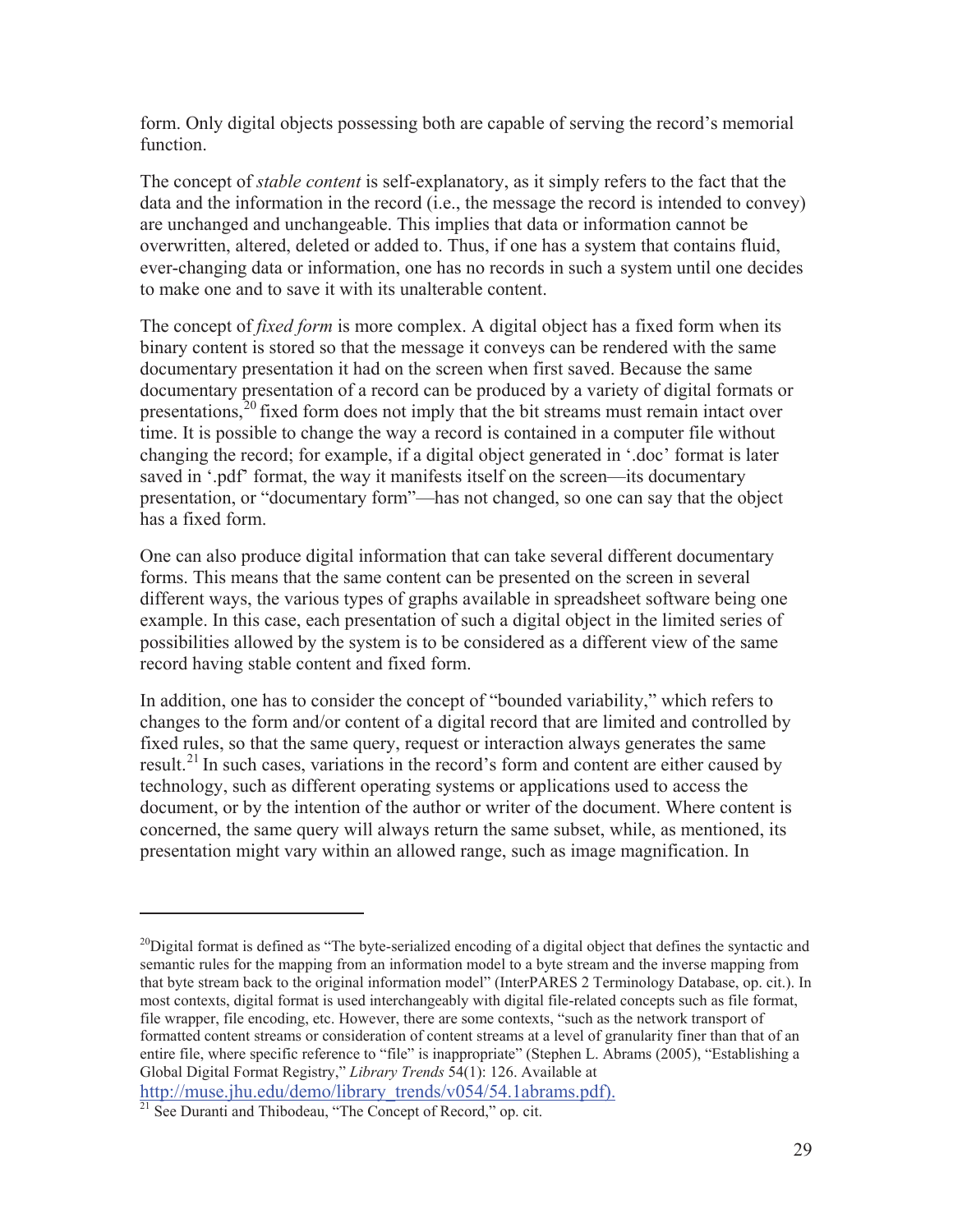form. Only digital objects possessing both are capable of serving the record's memorial function.

The concept of *stable content* is self-explanatory, as it simply refers to the fact that the data and the information in the record (i.e., the message the record is intended to convey) are unchanged and unchangeable. This implies that data or information cannot be overwritten, altered, deleted or added to. Thus, if one has a system that contains fluid, ever-changing data or information, one has no records in such a system until one decides to make one and to save it with its unalterable content.

The concept of *fixed form* is more complex. A digital object has a fixed form when its binary content is stored so that the message it conveys can be rendered with the same documentary presentation it had on the screen when first saved. Because the same documentary presentation of a record can be produced by a variety of digital formats or presentations,[20] fixed form does not imply that the bit streams must remain intact over time. It is possible to change the way a record is contained in a computer file without changing the record; for example, if a digital object generated in '.doc' format is later saved in '.pdf' format, the way it manifests itself on the screen—its documentary presentation, or "documentary form"—has not changed, so one can say that the object has a fixed form.

One can also produce digital information that can take several different documentary forms. This means that the same content can be presented on the screen in several different ways, the various types of graphs available in spreadsheet software being one example. In this case, each presentation of such a digital object in the limited series of possibilities allowed by the system is to be considered as a different view of the same record having stable content and fixed form.

In addition, one has to consider the concept of "bounded variability," which refers to changes to the form and/or content of a digital record that are limited and controlled by fixed rules, so that the same query, request or interaction always generates the same result.[21] In such cases, variations in the record's form and content are either caused by technology, such as different operating systems or applications used to access the document, or by the intention of the author or writer of the document. Where content is concerned, the same query will always return the same subset, while, as mentioned, its presentation might vary within an allowed range, such as image magnification. In

---

[20]Digital format is defined as "The byte-serialized encoding of a digital object that defines the syntactic and semantic rules for the mapping from an information model to a byte stream and the inverse mapping from that byte stream back to the original information model" (InterPARES 2 Terminology Database, op. cit.). In most contexts, digital format is used interchangeably with digital file-related concepts such as file format, file wrapper, file encoding, etc. However, there are some contexts, "such as the network transport of formatted content streams or consideration of content streams at a level of granularity finer than that of an entire file, where specific reference to "file" is inappropriate" (Stephen L. Abrams (2005), "Establishing a Global Digital Format Registry," *Library Trends* 54(1): 126. Available at http://muse.jhu.edu/demo/library_trends/v054/54.1abrams.pdf).

[21] See Duranti and Thibodeau, "The Concept of Record," op. cit.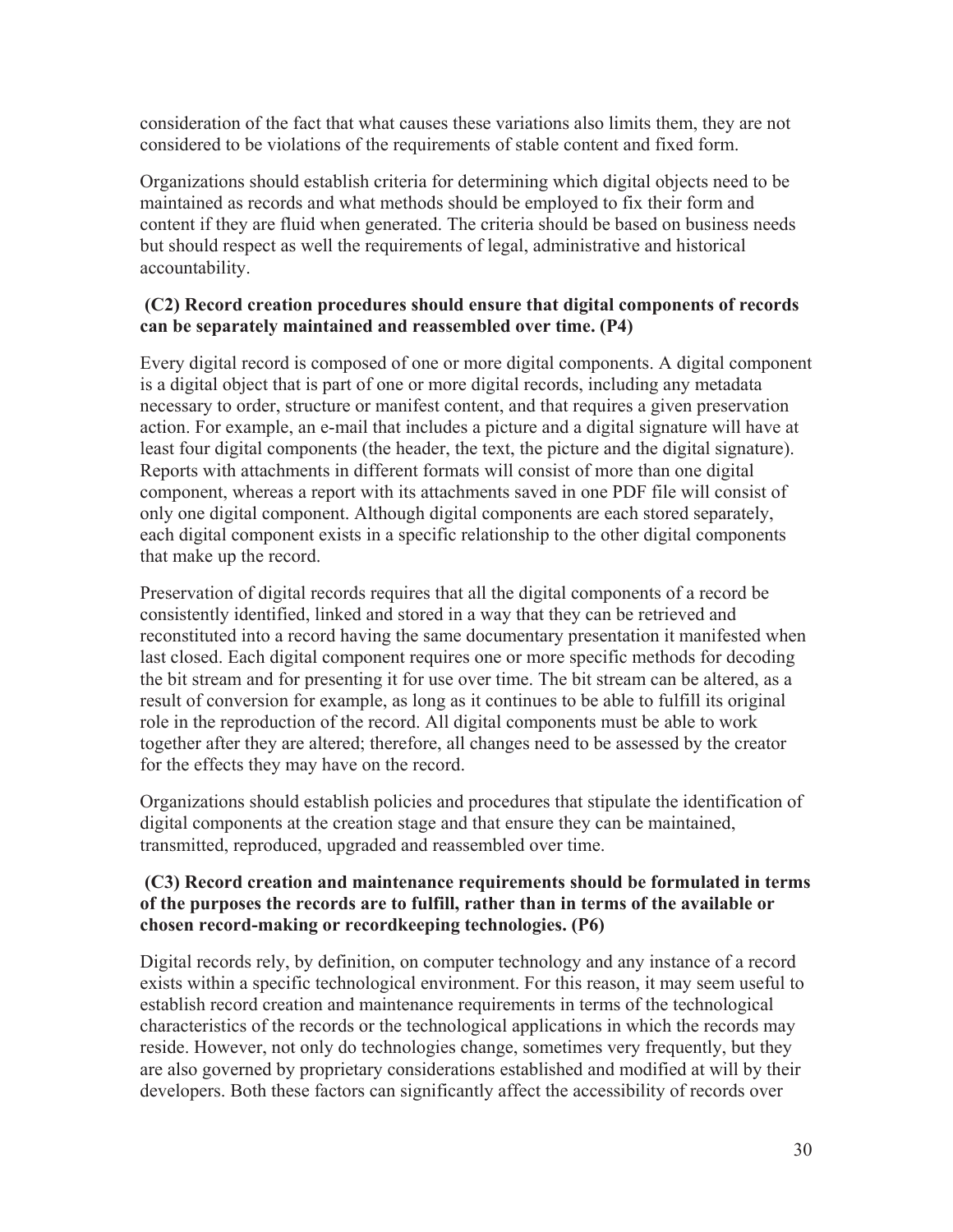consideration of the fact that what causes these variations also limits them, they are not considered to be violations of the requirements of stable content and fixed form.

Organizations should establish criteria for determining which digital objects need to be maintained as records and what methods should be employed to fix their form and content if they are fluid when generated. The criteria should be based on business needs but should respect as well the requirements of legal, administrative and historical accountability.

**(C2) Record creation procedures should ensure that digital components of records can be separately maintained and reassembled over time. (P4)**

Every digital record is composed of one or more digital components. A digital component is a digital object that is part of one or more digital records, including any metadata necessary to order, structure or manifest content, and that requires a given preservation action. For example, an e-mail that includes a picture and a digital signature will have at least four digital components (the header, the text, the picture and the digital signature). Reports with attachments in different formats will consist of more than one digital component, whereas a report with its attachments saved in one PDF file will consist of only one digital component. Although digital components are each stored separately, each digital component exists in a specific relationship to the other digital components that make up the record.

Preservation of digital records requires that all the digital components of a record be consistently identified, linked and stored in a way that they can be retrieved and reconstituted into a record having the same documentary presentation it manifested when last closed. Each digital component requires one or more specific methods for decoding the bit stream and for presenting it for use over time. The bit stream can be altered, as a result of conversion for example, as long as it continues to be able to fulfill its original role in the reproduction of the record. All digital components must be able to work together after they are altered; therefore, all changes need to be assessed by the creator for the effects they may have on the record.

Organizations should establish policies and procedures that stipulate the identification of digital components at the creation stage and that ensure they can be maintained, transmitted, reproduced, upgraded and reassembled over time.

**(C3) Record creation and maintenance requirements should be formulated in terms of the purposes the records are to fulfill, rather than in terms of the available or chosen record-making or recordkeeping technologies. (P6)**

Digital records rely, by definition, on computer technology and any instance of a record exists within a specific technological environment. For this reason, it may seem useful to establish record creation and maintenance requirements in terms of the technological characteristics of the records or the technological applications in which the records may reside. However, not only do technologies change, sometimes very frequently, but they are also governed by proprietary considerations established and modified at will by their developers. Both these factors can significantly affect the accessibility of records over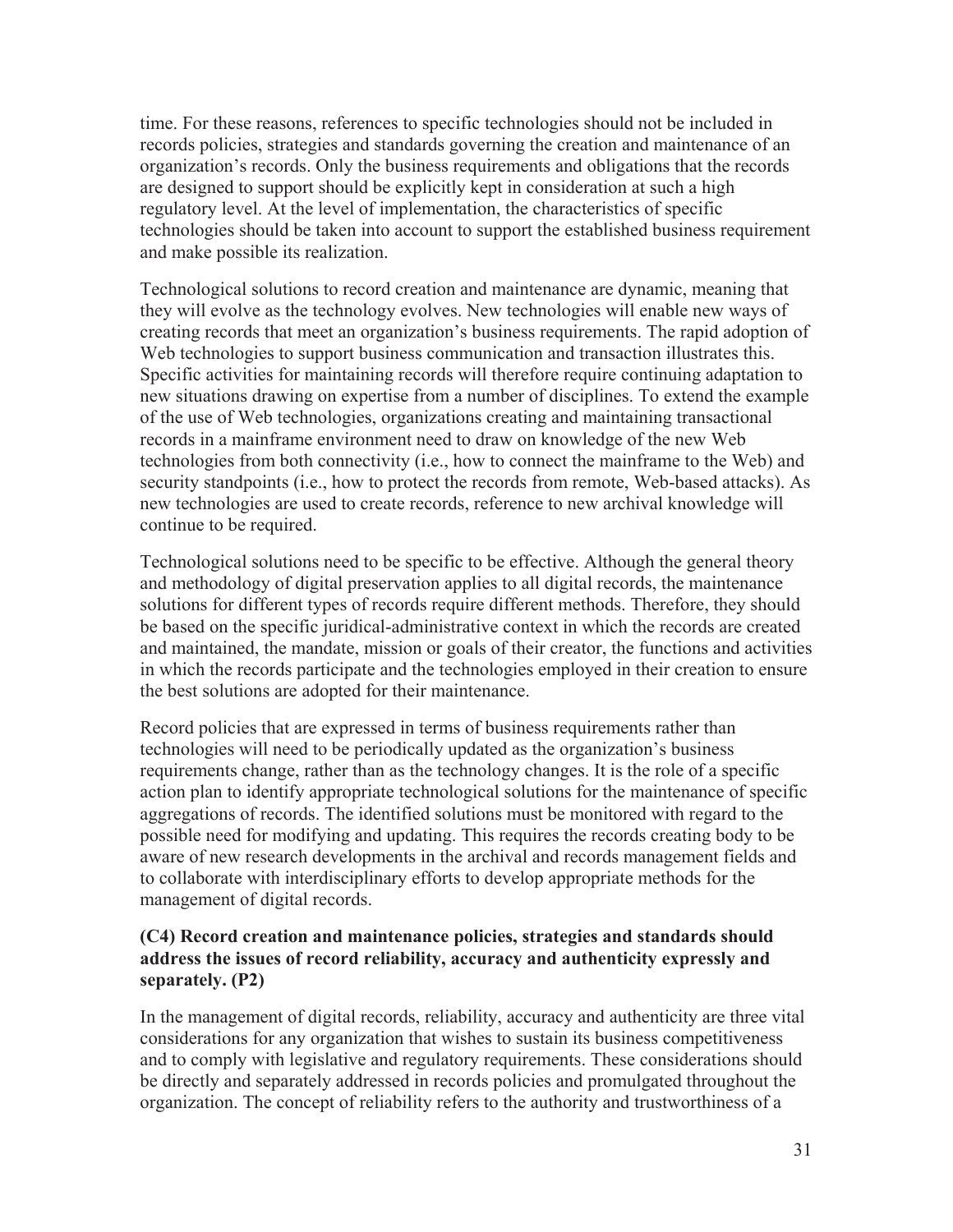time. For these reasons, references to specific technologies should not be included in records policies, strategies and standards governing the creation and maintenance of an organization's records. Only the business requirements and obligations that the records are designed to support should be explicitly kept in consideration at such a high regulatory level. At the level of implementation, the characteristics of specific technologies should be taken into account to support the established business requirement and make possible its realization.

Technological solutions to record creation and maintenance are dynamic, meaning that they will evolve as the technology evolves. New technologies will enable new ways of creating records that meet an organization's business requirements. The rapid adoption of Web technologies to support business communication and transaction illustrates this. Specific activities for maintaining records will therefore require continuing adaptation to new situations drawing on expertise from a number of disciplines. To extend the example of the use of Web technologies, organizations creating and maintaining transactional records in a mainframe environment need to draw on knowledge of the new Web technologies from both connectivity (i.e., how to connect the mainframe to the Web) and security standpoints (i.e., how to protect the records from remote, Web-based attacks). As new technologies are used to create records, reference to new archival knowledge will continue to be required.

Technological solutions need to be specific to be effective. Although the general theory and methodology of digital preservation applies to all digital records, the maintenance solutions for different types of records require different methods. Therefore, they should be based on the specific juridical-administrative context in which the records are created and maintained, the mandate, mission or goals of their creator, the functions and activities in which the records participate and the technologies employed in their creation to ensure the best solutions are adopted for their maintenance.

Record policies that are expressed in terms of business requirements rather than technologies will need to be periodically updated as the organization's business requirements change, rather than as the technology changes. It is the role of a specific action plan to identify appropriate technological solutions for the maintenance of specific aggregations of records. The identified solutions must be monitored with regard to the possible need for modifying and updating. This requires the records creating body to be aware of new research developments in the archival and records management fields and to collaborate with interdisciplinary efforts to develop appropriate methods for the management of digital records.

### (C4) Record creation and maintenance policies, strategies and standards should address the issues of record reliability, accuracy and authenticity expressly and separately. (P2)

In the management of digital records, reliability, accuracy and authenticity are three vital considerations for any organization that wishes to sustain its business competitiveness and to comply with legislative and regulatory requirements. These considerations should be directly and separately addressed in records policies and promulgated throughout the organization. The concept of reliability refers to the authority and trustworthiness of a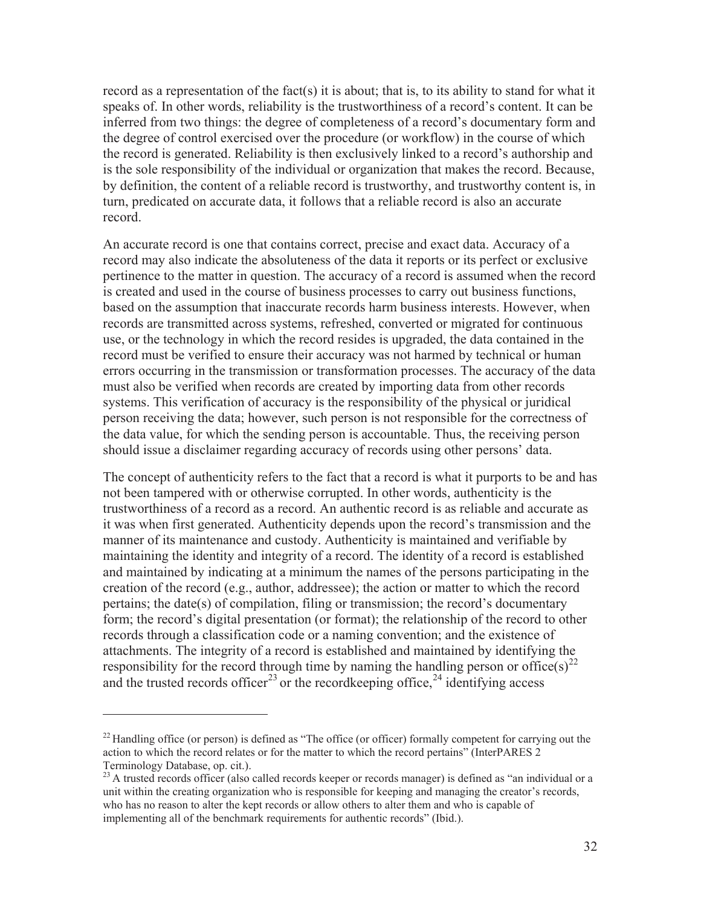record as a representation of the fact(s) it is about; that is, to its ability to stand for what it speaks of. In other words, reliability is the trustworthiness of a record's content. It can be inferred from two things: the degree of completeness of a record's documentary form and the degree of control exercised over the procedure (or workflow) in the course of which the record is generated. Reliability is then exclusively linked to a record's authorship and is the sole responsibility of the individual or organization that makes the record. Because, by definition, the content of a reliable record is trustworthy, and trustworthy content is, in turn, predicated on accurate data, it follows that a reliable record is also an accurate record.

An accurate record is one that contains correct, precise and exact data. Accuracy of a record may also indicate the absoluteness of the data it reports or its perfect or exclusive pertinence to the matter in question. The accuracy of a record is assumed when the record is created and used in the course of business processes to carry out business functions, based on the assumption that inaccurate records harm business interests. However, when records are transmitted across systems, refreshed, converted or migrated for continuous use, or the technology in which the record resides is upgraded, the data contained in the record must be verified to ensure their accuracy was not harmed by technical or human errors occurring in the transmission or transformation processes. The accuracy of the data must also be verified when records are created by importing data from other records systems. This verification of accuracy is the responsibility of the physical or juridical person receiving the data; however, such person is not responsible for the correctness of the data value, for which the sending person is accountable. Thus, the receiving person should issue a disclaimer regarding accuracy of records using other persons' data.

The concept of authenticity refers to the fact that a record is what it purports to be and has not been tampered with or otherwise corrupted. In other words, authenticity is the trustworthiness of a record as a record. An authentic record is as reliable and accurate as it was when first generated. Authenticity depends upon the record's transmission and the manner of its maintenance and custody. Authenticity is maintained and verifiable by maintaining the identity and integrity of a record. The identity of a record is established and maintained by indicating at a minimum the names of the persons participating in the creation of the record (e.g., author, addressee); the action or matter to which the record pertains; the date(s) of compilation, filing or transmission; the record's documentary form; the record's digital presentation (or format); the relationship of the record to other records through a classification code or a naming convention; and the existence of attachments. The integrity of a record is established and maintained by identifying the responsibility for the record through time by naming the handling person or office(s)[22] and the trusted records officer[23] or the recordkeeping office,[24] identifying access

---

[22] Handling office (or person) is defined as "The office (or officer) formally competent for carrying out the action to which the record relates or for the matter to which the record pertains" (InterPARES 2 Terminology Database, op. cit.).

[23] A trusted records officer (also called records keeper or records manager) is defined as "an individual or a unit within the creating organization who is responsible for keeping and managing the creator's records, who has no reason to alter the kept records or allow others to alter them and who is capable of implementing all of the benchmark requirements for authentic records" (Ibid.).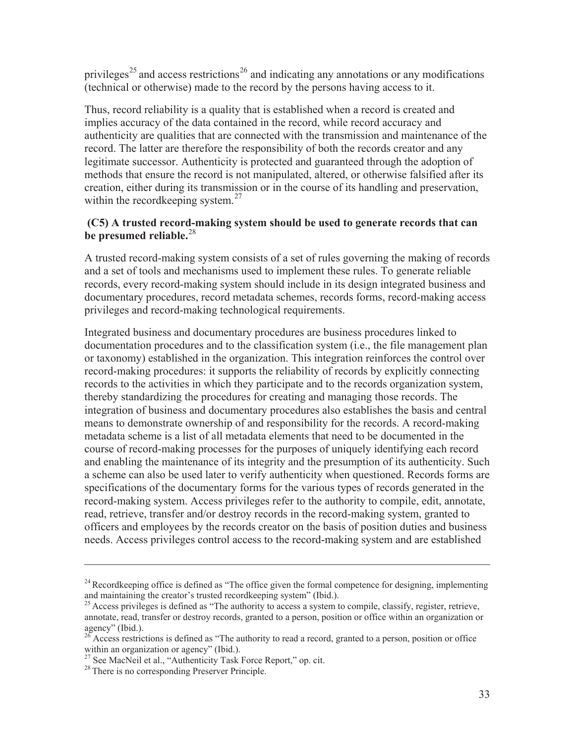privileges[25] and access restrictions[26] and indicating any annotations or any modifications (technical or otherwise) made to the record by the persons having access to it.

Thus, record reliability is a quality that is established when a record is created and implies accuracy of the data contained in the record, while record accuracy and authenticity are qualities that are connected with the transmission and maintenance of the record. The latter are therefore the responsibility of both the records creator and any legitimate successor. Authenticity is protected and guaranteed through the adoption of methods that ensure the record is not manipulated, altered, or otherwise falsified after its creation, either during its transmission or in the course of its handling and preservation, within the recordkeeping system.[27]

**(C5) A trusted record-making system should be used to generate records that can be presumed reliable.**[28]

A trusted record-making system consists of a set of rules governing the making of records and a set of tools and mechanisms used to implement these rules. To generate reliable records, every record-making system should include in its design integrated business and documentary procedures, record metadata schemes, records forms, record-making access privileges and record-making technological requirements.

Integrated business and documentary procedures are business procedures linked to documentation procedures and to the classification system (i.e., the file management plan or taxonomy) established in the organization. This integration reinforces the control over record-making procedures: it supports the reliability of records by explicitly connecting records to the activities in which they participate and to the records organization system, thereby standardizing the procedures for creating and managing those records. The integration of business and documentary procedures also establishes the basis and central means to demonstrate ownership of and responsibility for the records. A record-making metadata scheme is a list of all metadata elements that need to be documented in the course of record-making processes for the purposes of uniquely identifying each record and enabling the maintenance of its integrity and the presumption of its authenticity. Such a scheme can also be used later to verify authenticity when questioned. Records forms are specifications of the documentary forms for the various types of records generated in the record-making system. Access privileges refer to the authority to compile, edit, annotate, read, retrieve, transfer and/or destroy records in the record-making system, granted to officers and employees by the records creator on the basis of position duties and business needs. Access privileges control access to the record-making system and are established

---

[24] Recordkeeping office is defined as "The office given the formal competence for designing, implementing and maintaining the creator's trusted recordkeeping system" (Ibid.).

[25] Access privileges is defined as "The authority to access a system to compile, classify, register, retrieve, annotate, read, transfer or destroy records, granted to a person, position or office within an organization or agency" (Ibid.).

[26] Access restrictions is defined as "The authority to read a record, granted to a person, position or office within an organization or agency" (Ibid.).

[27] See MacNeil et al., "Authenticity Task Force Report," op. cit.

[28] There is no corresponding Preserver Principle.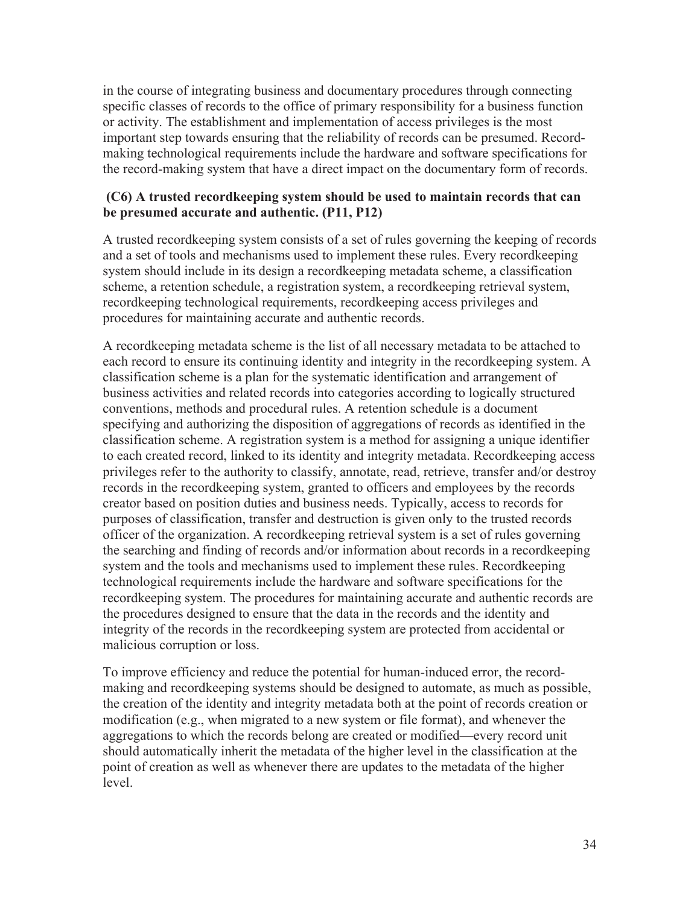in the course of integrating business and documentary procedures through connecting specific classes of records to the office of primary responsibility for a business function or activity. The establishment and implementation of access privileges is the most important step towards ensuring that the reliability of records can be presumed. Record-making technological requirements include the hardware and software specifications for the record-making system that have a direct impact on the documentary form of records.

**(C6) A trusted recordkeeping system should be used to maintain records that can be presumed accurate and authentic. (P11, P12)**

A trusted recordkeeping system consists of a set of rules governing the keeping of records and a set of tools and mechanisms used to implement these rules. Every recordkeeping system should include in its design a recordkeeping metadata scheme, a classification scheme, a retention schedule, a registration system, a recordkeeping retrieval system, recordkeeping technological requirements, recordkeeping access privileges and procedures for maintaining accurate and authentic records.

A recordkeeping metadata scheme is the list of all necessary metadata to be attached to each record to ensure its continuing identity and integrity in the recordkeeping system. A classification scheme is a plan for the systematic identification and arrangement of business activities and related records into categories according to logically structured conventions, methods and procedural rules. A retention schedule is a document specifying and authorizing the disposition of aggregations of records as identified in the classification scheme. A registration system is a method for assigning a unique identifier to each created record, linked to its identity and integrity metadata. Recordkeeping access privileges refer to the authority to classify, annotate, read, retrieve, transfer and/or destroy records in the recordkeeping system, granted to officers and employees by the records creator based on position duties and business needs. Typically, access to records for purposes of classification, transfer and destruction is given only to the trusted records officer of the organization. A recordkeeping retrieval system is a set of rules governing the searching and finding of records and/or information about records in a recordkeeping system and the tools and mechanisms used to implement these rules. Recordkeeping technological requirements include the hardware and software specifications for the recordkeeping system. The procedures for maintaining accurate and authentic records are the procedures designed to ensure that the data in the records and the identity and integrity of the records in the recordkeeping system are protected from accidental or malicious corruption or loss.

To improve efficiency and reduce the potential for human-induced error, the record-making and recordkeeping systems should be designed to automate, as much as possible, the creation of the identity and integrity metadata both at the point of records creation or modification (e.g., when migrated to a new system or file format), and whenever the aggregations to which the records belong are created or modified—every record unit should automatically inherit the metadata of the higher level in the classification at the point of creation as well as whenever there are updates to the metadata of the higher level.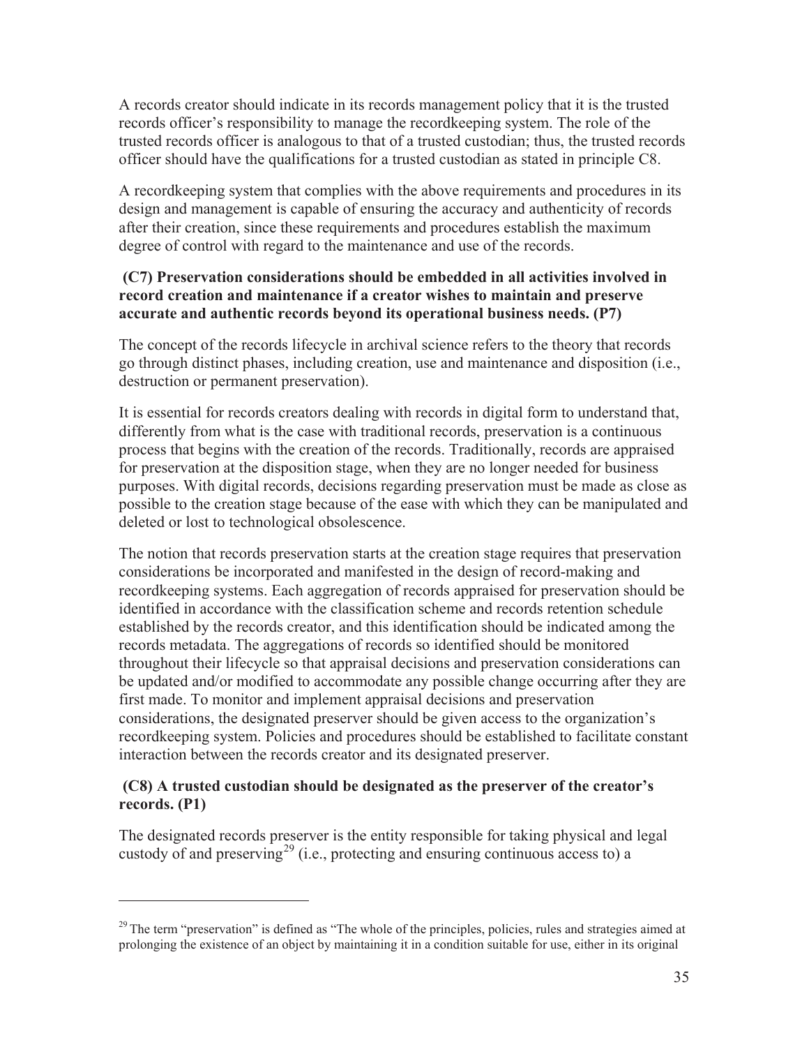A records creator should indicate in its records management policy that it is the trusted records officer's responsibility to manage the recordkeeping system. The role of the trusted records officer is analogous to that of a trusted custodian; thus, the trusted records officer should have the qualifications for a trusted custodian as stated in principle C8.

A recordkeeping system that complies with the above requirements and procedures in its design and management is capable of ensuring the accuracy and authenticity of records after their creation, since these requirements and procedures establish the maximum degree of control with regard to the maintenance and use of the records.

**(C7) Preservation considerations should be embedded in all activities involved in record creation and maintenance if a creator wishes to maintain and preserve accurate and authentic records beyond its operational business needs. (P7)**

The concept of the records lifecycle in archival science refers to the theory that records go through distinct phases, including creation, use and maintenance and disposition (i.e., destruction or permanent preservation).

It is essential for records creators dealing with records in digital form to understand that, differently from what is the case with traditional records, preservation is a continuous process that begins with the creation of the records. Traditionally, records are appraised for preservation at the disposition stage, when they are no longer needed for business purposes. With digital records, decisions regarding preservation must be made as close as possible to the creation stage because of the ease with which they can be manipulated and deleted or lost to technological obsolescence.

The notion that records preservation starts at the creation stage requires that preservation considerations be incorporated and manifested in the design of record-making and recordkeeping systems. Each aggregation of records appraised for preservation should be identified in accordance with the classification scheme and records retention schedule established by the records creator, and this identification should be indicated among the records metadata. The aggregations of records so identified should be monitored throughout their lifecycle so that appraisal decisions and preservation considerations can be updated and/or modified to accommodate any possible change occurring after they are first made. To monitor and implement appraisal decisions and preservation considerations, the designated preserver should be given access to the organization's recordkeeping system. Policies and procedures should be established to facilitate constant interaction between the records creator and its designated preserver.

**(C8) A trusted custodian should be designated as the preserver of the creator's records. (P1)**

The designated records preserver is the entity responsible for taking physical and legal custody of and preserving[29] (i.e., protecting and ensuring continuous access to) a

[29] The term "preservation" is defined as "The whole of the principles, policies, rules and strategies aimed at prolonging the existence of an object by maintaining it in a condition suitable for use, either in its original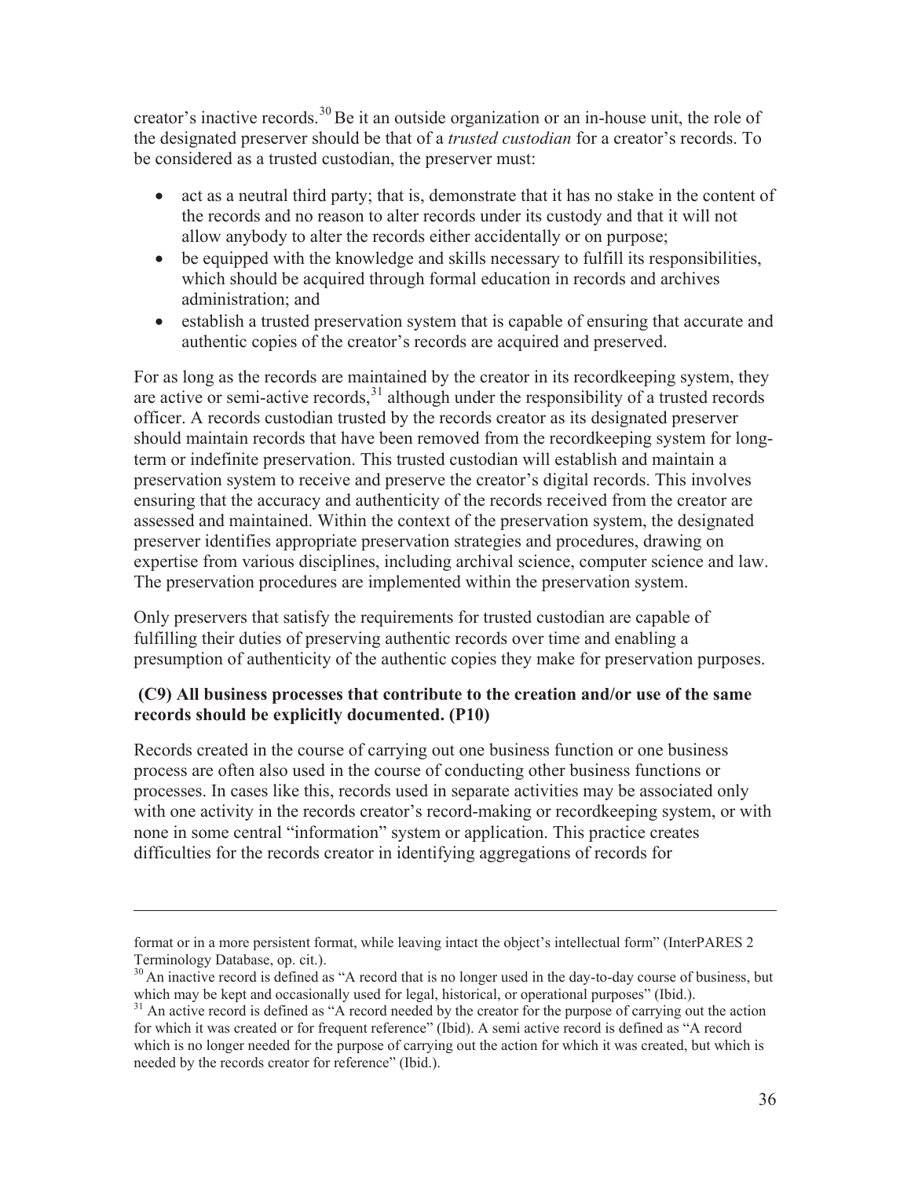creator's inactive records.[30] Be it an outside organization or an in-house unit, the role of the designated preserver should be that of a *trusted custodian* for a creator's records. To be considered as a trusted custodian, the preserver must:

- act as a neutral third party; that is, demonstrate that it has no stake in the content of the records and no reason to alter records under its custody and that it will not allow anybody to alter the records either accidentally or on purpose;
- be equipped with the knowledge and skills necessary to fulfill its responsibilities, which should be acquired through formal education in records and archives administration; and
- establish a trusted preservation system that is capable of ensuring that accurate and authentic copies of the creator's records are acquired and preserved.

For as long as the records are maintained by the creator in its recordkeeping system, they are active or semi-active records,[31] although under the responsibility of a trusted records officer. A records custodian trusted by the records creator as its designated preserver should maintain records that have been removed from the recordkeeping system for long-term or indefinite preservation. This trusted custodian will establish and maintain a preservation system to receive and preserve the creator's digital records. This involves ensuring that the accuracy and authenticity of the records received from the creator are assessed and maintained. Within the context of the preservation system, the designated preserver identifies appropriate preservation strategies and procedures, drawing on expertise from various disciplines, including archival science, computer science and law. The preservation procedures are implemented within the preservation system.

Only preservers that satisfy the requirements for trusted custodian are capable of fulfilling their duties of preserving authentic records over time and enabling a presumption of authenticity of the authentic copies they make for preservation purposes.

**(C9) All business processes that contribute to the creation and/or use of the same records should be explicitly documented. (P10)**

Records created in the course of carrying out one business function or one business process are often also used in the course of conducting other business functions or processes. In cases like this, records used in separate activities may be associated only with one activity in the records creator's record-making or recordkeeping system, or with none in some central "information" system or application. This practice creates difficulties for the records creator in identifying aggregations of records for

---

format or in a more persistent format, while leaving intact the object's intellectual form" (InterPARES 2 Terminology Database, op. cit.).

[30] An inactive record is defined as "A record that is no longer used in the day-to-day course of business, but which may be kept and occasionally used for legal, historical, or operational purposes" (Ibid.).

[31] An active record is defined as "A record needed by the creator for the purpose of carrying out the action for which it was created or for frequent reference" (Ibid). A semi active record is defined as "A record which is no longer needed for the purpose of carrying out the action for which it was created, but which is needed by the records creator for reference" (Ibid.).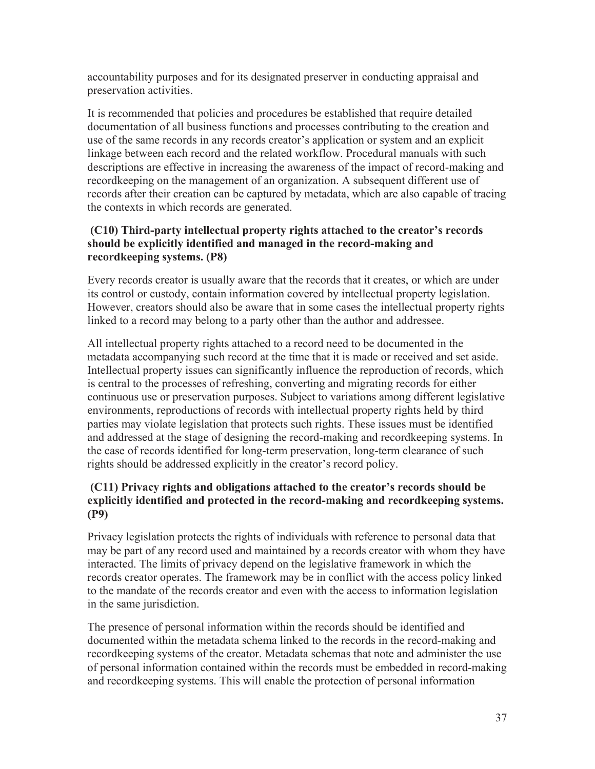accountability purposes and for its designated preserver in conducting appraisal and preservation activities.

It is recommended that policies and procedures be established that require detailed documentation of all business functions and processes contributing to the creation and use of the same records in any records creator's application or system and an explicit linkage between each record and the related workflow. Procedural manuals with such descriptions are effective in increasing the awareness of the impact of record-making and recordkeeping on the management of an organization. A subsequent different use of records after their creation can be captured by metadata, which are also capable of tracing the contexts in which records are generated.

**(C10) Third-party intellectual property rights attached to the creator's records should be explicitly identified and managed in the record-making and recordkeeping systems. (P8)**

Every records creator is usually aware that the records that it creates, or which are under its control or custody, contain information covered by intellectual property legislation. However, creators should also be aware that in some cases the intellectual property rights linked to a record may belong to a party other than the author and addressee.

All intellectual property rights attached to a record need to be documented in the metadata accompanying such record at the time that it is made or received and set aside. Intellectual property issues can significantly influence the reproduction of records, which is central to the processes of refreshing, converting and migrating records for either continuous use or preservation purposes. Subject to variations among different legislative environments, reproductions of records with intellectual property rights held by third parties may violate legislation that protects such rights. These issues must be identified and addressed at the stage of designing the record-making and recordkeeping systems. In the case of records identified for long-term preservation, long-term clearance of such rights should be addressed explicitly in the creator's record policy.

**(C11) Privacy rights and obligations attached to the creator's records should be explicitly identified and protected in the record-making and recordkeeping systems. (P9)**

Privacy legislation protects the rights of individuals with reference to personal data that may be part of any record used and maintained by a records creator with whom they have interacted. The limits of privacy depend on the legislative framework in which the records creator operates. The framework may be in conflict with the access policy linked to the mandate of the records creator and even with the access to information legislation in the same jurisdiction.

The presence of personal information within the records should be identified and documented within the metadata schema linked to the records in the record-making and recordkeeping systems of the creator. Metadata schemas that note and administer the use of personal information contained within the records must be embedded in record-making and recordkeeping systems. This will enable the protection of personal information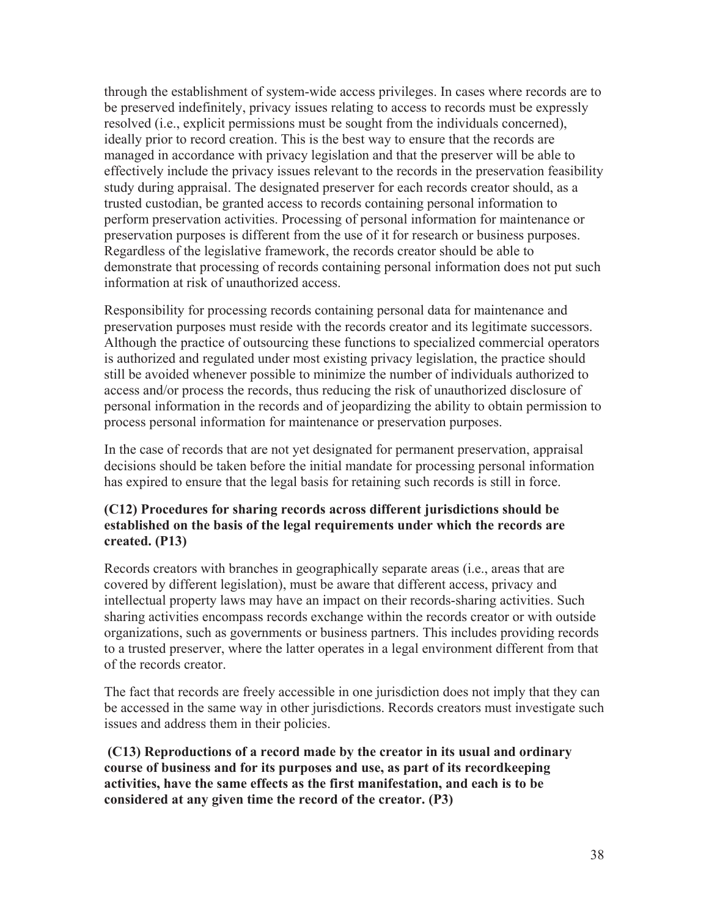through the establishment of system-wide access privileges. In cases where records are to be preserved indefinitely, privacy issues relating to access to records must be expressly resolved (i.e., explicit permissions must be sought from the individuals concerned), ideally prior to record creation. This is the best way to ensure that the records are managed in accordance with privacy legislation and that the preserver will be able to effectively include the privacy issues relevant to the records in the preservation feasibility study during appraisal. The designated preserver for each records creator should, as a trusted custodian, be granted access to records containing personal information to perform preservation activities. Processing of personal information for maintenance or preservation purposes is different from the use of it for research or business purposes. Regardless of the legislative framework, the records creator should be able to demonstrate that processing of records containing personal information does not put such information at risk of unauthorized access.

Responsibility for processing records containing personal data for maintenance and preservation purposes must reside with the records creator and its legitimate successors. Although the practice of outsourcing these functions to specialized commercial operators is authorized and regulated under most existing privacy legislation, the practice should still be avoided whenever possible to minimize the number of individuals authorized to access and/or process the records, thus reducing the risk of unauthorized disclosure of personal information in the records and of jeopardizing the ability to obtain permission to process personal information for maintenance or preservation purposes.

In the case of records that are not yet designated for permanent preservation, appraisal decisions should be taken before the initial mandate for processing personal information has expired to ensure that the legal basis for retaining such records is still in force.

**(C12) Procedures for sharing records across different jurisdictions should be established on the basis of the legal requirements under which the records are created. (P13)**

Records creators with branches in geographically separate areas (i.e., areas that are covered by different legislation), must be aware that different access, privacy and intellectual property laws may have an impact on their records-sharing activities. Such sharing activities encompass records exchange within the records creator or with outside organizations, such as governments or business partners. This includes providing records to a trusted preserver, where the latter operates in a legal environment different from that of the records creator.

The fact that records are freely accessible in one jurisdiction does not imply that they can be accessed in the same way in other jurisdictions. Records creators must investigate such issues and address them in their policies.

**(C13) Reproductions of a record made by the creator in its usual and ordinary course of business and for its purposes and use, as part of its recordkeeping activities, have the same effects as the first manifestation, and each is to be considered at any given time the record of the creator. (P3)**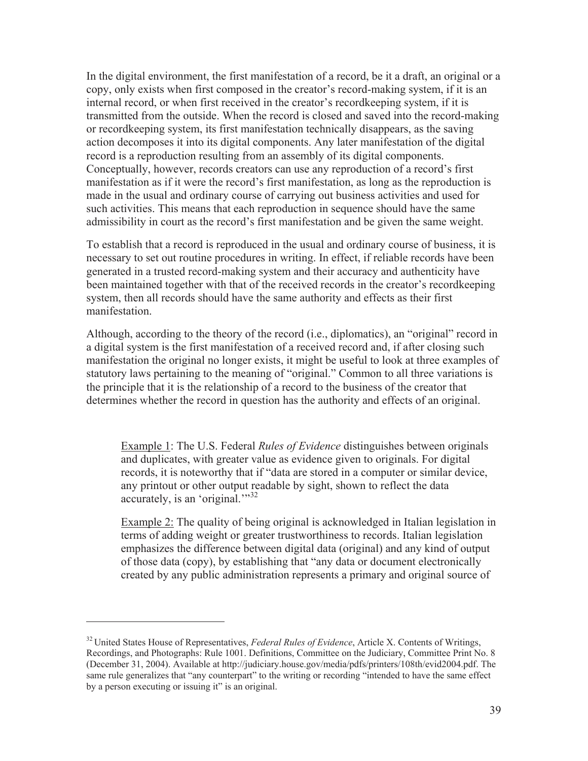In the digital environment, the first manifestation of a record, be it a draft, an original or a copy, only exists when first composed in the creator's record-making system, if it is an internal record, or when first received in the creator's recordkeeping system, if it is transmitted from the outside. When the record is closed and saved into the record-making or recordkeeping system, its first manifestation technically disappears, as the saving action decomposes it into its digital components. Any later manifestation of the digital record is a reproduction resulting from an assembly of its digital components. Conceptually, however, records creators can use any reproduction of a record's first manifestation as if it were the record's first manifestation, as long as the reproduction is made in the usual and ordinary course of carrying out business activities and used for such activities. This means that each reproduction in sequence should have the same admissibility in court as the record's first manifestation and be given the same weight.

To establish that a record is reproduced in the usual and ordinary course of business, it is necessary to set out routine procedures in writing. In effect, if reliable records have been generated in a trusted record-making system and their accuracy and authenticity have been maintained together with that of the received records in the creator's recordkeeping system, then all records should have the same authority and effects as their first manifestation.

Although, according to the theory of the record (i.e., diplomatics), an "original" record in a digital system is the first manifestation of a received record and, if after closing such manifestation the original no longer exists, it might be useful to look at three examples of statutory laws pertaining to the meaning of "original." Common to all three variations is the principle that it is the relationship of a record to the business of the creator that determines whether the record in question has the authority and effects of an original.

> Example 1: The U.S. Federal *Rules of Evidence* distinguishes between originals and duplicates, with greater value as evidence given to originals. For digital records, it is noteworthy that if "data are stored in a computer or similar device, any printout or other output readable by sight, shown to reflect the data accurately, is an 'original.'"[32]
>
> Example 2: The quality of being original is acknowledged in Italian legislation in terms of adding weight or greater trustworthiness to records. Italian legislation emphasizes the difference between digital data (original) and any kind of output of those data (copy), by establishing that "any data or document electronically created by any public administration represents a primary and original source of

---

[32] United States House of Representatives, *Federal Rules of Evidence*, Article X. Contents of Writings, Recordings, and Photographs: Rule 1001. Definitions, Committee on the Judiciary, Committee Print No. 8 (December 31, 2004). Available at http://judiciary.house.gov/media/pdfs/printers/108th/evid2004.pdf. The same rule generalizes that "any counterpart" to the writing or recording "intended to have the same effect by a person executing or issuing it" is an original.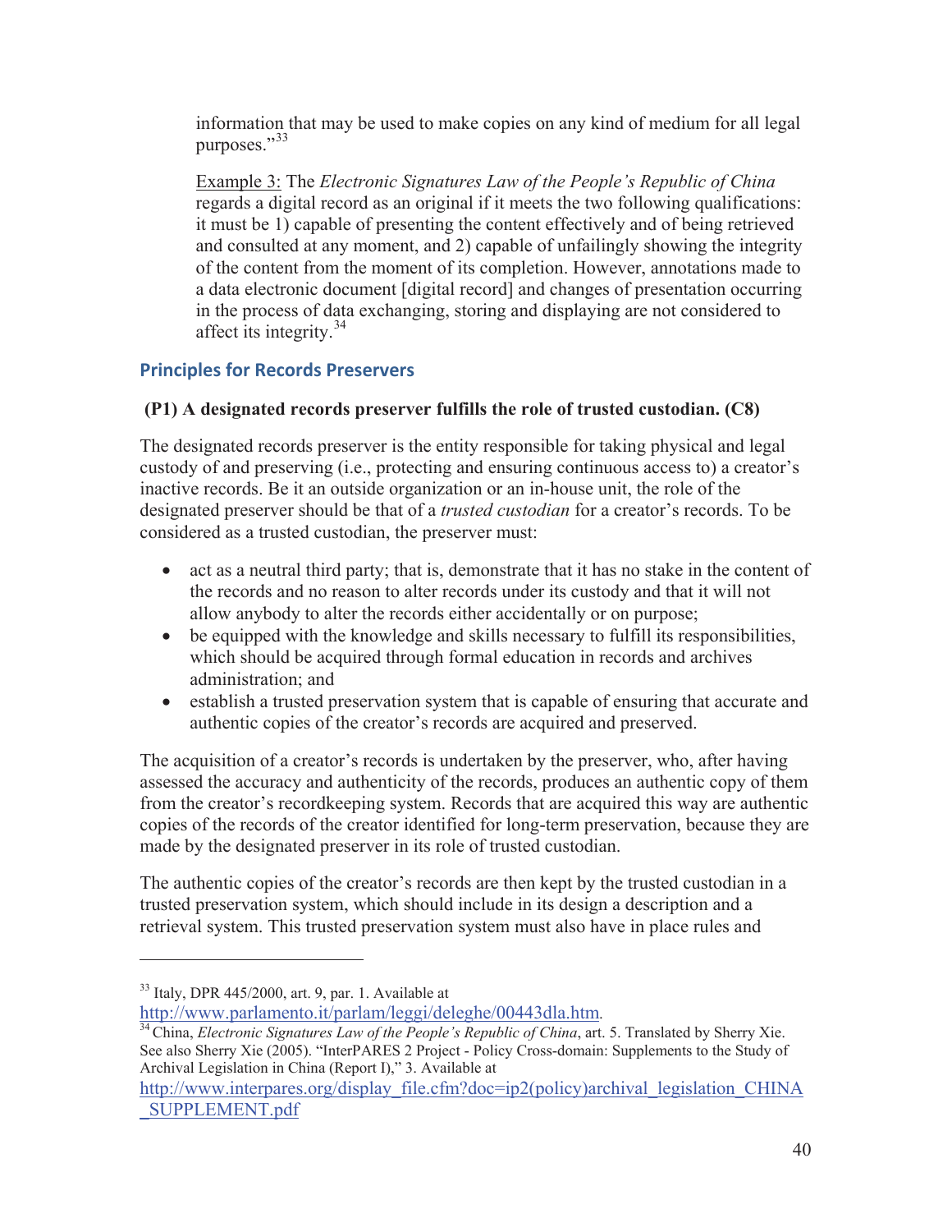information that may be used to make copies on any kind of medium for all legal purposes."[33]

> Example 3: The *Electronic Signatures Law of the People's Republic of China* regards a digital record as an original if it meets the two following qualifications: it must be 1) capable of presenting the content effectively and of being retrieved and consulted at any moment, and 2) capable of unfailingly showing the integrity of the content from the moment of its completion. However, annotations made to a data electronic document [digital record] and changes of presentation occurring in the process of data exchanging, storing and displaying are not considered to affect its integrity.[34]

### Principles for Records Preservers

**(P1) A designated records preserver fulfills the role of trusted custodian. (C8)**

The designated records preserver is the entity responsible for taking physical and legal custody of and preserving (i.e., protecting and ensuring continuous access to) a creator's inactive records. Be it an outside organization or an in-house unit, the role of the designated preserver should be that of a *trusted custodian* for a creator's records. To be considered as a trusted custodian, the preserver must:

- act as a neutral third party; that is, demonstrate that it has no stake in the content of the records and no reason to alter records under its custody and that it will not allow anybody to alter the records either accidentally or on purpose;
- be equipped with the knowledge and skills necessary to fulfill its responsibilities, which should be acquired through formal education in records and archives administration; and
- establish a trusted preservation system that is capable of ensuring that accurate and authentic copies of the creator's records are acquired and preserved.

The acquisition of a creator's records is undertaken by the preserver, who, after having assessed the accuracy and authenticity of the records, produces an authentic copy of them from the creator's recordkeeping system. Records that are acquired this way are authentic copies of the records of the creator identified for long-term preservation, because they are made by the designated preserver in its role of trusted custodian.

The authentic copies of the creator's records are then kept by the trusted custodian in a trusted preservation system, which should include in its design a description and a retrieval system. This trusted preservation system must also have in place rules and

---

[33] Italy, DPR 445/2000, art. 9, par. 1. Available at http://www.parlamento.it/parlam/leggi/deleghe/00443dla.htm.

[34] China, *Electronic Signatures Law of the People's Republic of China*, art. 5. Translated by Sherry Xie. See also Sherry Xie (2005). "InterPARES 2 Project - Policy Cross-domain: Supplements to the Study of Archival Legislation in China (Report I)," 3. Available at http://www.interpares.org/display_file.cfm?doc=ip2(policy)archival_legislation_CHINA_SUPPLEMENT.pdf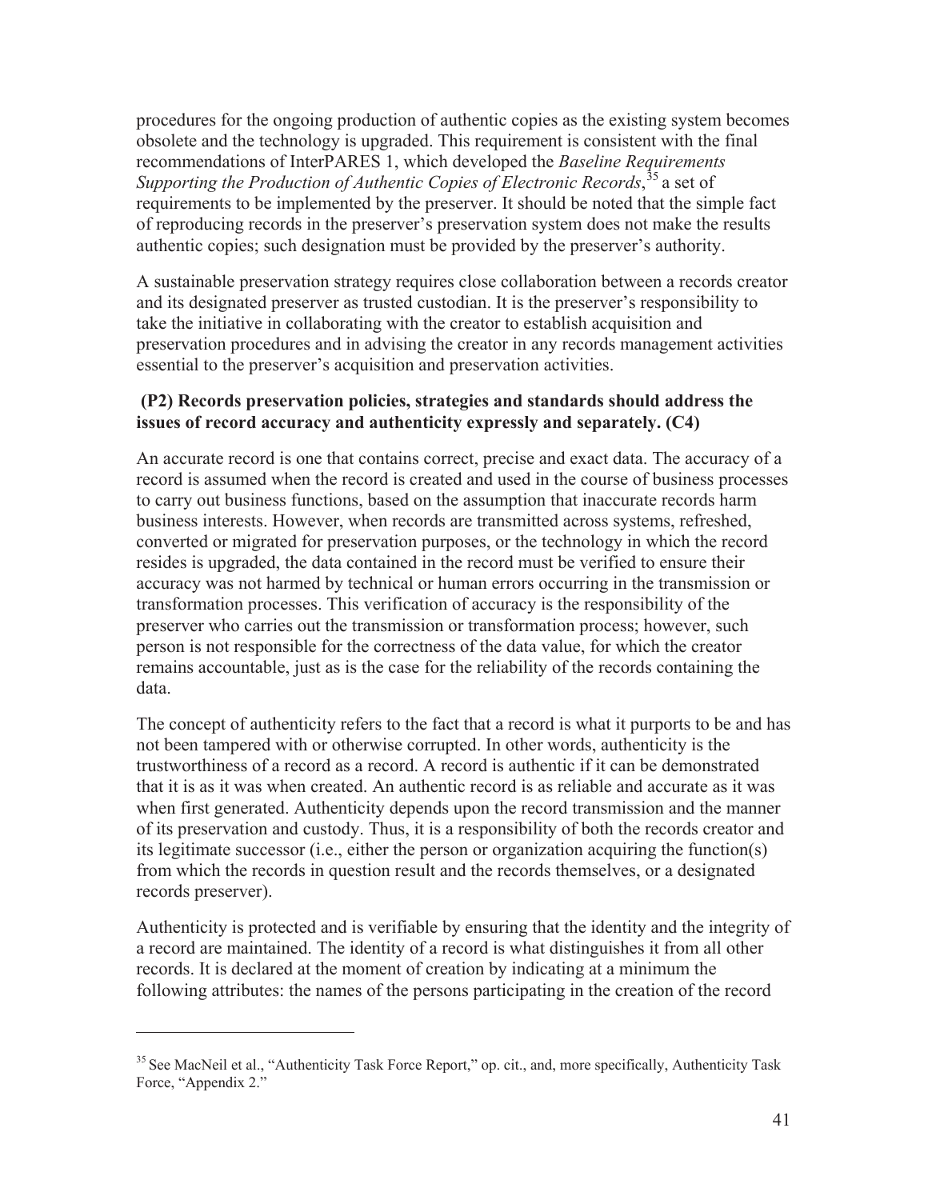procedures for the ongoing production of authentic copies as the existing system becomes obsolete and the technology is upgraded. This requirement is consistent with the final recommendations of InterPARES 1, which developed the *Baseline Requirements Supporting the Production of Authentic Copies of Electronic Records*,[35] a set of requirements to be implemented by the preserver. It should be noted that the simple fact of reproducing records in the preserver's preservation system does not make the results authentic copies; such designation must be provided by the preserver's authority.

A sustainable preservation strategy requires close collaboration between a records creator and its designated preserver as trusted custodian. It is the preserver's responsibility to take the initiative in collaborating with the creator to establish acquisition and preservation procedures and in advising the creator in any records management activities essential to the preserver's acquisition and preservation activities.

**(P2) Records preservation policies, strategies and standards should address the issues of record accuracy and authenticity expressly and separately. (C4)**

An accurate record is one that contains correct, precise and exact data. The accuracy of a record is assumed when the record is created and used in the course of business processes to carry out business functions, based on the assumption that inaccurate records harm business interests. However, when records are transmitted across systems, refreshed, converted or migrated for preservation purposes, or the technology in which the record resides is upgraded, the data contained in the record must be verified to ensure their accuracy was not harmed by technical or human errors occurring in the transmission or transformation processes. This verification of accuracy is the responsibility of the preserver who carries out the transmission or transformation process; however, such person is not responsible for the correctness of the data value, for which the creator remains accountable, just as is the case for the reliability of the records containing the data.

The concept of authenticity refers to the fact that a record is what it purports to be and has not been tampered with or otherwise corrupted. In other words, authenticity is the trustworthiness of a record as a record. A record is authentic if it can be demonstrated that it is as it was when created. An authentic record is as reliable and accurate as it was when first generated. Authenticity depends upon the record transmission and the manner of its preservation and custody. Thus, it is a responsibility of both the records creator and its legitimate successor (i.e., either the person or organization acquiring the function(s) from which the records in question result and the records themselves, or a designated records preserver).

Authenticity is protected and is verifiable by ensuring that the identity and the integrity of a record are maintained. The identity of a record is what distinguishes it from all other records. It is declared at the moment of creation by indicating at a minimum the following attributes: the names of the persons participating in the creation of the record

---

[35] See MacNeil et al., "Authenticity Task Force Report," op. cit., and, more specifically, Authenticity Task Force, "Appendix 2."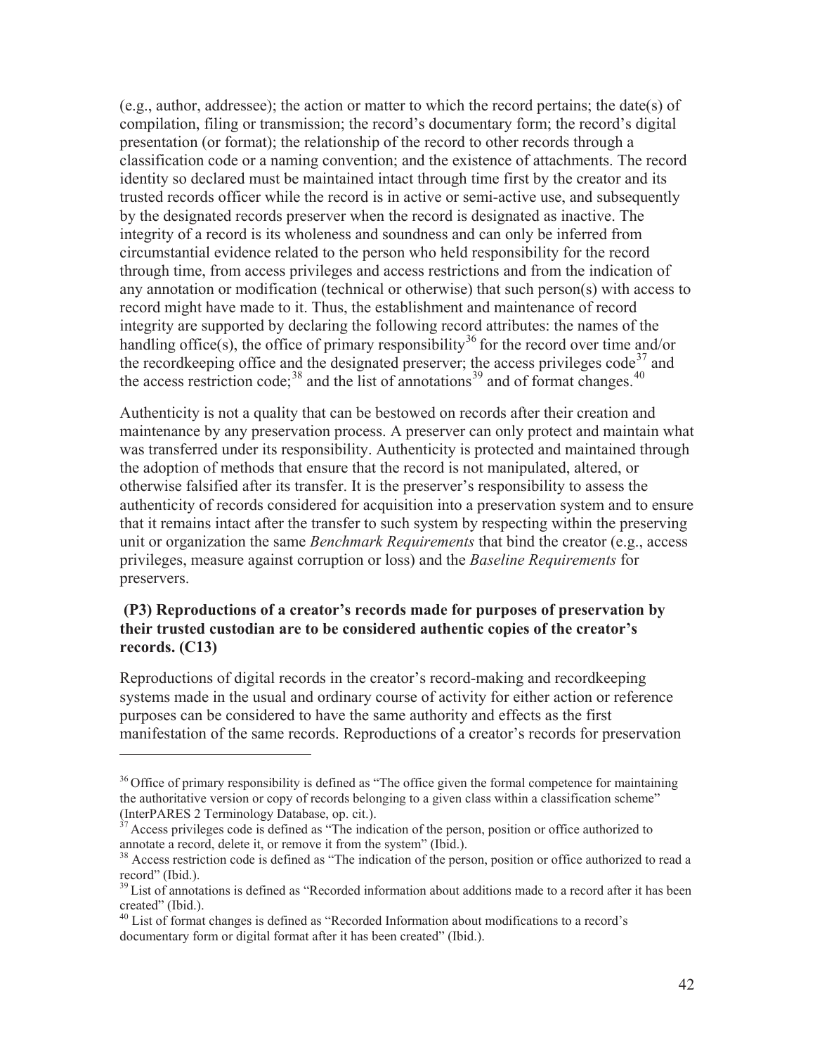(e.g., author, addressee); the action or matter to which the record pertains; the date(s) of compilation, filing or transmission; the record's documentary form; the record's digital presentation (or format); the relationship of the record to other records through a classification code or a naming convention; and the existence of attachments. The record identity so declared must be maintained intact through time first by the creator and its trusted records officer while the record is in active or semi-active use, and subsequently by the designated records preserver when the record is designated as inactive. The integrity of a record is its wholeness and soundness and can only be inferred from circumstantial evidence related to the person who held responsibility for the record through time, from access privileges and access restrictions and from the indication of any annotation or modification (technical or otherwise) that such person(s) with access to record might have made to it. Thus, the establishment and maintenance of record integrity are supported by declaring the following record attributes: the names of the handling office(s), the office of primary responsibility[36] for the record over time and/or the recordkeeping office and the designated preserver; the access privileges code[37] and the access restriction code;[38] and the list of annotations[39] and of format changes.[40]

Authenticity is not a quality that can be bestowed on records after their creation and maintenance by any preservation process. A preserver can only protect and maintain what was transferred under its responsibility. Authenticity is protected and maintained through the adoption of methods that ensure that the record is not manipulated, altered, or otherwise falsified after its transfer. It is the preserver's responsibility to assess the authenticity of records considered for acquisition into a preservation system and to ensure that it remains intact after the transfer to such system by respecting within the preserving unit or organization the same *Benchmark Requirements* that bind the creator (e.g., access privileges, measure against corruption or loss) and the *Baseline Requirements* for preservers.

**(P3) Reproductions of a creator's records made for purposes of preservation by their trusted custodian are to be considered authentic copies of the creator's records. (C13)**

Reproductions of digital records in the creator's record-making and recordkeeping systems made in the usual and ordinary course of activity for either action or reference purposes can be considered to have the same authority and effects as the first manifestation of the same records. Reproductions of a creator's records for preservation

---

[36] Office of primary responsibility is defined as "The office given the formal competence for maintaining the authoritative version or copy of records belonging to a given class within a classification scheme" (InterPARES 2 Terminology Database, op. cit.).

[37] Access privileges code is defined as "The indication of the person, position or office authorized to annotate a record, delete it, or remove it from the system" (Ibid.).

[38] Access restriction code is defined as "The indication of the person, position or office authorized to read a record" (Ibid.).

[39] List of annotations is defined as "Recorded information about additions made to a record after it has been created" (Ibid.).

[40] List of format changes is defined as "Recorded Information about modifications to a record's documentary form or digital format after it has been created" (Ibid.).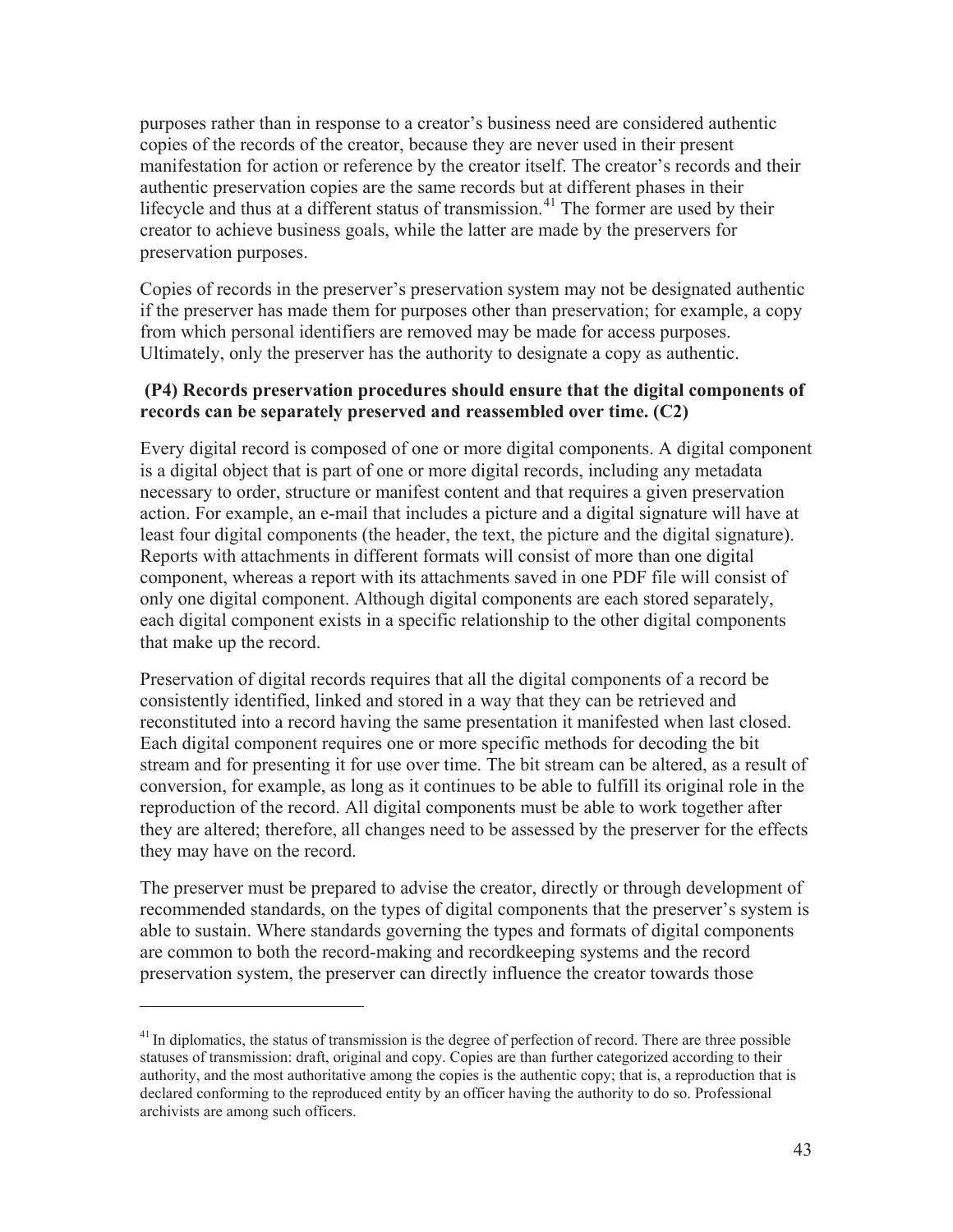purposes rather than in response to a creator's business need are considered authentic copies of the records of the creator, because they are never used in their present manifestation for action or reference by the creator itself. The creator's records and their authentic preservation copies are the same records but at different phases in their lifecycle and thus at a different status of transmission.[41] The former are used by their creator to achieve business goals, while the latter are made by the preservers for preservation purposes.

Copies of records in the preserver's preservation system may not be designated authentic if the preserver has made them for purposes other than preservation; for example, a copy from which personal identifiers are removed may be made for access purposes. Ultimately, only the preserver has the authority to designate a copy as authentic.

**(P4) Records preservation procedures should ensure that the digital components of records can be separately preserved and reassembled over time. (C2)**

Every digital record is composed of one or more digital components. A digital component is a digital object that is part of one or more digital records, including any metadata necessary to order, structure or manifest content and that requires a given preservation action. For example, an e-mail that includes a picture and a digital signature will have at least four digital components (the header, the text, the picture and the digital signature). Reports with attachments in different formats will consist of more than one digital component, whereas a report with its attachments saved in one PDF file will consist of only one digital component. Although digital components are each stored separately, each digital component exists in a specific relationship to the other digital components that make up the record.

Preservation of digital records requires that all the digital components of a record be consistently identified, linked and stored in a way that they can be retrieved and reconstituted into a record having the same presentation it manifested when last closed. Each digital component requires one or more specific methods for decoding the bit stream and for presenting it for use over time. The bit stream can be altered, as a result of conversion, for example, as long as it continues to be able to fulfill its original role in the reproduction of the record. All digital components must be able to work together after they are altered; therefore, all changes need to be assessed by the preserver for the effects they may have on the record.

The preserver must be prepared to advise the creator, directly or through development of recommended standards, on the types of digital components that the preserver's system is able to sustain. Where standards governing the types and formats of digital components are common to both the record-making and recordkeeping systems and the record preservation system, the preserver can directly influence the creator towards those

---

[41] In diplomatics, the status of transmission is the degree of perfection of record. There are three possible statuses of transmission: draft, original and copy. Copies are than further categorized according to their authority, and the most authoritative among the copies is the authentic copy; that is, a reproduction that is declared conforming to the reproduced entity by an officer having the authority to do so. Professional archivists are among such officers.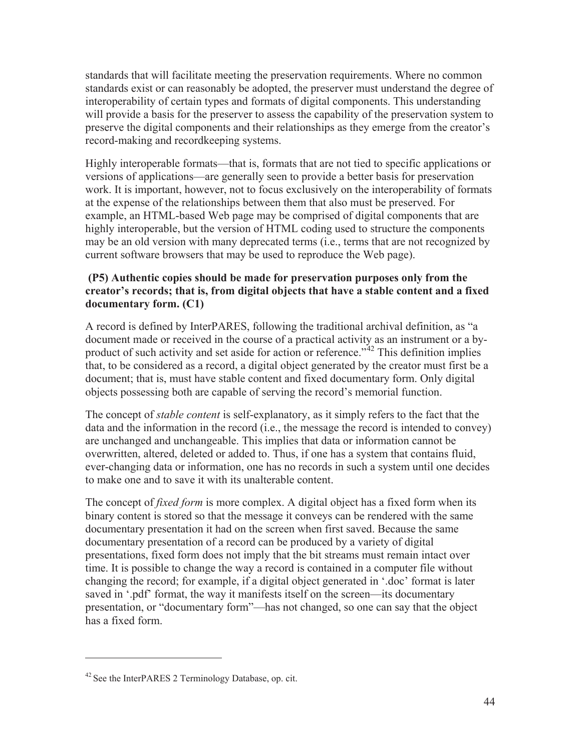standards that will facilitate meeting the preservation requirements. Where no common standards exist or can reasonably be adopted, the preserver must understand the degree of interoperability of certain types and formats of digital components. This understanding will provide a basis for the preserver to assess the capability of the preservation system to preserve the digital components and their relationships as they emerge from the creator's record-making and recordkeeping systems.

Highly interoperable formats—that is, formats that are not tied to specific applications or versions of applications—are generally seen to provide a better basis for preservation work. It is important, however, not to focus exclusively on the interoperability of formats at the expense of the relationships between them that also must be preserved. For example, an HTML-based Web page may be comprised of digital components that are highly interoperable, but the version of HTML coding used to structure the components may be an old version with many deprecated terms (i.e., terms that are not recognized by current software browsers that may be used to reproduce the Web page).

**(P5) Authentic copies should be made for preservation purposes only from the creator's records; that is, from digital objects that have a stable content and a fixed documentary form. (C1)**

A record is defined by InterPARES, following the traditional archival definition, as "a document made or received in the course of a practical activity as an instrument or a by-product of such activity and set aside for action or reference."[42] This definition implies that, to be considered as a record, a digital object generated by the creator must first be a document; that is, must have stable content and fixed documentary form. Only digital objects possessing both are capable of serving the record's memorial function.

The concept of *stable content* is self-explanatory, as it simply refers to the fact that the data and the information in the record (i.e., the message the record is intended to convey) are unchanged and unchangeable. This implies that data or information cannot be overwritten, altered, deleted or added to. Thus, if one has a system that contains fluid, ever-changing data or information, one has no records in such a system until one decides to make one and to save it with its unalterable content.

The concept of *fixed form* is more complex. A digital object has a fixed form when its binary content is stored so that the message it conveys can be rendered with the same documentary presentation it had on the screen when first saved. Because the same documentary presentation of a record can be produced by a variety of digital presentations, fixed form does not imply that the bit streams must remain intact over time. It is possible to change the way a record is contained in a computer file without changing the record; for example, if a digital object generated in '.doc' format is later saved in '.pdf' format, the way it manifests itself on the screen—its documentary presentation, or "documentary form"—has not changed, so one can say that the object has a fixed form.

---

[42] See the InterPARES 2 Terminology Database, op. cit.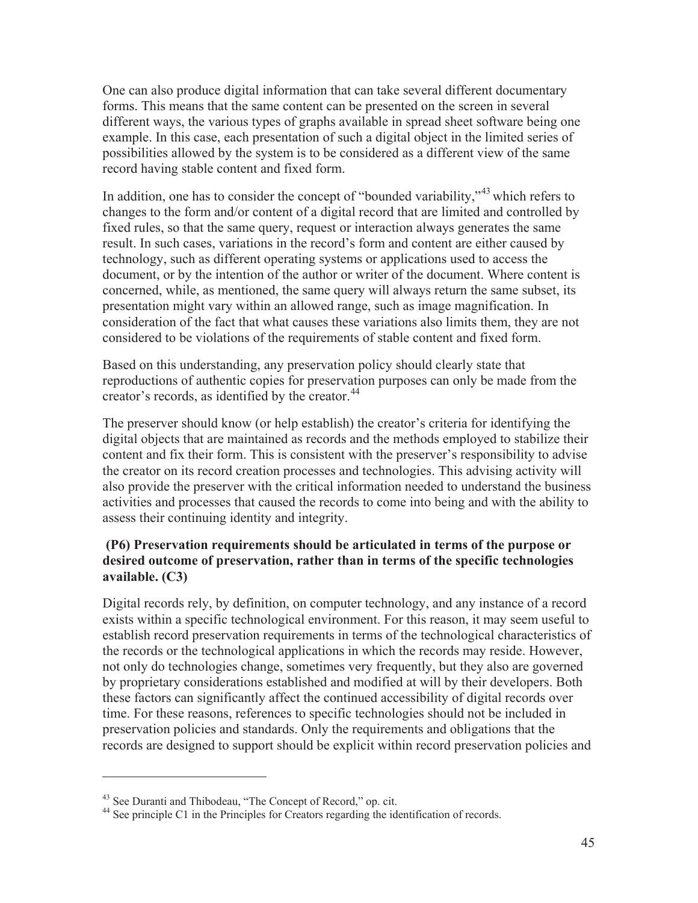One can also produce digital information that can take several different documentary forms. This means that the same content can be presented on the screen in several different ways, the various types of graphs available in spread sheet software being one example. In this case, each presentation of such a digital object in the limited series of possibilities allowed by the system is to be considered as a different view of the same record having stable content and fixed form.

In addition, one has to consider the concept of "bounded variability,"[43] which refers to changes to the form and/or content of a digital record that are limited and controlled by fixed rules, so that the same query, request or interaction always generates the same result. In such cases, variations in the record's form and content are either caused by technology, such as different operating systems or applications used to access the document, or by the intention of the author or writer of the document. Where content is concerned, while, as mentioned, the same query will always return the same subset, its presentation might vary within an allowed range, such as image magnification. In consideration of the fact that what causes these variations also limits them, they are not considered to be violations of the requirements of stable content and fixed form.

Based on this understanding, any preservation policy should clearly state that reproductions of authentic copies for preservation purposes can only be made from the creator's records, as identified by the creator.[44]

The preserver should know (or help establish) the creator's criteria for identifying the digital objects that are maintained as records and the methods employed to stabilize their content and fix their form. This is consistent with the preserver's responsibility to advise the creator on its record creation processes and technologies. This advising activity will also provide the preserver with the critical information needed to understand the business activities and processes that caused the records to come into being and with the ability to assess their continuing identity and integrity.

**(P6) Preservation requirements should be articulated in terms of the purpose or desired outcome of preservation, rather than in terms of the specific technologies available. (C3)**

Digital records rely, by definition, on computer technology, and any instance of a record exists within a specific technological environment. For this reason, it may seem useful to establish record preservation requirements in terms of the technological characteristics of the records or the technological applications in which the records may reside. However, not only do technologies change, sometimes very frequently, but they also are governed by proprietary considerations established and modified at will by their developers. Both these factors can significantly affect the continued accessibility of digital records over time. For these reasons, references to specific technologies should not be included in preservation policies and standards. Only the requirements and obligations that the records are designed to support should be explicit within record preservation policies and

---

[43] See Duranti and Thibodeau, "The Concept of Record," op. cit.

[44] See principle C1 in the Principles for Creators regarding the identification of records.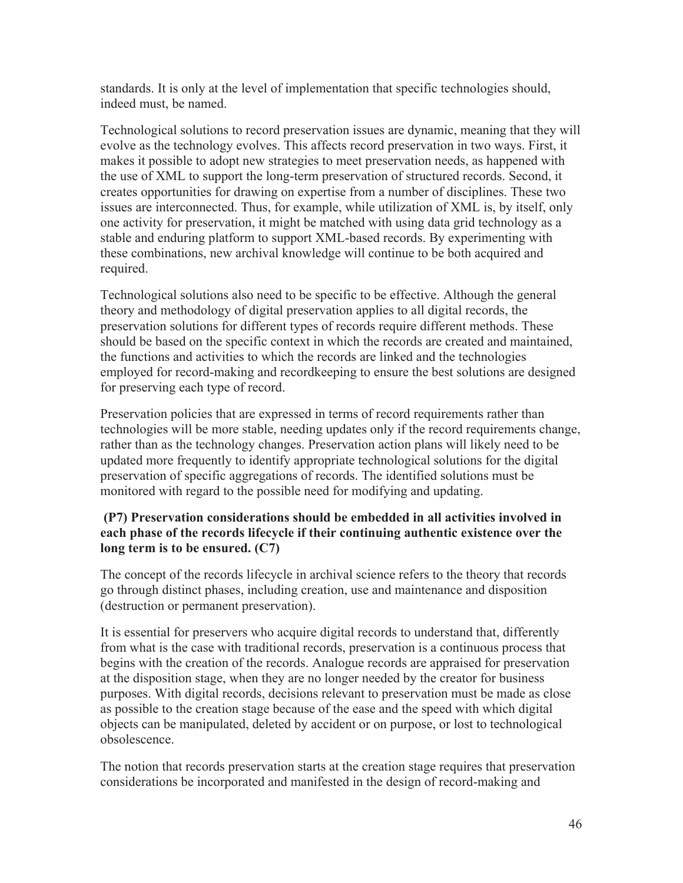standards. It is only at the level of implementation that specific technologies should, indeed must, be named.

Technological solutions to record preservation issues are dynamic, meaning that they will evolve as the technology evolves. This affects record preservation in two ways. First, it makes it possible to adopt new strategies to meet preservation needs, as happened with the use of XML to support the long-term preservation of structured records. Second, it creates opportunities for drawing on expertise from a number of disciplines. These two issues are interconnected. Thus, for example, while utilization of XML is, by itself, only one activity for preservation, it might be matched with using data grid technology as a stable and enduring platform to support XML-based records. By experimenting with these combinations, new archival knowledge will continue to be both acquired and required.

Technological solutions also need to be specific to be effective. Although the general theory and methodology of digital preservation applies to all digital records, the preservation solutions for different types of records require different methods. These should be based on the specific context in which the records are created and maintained, the functions and activities to which the records are linked and the technologies employed for record-making and recordkeeping to ensure the best solutions are designed for preserving each type of record.

Preservation policies that are expressed in terms of record requirements rather than technologies will be more stable, needing updates only if the record requirements change, rather than as the technology changes. Preservation action plans will likely need to be updated more frequently to identify appropriate technological solutions for the digital preservation of specific aggregations of records. The identified solutions must be monitored with regard to the possible need for modifying and updating.

**(P7) Preservation considerations should be embedded in all activities involved in each phase of the records lifecycle if their continuing authentic existence over the long term is to be ensured. (C7)**

The concept of the records lifecycle in archival science refers to the theory that records go through distinct phases, including creation, use and maintenance and disposition (destruction or permanent preservation).

It is essential for preservers who acquire digital records to understand that, differently from what is the case with traditional records, preservation is a continuous process that begins with the creation of the records. Analogue records are appraised for preservation at the disposition stage, when they are no longer needed by the creator for business purposes. With digital records, decisions relevant to preservation must be made as close as possible to the creation stage because of the ease and the speed with which digital objects can be manipulated, deleted by accident or on purpose, or lost to technological obsolescence.

The notion that records preservation starts at the creation stage requires that preservation considerations be incorporated and manifested in the design of record-making and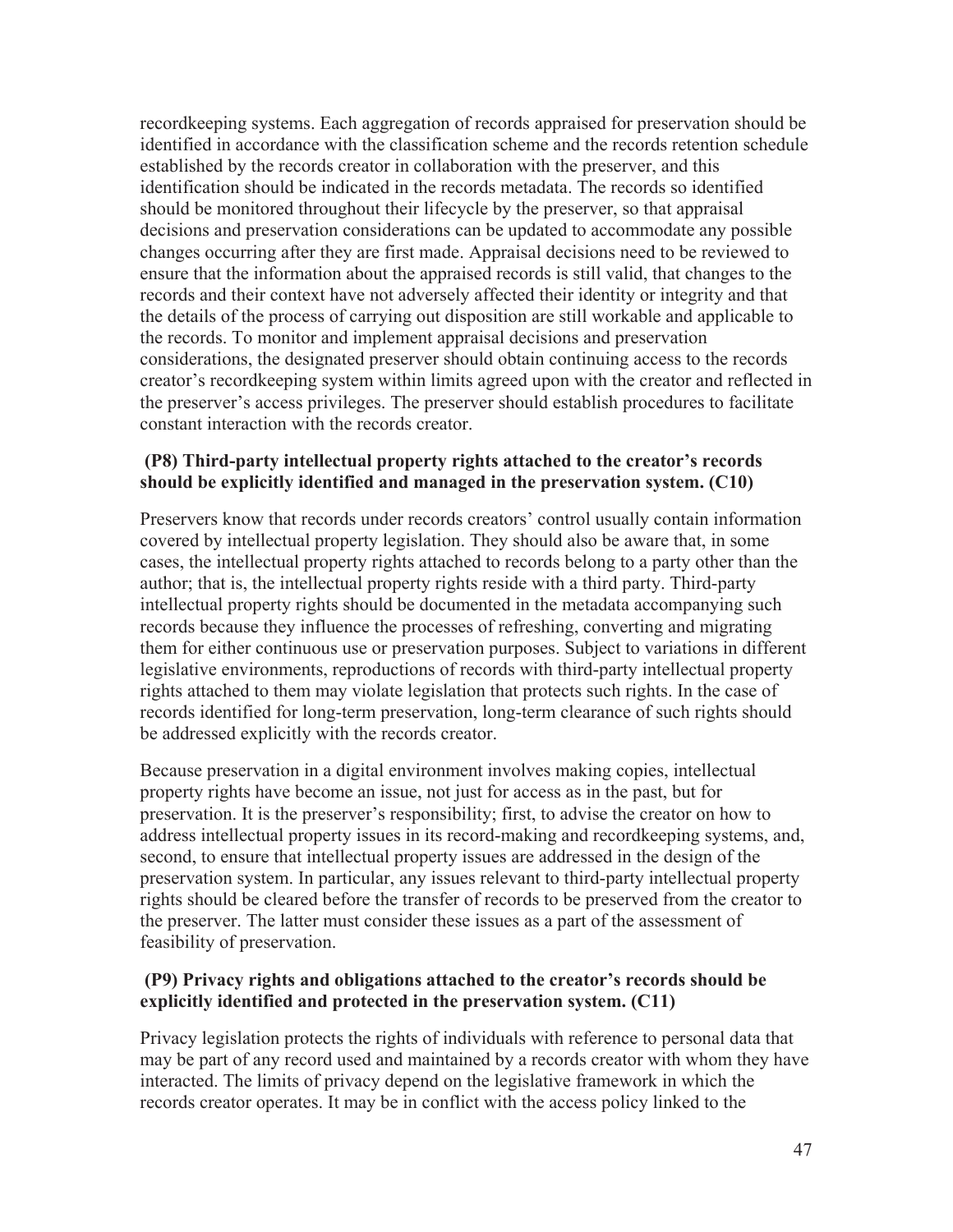recordkeeping systems. Each aggregation of records appraised for preservation should be identified in accordance with the classification scheme and the records retention schedule established by the records creator in collaboration with the preserver, and this identification should be indicated in the records metadata. The records so identified should be monitored throughout their lifecycle by the preserver, so that appraisal decisions and preservation considerations can be updated to accommodate any possible changes occurring after they are first made. Appraisal decisions need to be reviewed to ensure that the information about the appraised records is still valid, that changes to the records and their context have not adversely affected their identity or integrity and that the details of the process of carrying out disposition are still workable and applicable to the records. To monitor and implement appraisal decisions and preservation considerations, the designated preserver should obtain continuing access to the records creator's recordkeeping system within limits agreed upon with the creator and reflected in the preserver's access privileges. The preserver should establish procedures to facilitate constant interaction with the records creator.

**(P8) Third-party intellectual property rights attached to the creator's records should be explicitly identified and managed in the preservation system. (C10)**

Preservers know that records under records creators' control usually contain information covered by intellectual property legislation. They should also be aware that, in some cases, the intellectual property rights attached to records belong to a party other than the author; that is, the intellectual property rights reside with a third party. Third-party intellectual property rights should be documented in the metadata accompanying such records because they influence the processes of refreshing, converting and migrating them for either continuous use or preservation purposes. Subject to variations in different legislative environments, reproductions of records with third-party intellectual property rights attached to them may violate legislation that protects such rights. In the case of records identified for long-term preservation, long-term clearance of such rights should be addressed explicitly with the records creator.

Because preservation in a digital environment involves making copies, intellectual property rights have become an issue, not just for access as in the past, but for preservation. It is the preserver's responsibility; first, to advise the creator on how to address intellectual property issues in its record-making and recordkeeping systems, and, second, to ensure that intellectual property issues are addressed in the design of the preservation system. In particular, any issues relevant to third-party intellectual property rights should be cleared before the transfer of records to be preserved from the creator to the preserver. The latter must consider these issues as a part of the assessment of feasibility of preservation.

**(P9) Privacy rights and obligations attached to the creator's records should be explicitly identified and protected in the preservation system. (C11)**

Privacy legislation protects the rights of individuals with reference to personal data that may be part of any record used and maintained by a records creator with whom they have interacted. The limits of privacy depend on the legislative framework in which the records creator operates. It may be in conflict with the access policy linked to the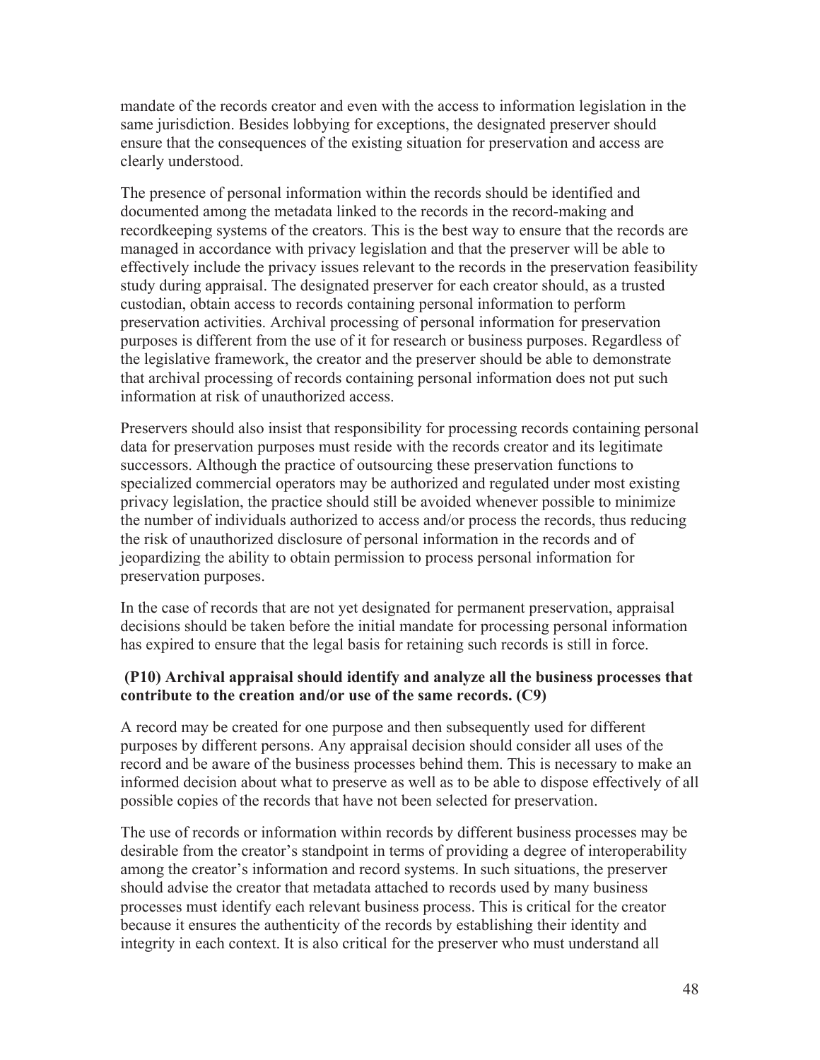mandate of the records creator and even with the access to information legislation in the same jurisdiction. Besides lobbying for exceptions, the designated preserver should ensure that the consequences of the existing situation for preservation and access are clearly understood.

The presence of personal information within the records should be identified and documented among the metadata linked to the records in the record-making and recordkeeping systems of the creators. This is the best way to ensure that the records are managed in accordance with privacy legislation and that the preserver will be able to effectively include the privacy issues relevant to the records in the preservation feasibility study during appraisal. The designated preserver for each creator should, as a trusted custodian, obtain access to records containing personal information to perform preservation activities. Archival processing of personal information for preservation purposes is different from the use of it for research or business purposes. Regardless of the legislative framework, the creator and the preserver should be able to demonstrate that archival processing of records containing personal information does not put such information at risk of unauthorized access.

Preservers should also insist that responsibility for processing records containing personal data for preservation purposes must reside with the records creator and its legitimate successors. Although the practice of outsourcing these preservation functions to specialized commercial operators may be authorized and regulated under most existing privacy legislation, the practice should still be avoided whenever possible to minimize the number of individuals authorized to access and/or process the records, thus reducing the risk of unauthorized disclosure of personal information in the records and of jeopardizing the ability to obtain permission to process personal information for preservation purposes.

In the case of records that are not yet designated for permanent preservation, appraisal decisions should be taken before the initial mandate for processing personal information has expired to ensure that the legal basis for retaining such records is still in force.

**(P10) Archival appraisal should identify and analyze all the business processes that contribute to the creation and/or use of the same records. (C9)**

A record may be created for one purpose and then subsequently used for different purposes by different persons. Any appraisal decision should consider all uses of the record and be aware of the business processes behind them. This is necessary to make an informed decision about what to preserve as well as to be able to dispose effectively of all possible copies of the records that have not been selected for preservation.

The use of records or information within records by different business processes may be desirable from the creator's standpoint in terms of providing a degree of interoperability among the creator's information and record systems. In such situations, the preserver should advise the creator that metadata attached to records used by many business processes must identify each relevant business process. This is critical for the creator because it ensures the authenticity of the records by establishing their identity and integrity in each context. It is also critical for the preserver who must understand all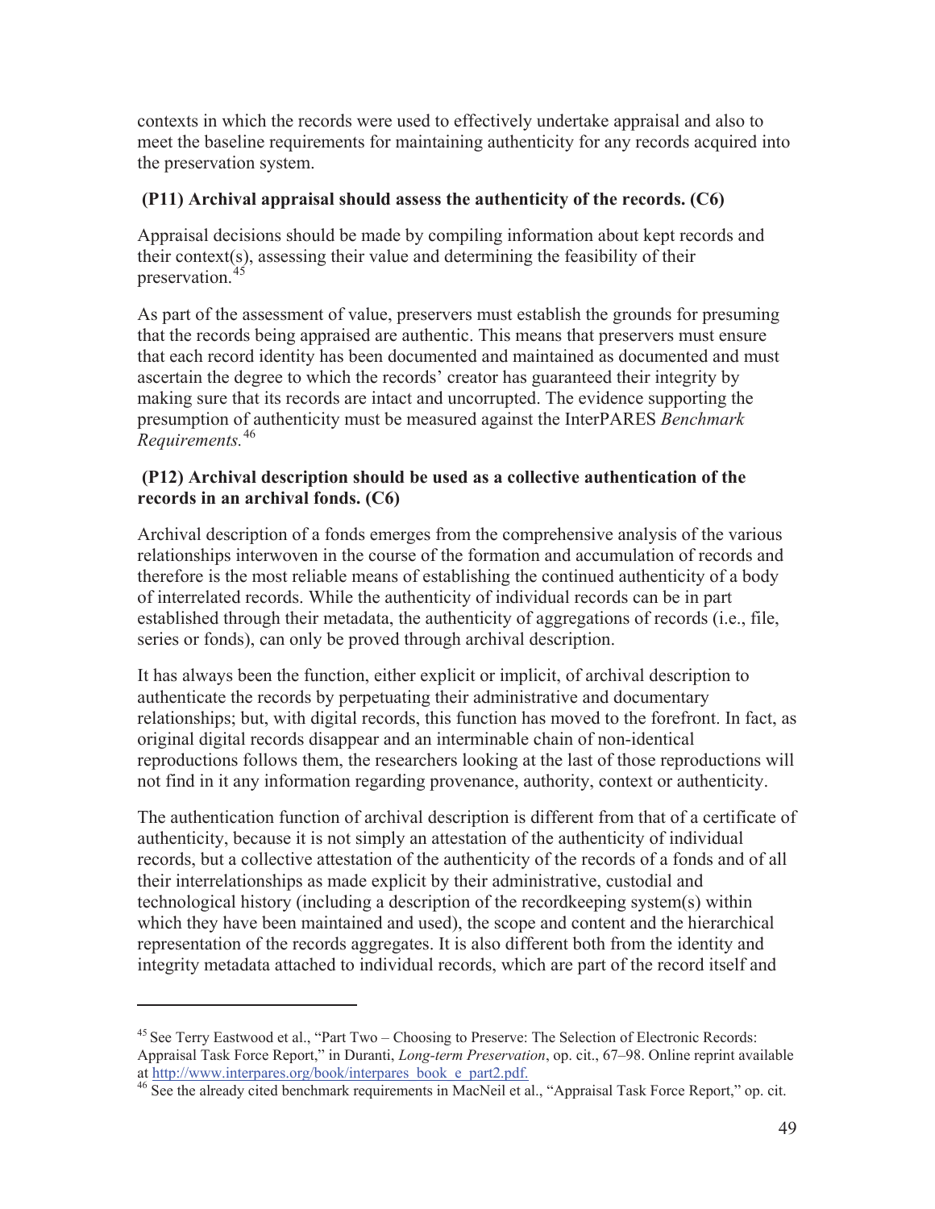contexts in which the records were used to effectively undertake appraisal and also to meet the baseline requirements for maintaining authenticity for any records acquired into the preservation system.

**(P11) Archival appraisal should assess the authenticity of the records. (C6)**

Appraisal decisions should be made by compiling information about kept records and their context(s), assessing their value and determining the feasibility of their preservation.[45]

As part of the assessment of value, preservers must establish the grounds for presuming that the records being appraised are authentic. This means that preservers must ensure that each record identity has been documented and maintained as documented and must ascertain the degree to which the records' creator has guaranteed their integrity by making sure that its records are intact and uncorrupted. The evidence supporting the presumption of authenticity must be measured against the InterPARES *Benchmark Requirements.*[46]

**(P12) Archival description should be used as a collective authentication of the records in an archival fonds. (C6)**

Archival description of a fonds emerges from the comprehensive analysis of the various relationships interwoven in the course of the formation and accumulation of records and therefore is the most reliable means of establishing the continued authenticity of a body of interrelated records. While the authenticity of individual records can be in part established through their metadata, the authenticity of aggregations of records (i.e., file, series or fonds), can only be proved through archival description.

It has always been the function, either explicit or implicit, of archival description to authenticate the records by perpetuating their administrative and documentary relationships; but, with digital records, this function has moved to the forefront. In fact, as original digital records disappear and an interminable chain of non-identical reproductions follows them, the researchers looking at the last of those reproductions will not find in it any information regarding provenance, authority, context or authenticity.

The authentication function of archival description is different from that of a certificate of authenticity, because it is not simply an attestation of the authenticity of individual records, but a collective attestation of the authenticity of the records of a fonds and of all their interrelationships as made explicit by their administrative, custodial and technological history (including a description of the recordkeeping system(s) within which they have been maintained and used), the scope and content and the hierarchical representation of the records aggregates. It is also different both from the identity and integrity metadata attached to individual records, which are part of the record itself and

---

[45] See Terry Eastwood et al., "Part Two – Choosing to Preserve: The Selection of Electronic Records: Appraisal Task Force Report," in Duranti, *Long-term Preservation*, op. cit., 67–98. Online reprint available at http://www.interpares.org/book/interpares_book_e_part2.pdf.

[46] See the already cited benchmark requirements in MacNeil et al., "Appraisal Task Force Report," op. cit.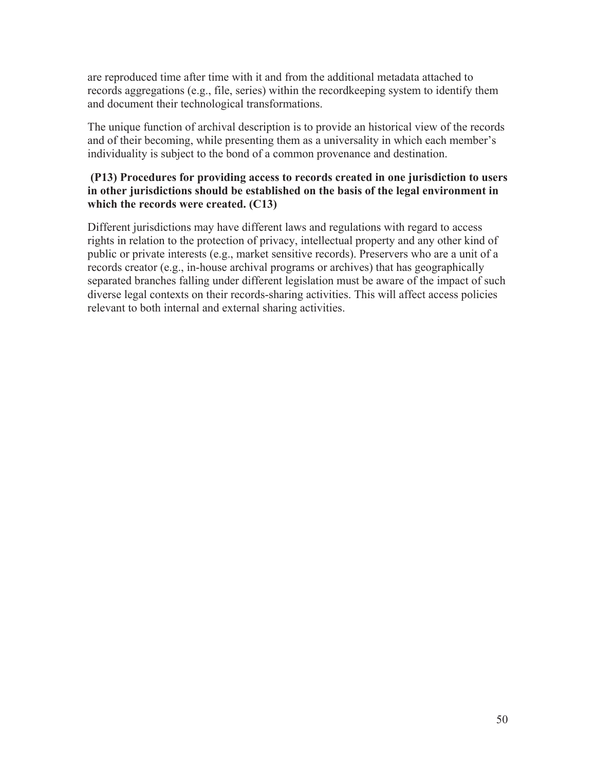are reproduced time after time with it and from the additional metadata attached to records aggregations (e.g., file, series) within the recordkeeping system to identify them and document their technological transformations.

The unique function of archival description is to provide an historical view of the records and of their becoming, while presenting them as a universality in which each member's individuality is subject to the bond of a common provenance and destination.

**(P13) Procedures for providing access to records created in one jurisdiction to users in other jurisdictions should be established on the basis of the legal environment in which the records were created. (C13)**

Different jurisdictions may have different laws and regulations with regard to access rights in relation to the protection of privacy, intellectual property and any other kind of public or private interests (e.g., market sensitive records). Preservers who are a unit of a records creator (e.g., in-house archival programs or archives) that has geographically separated branches falling under different legislation must be aware of the impact of such diverse legal contexts on their records-sharing activities. This will affect access policies relevant to both internal and external sharing activities.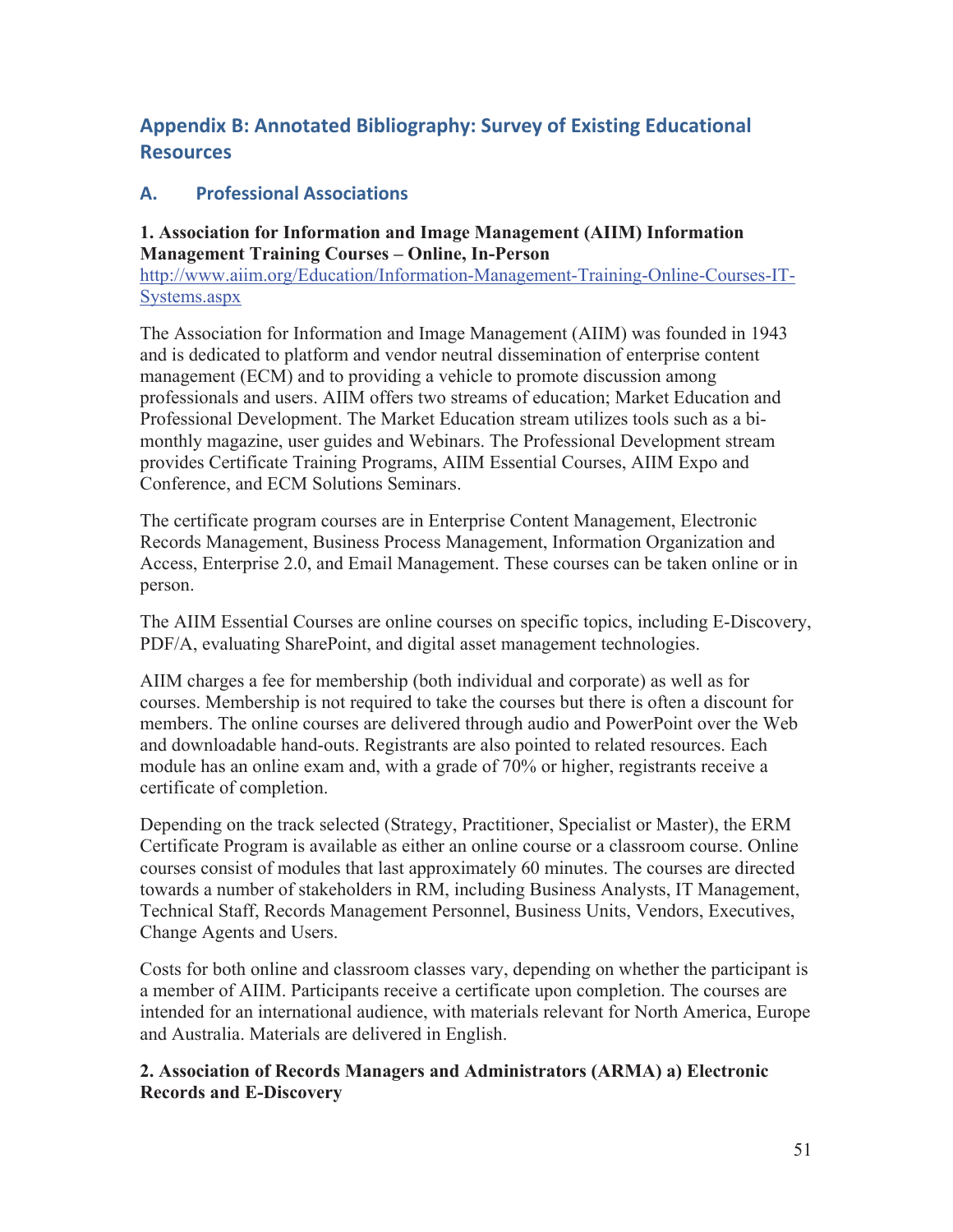## Appendix B: Annotated Bibliography: Survey of Existing Educational Resources

### A. Professional Associations

**1. Association for Information and Image Management (AIIM) Information Management Training Courses – Online, In-Person**
http://www.aiim.org/Education/Information-Management-Training-Online-Courses-IT-Systems.aspx

The Association for Information and Image Management (AIIM) was founded in 1943 and is dedicated to platform and vendor neutral dissemination of enterprise content management (ECM) and to providing a vehicle to promote discussion among professionals and users. AIIM offers two streams of education; Market Education and Professional Development. The Market Education stream utilizes tools such as a bi-monthly magazine, user guides and Webinars. The Professional Development stream provides Certificate Training Programs, AIIM Essential Courses, AIIM Expo and Conference, and ECM Solutions Seminars.

The certificate program courses are in Enterprise Content Management, Electronic Records Management, Business Process Management, Information Organization and Access, Enterprise 2.0, and Email Management. These courses can be taken online or in person.

The AIIM Essential Courses are online courses on specific topics, including E-Discovery, PDF/A, evaluating SharePoint, and digital asset management technologies.

AIIM charges a fee for membership (both individual and corporate) as well as for courses. Membership is not required to take the courses but there is often a discount for members. The online courses are delivered through audio and PowerPoint over the Web and downloadable hand-outs. Registrants are also pointed to related resources. Each module has an online exam and, with a grade of 70% or higher, registrants receive a certificate of completion.

Depending on the track selected (Strategy, Practitioner, Specialist or Master), the ERM Certificate Program is available as either an online course or a classroom course. Online courses consist of modules that last approximately 60 minutes. The courses are directed towards a number of stakeholders in RM, including Business Analysts, IT Management, Technical Staff, Records Management Personnel, Business Units, Vendors, Executives, Change Agents and Users.

Costs for both online and classroom classes vary, depending on whether the participant is a member of AIIM. Participants receive a certificate upon completion. The courses are intended for an international audience, with materials relevant for North America, Europe and Australia. Materials are delivered in English.

**2. Association of Records Managers and Administrators (ARMA) a) Electronic Records and E-Discovery**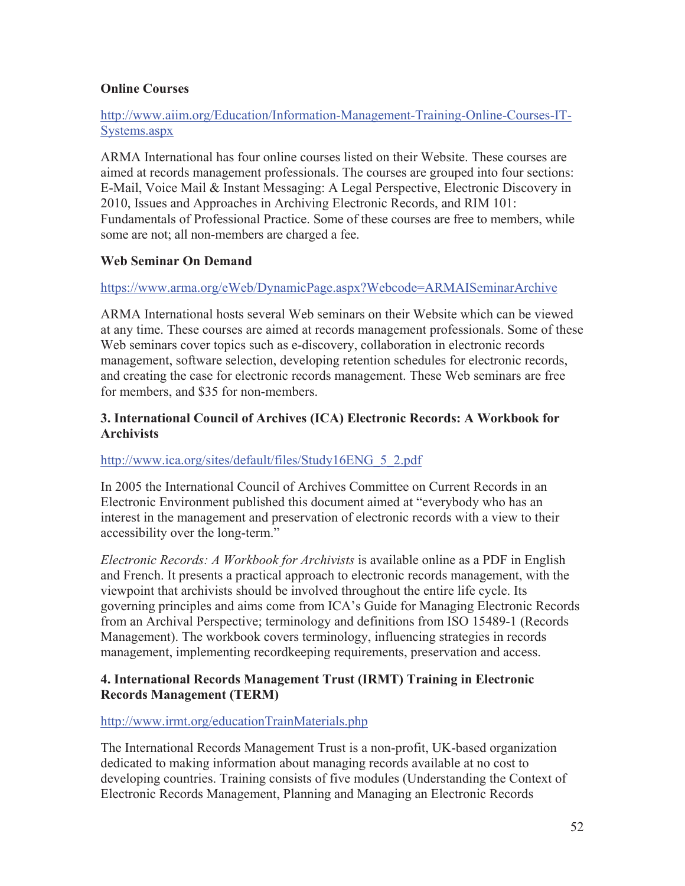**Online Courses**

http://www.aiim.org/Education/Information-Management-Training-Online-Courses-IT-Systems.aspx

ARMA International has four online courses listed on their Website. These courses are aimed at records management professionals. The courses are grouped into four sections: E-Mail, Voice Mail & Instant Messaging: A Legal Perspective, Electronic Discovery in 2010, Issues and Approaches in Archiving Electronic Records, and RIM 101: Fundamentals of Professional Practice. Some of these courses are free to members, while some are not; all non-members are charged a fee.

**Web Seminar On Demand**

https://www.arma.org/eWeb/DynamicPage.aspx?Webcode=ARMAISeminarArchive

ARMA International hosts several Web seminars on their Website which can be viewed at any time. These courses are aimed at records management professionals. Some of these Web seminars cover topics such as e-discovery, collaboration in electronic records management, software selection, developing retention schedules for electronic records, and creating the case for electronic records management. These Web seminars are free for members, and $35 for non-members.

**3. International Council of Archives (ICA) Electronic Records: A Workbook for Archivists**

http://www.ica.org/sites/default/files/Study16ENG_5_2.pdf

In 2005 the International Council of Archives Committee on Current Records in an Electronic Environment published this document aimed at "everybody who has an interest in the management and preservation of electronic records with a view to their accessibility over the long-term."

*Electronic Records: A Workbook for Archivists* is available online as a PDF in English and French. It presents a practical approach to electronic records management, with the viewpoint that archivists should be involved throughout the entire life cycle. Its governing principles and aims come from ICA's Guide for Managing Electronic Records from an Archival Perspective; terminology and definitions from ISO 15489-1 (Records Management). The workbook covers terminology, influencing strategies in records management, implementing recordkeeping requirements, preservation and access.

**4. International Records Management Trust (IRMT) Training in Electronic Records Management (TERM)**

http://www.irmt.org/educationTrainMaterials.php

The International Records Management Trust is a non-profit, UK-based organization dedicated to making information about managing records available at no cost to developing countries. Training consists of five modules (Understanding the Context of Electronic Records Management, Planning and Managing an Electronic Records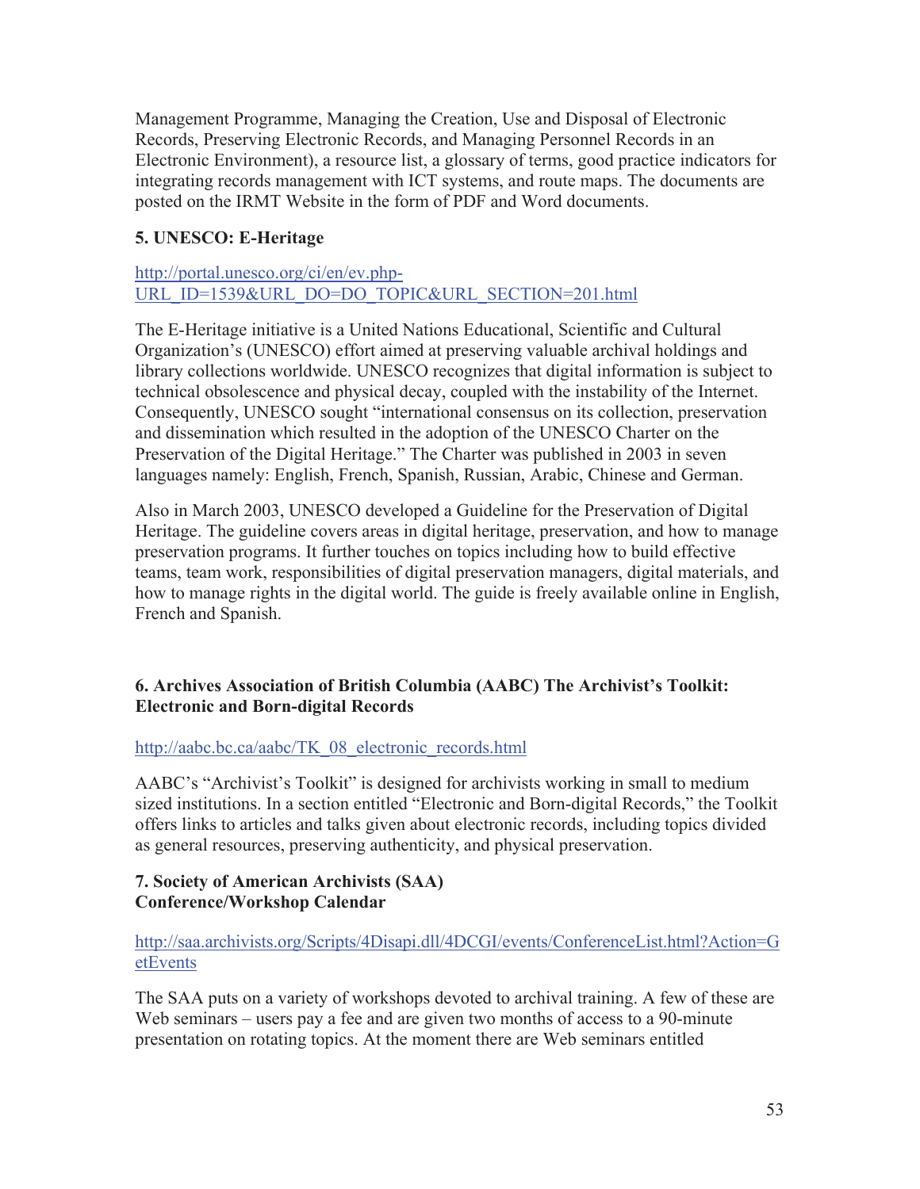Management Programme, Managing the Creation, Use and Disposal of Electronic Records, Preserving Electronic Records, and Managing Personnel Records in an Electronic Environment), a resource list, a glossary of terms, good practice indicators for integrating records management with ICT systems, and route maps. The documents are posted on the IRMT Website in the form of PDF and Word documents.

**5. UNESCO: E-Heritage**

http://portal.unesco.org/ci/en/ev.php-URL_ID=1539&URL_DO=DO_TOPIC&URL_SECTION=201.html

The E-Heritage initiative is a United Nations Educational, Scientific and Cultural Organization's (UNESCO) effort aimed at preserving valuable archival holdings and library collections worldwide. UNESCO recognizes that digital information is subject to technical obsolescence and physical decay, coupled with the instability of the Internet. Consequently, UNESCO sought "international consensus on its collection, preservation and dissemination which resulted in the adoption of the UNESCO Charter on the Preservation of the Digital Heritage." The Charter was published in 2003 in seven languages namely: English, French, Spanish, Russian, Arabic, Chinese and German.

Also in March 2003, UNESCO developed a Guideline for the Preservation of Digital Heritage. The guideline covers areas in digital heritage, preservation, and how to manage preservation programs. It further touches on topics including how to build effective teams, team work, responsibilities of digital preservation managers, digital materials, and how to manage rights in the digital world. The guide is freely available online in English, French and Spanish.

**6. Archives Association of British Columbia (AABC) The Archivist's Toolkit: Electronic and Born-digital Records**

http://aabc.bc.ca/aabc/TK_08_electronic_records.html

AABC's "Archivist's Toolkit" is designed for archivists working in small to medium sized institutions. In a section entitled "Electronic and Born-digital Records," the Toolkit offers links to articles and talks given about electronic records, including topics divided as general resources, preserving authenticity, and physical preservation.

**7. Society of American Archivists (SAA) Conference/Workshop Calendar**

http://saa.archivists.org/Scripts/4Disapi.dll/4DCGI/events/ConferenceList.html?Action=GetEvents

The SAA puts on a variety of workshops devoted to archival training. A few of these are Web seminars – users pay a fee and are given two months of access to a 90-minute presentation on rotating topics. At the moment there are Web seminars entitled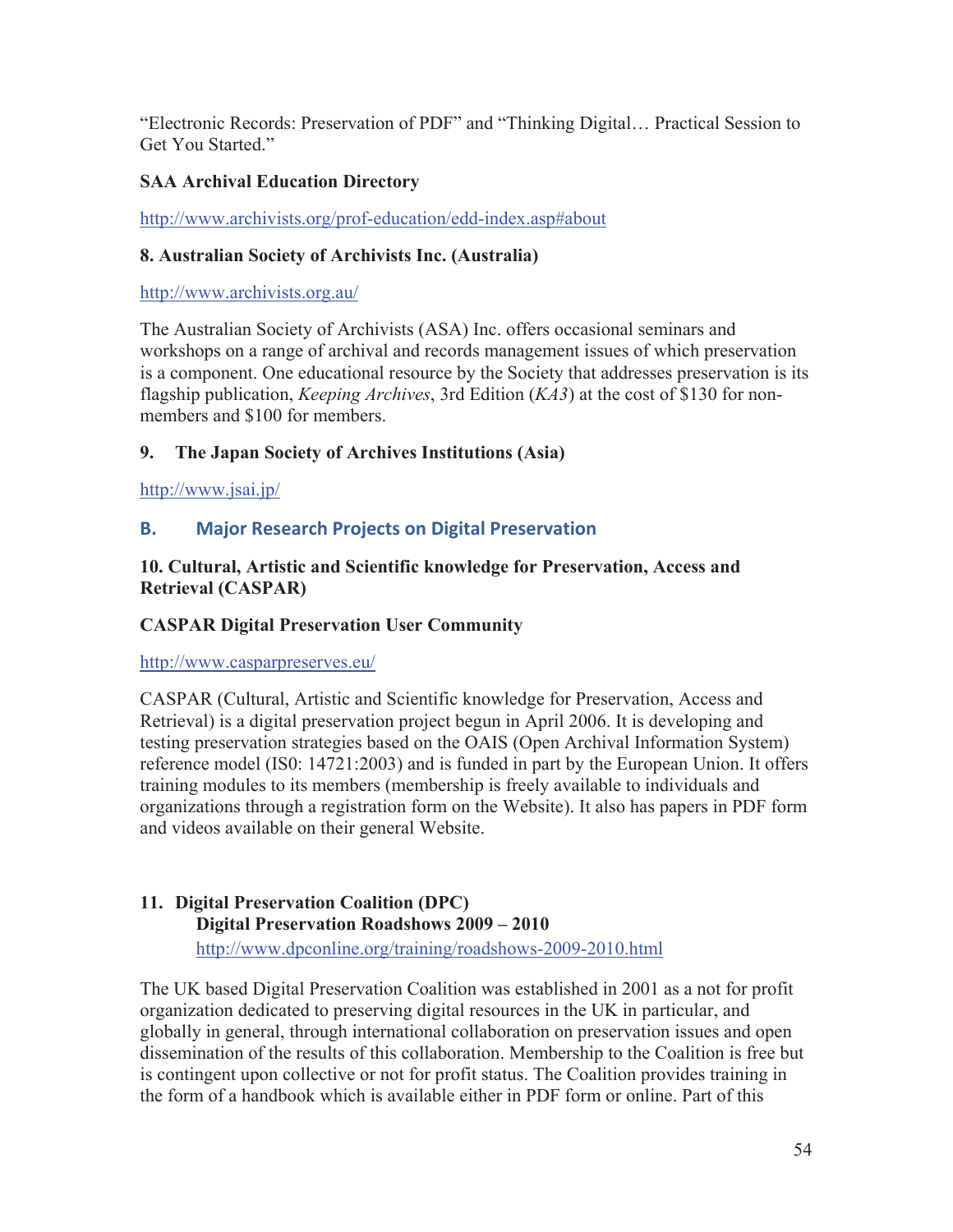"Electronic Records: Preservation of PDF" and "Thinking Digital… Practical Session to Get You Started."

**SAA Archival Education Directory**

http://www.archivists.org/prof-education/edd-index.asp#about

**8. Australian Society of Archivists Inc. (Australia)**

http://www.archivists.org.au/

The Australian Society of Archivists (ASA) Inc. offers occasional seminars and workshops on a range of archival and records management issues of which preservation is a component. One educational resource by the Society that addresses preservation is its flagship publication, *Keeping Archives*, 3rd Edition (*KA3*) at the cost of $130 for non-members and $100 for members.

**9. The Japan Society of Archives Institutions (Asia)**

http://www.jsai.jp/

## B. Major Research Projects on Digital Preservation

**10. Cultural, Artistic and Scientific knowledge for Preservation, Access and Retrieval (CASPAR)**

**CASPAR Digital Preservation User Community**

http://www.casparpreserves.eu/

CASPAR (Cultural, Artistic and Scientific knowledge for Preservation, Access and Retrieval) is a digital preservation project begun in April 2006. It is developing and testing preservation strategies based on the OAIS (Open Archival Information System) reference model (IS0: 14721:2003) and is funded in part by the European Union. It offers training modules to its members (membership is freely available to individuals and organizations through a registration form on the Website). It also has papers in PDF form and videos available on their general Website.

**11. Digital Preservation Coalition (DPC)**
**Digital Preservation Roadshows 2009 – 2010**
http://www.dpconline.org/training/roadshows-2009-2010.html

The UK based Digital Preservation Coalition was established in 2001 as a not for profit organization dedicated to preserving digital resources in the UK in particular, and globally in general, through international collaboration on preservation issues and open dissemination of the results of this collaboration. Membership to the Coalition is free but is contingent upon collective or not for profit status. The Coalition provides training in the form of a handbook which is available either in PDF form or online. Part of this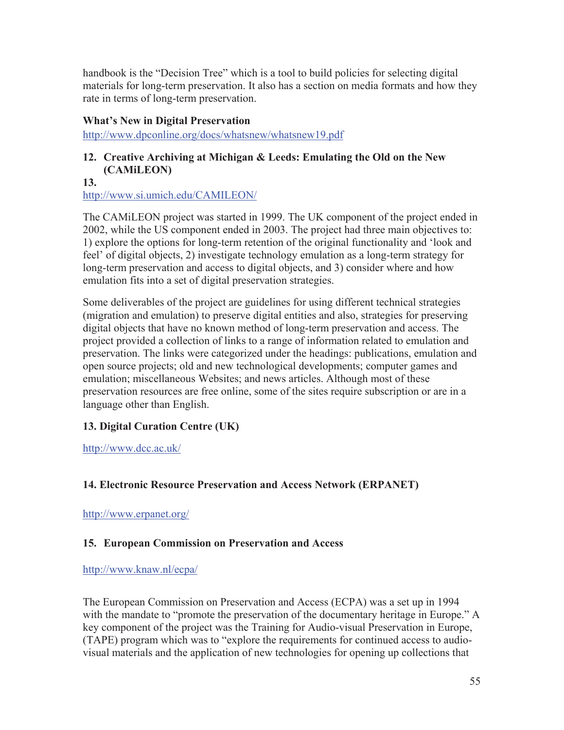handbook is the "Decision Tree" which is a tool to build policies for selecting digital materials for long-term preservation. It also has a section on media formats and how they rate in terms of long-term preservation.

**What's New in Digital Preservation**

http://www.dpconline.org/docs/whatsnew/whatsnew19.pdf

### 12. Creative Archiving at Michigan & Leeds: Emulating the Old on the New (CAMiLEON)

**13.**

http://www.si.umich.edu/CAMILEON/

The CAMiLEON project was started in 1999. The UK component of the project ended in 2002, while the US component ended in 2003. The project had three main objectives to: 1) explore the options for long-term retention of the original functionality and 'look and feel' of digital objects, 2) investigate technology emulation as a long-term strategy for long-term preservation and access to digital objects, and 3) consider where and how emulation fits into a set of digital preservation strategies.

Some deliverables of the project are guidelines for using different technical strategies (migration and emulation) to preserve digital entities and also, strategies for preserving digital objects that have no known method of long-term preservation and access. The project provided a collection of links to a range of information related to emulation and preservation. The links were categorized under the headings: publications, emulation and open source projects; old and new technological developments; computer games and emulation; miscellaneous Websites; and news articles. Although most of these preservation resources are free online, some of the sites require subscription or are in a language other than English.

### 13. Digital Curation Centre (UK)

http://www.dcc.ac.uk/

### 14. Electronic Resource Preservation and Access Network (ERPANET)

http://www.erpanet.org/

### 15. European Commission on Preservation and Access

http://www.knaw.nl/ecpa/

The European Commission on Preservation and Access (ECPA) was a set up in 1994 with the mandate to "promote the preservation of the documentary heritage in Europe." A key component of the project was the Training for Audio-visual Preservation in Europe, (TAPE) program which was to "explore the requirements for continued access to audio-visual materials and the application of new technologies for opening up collections that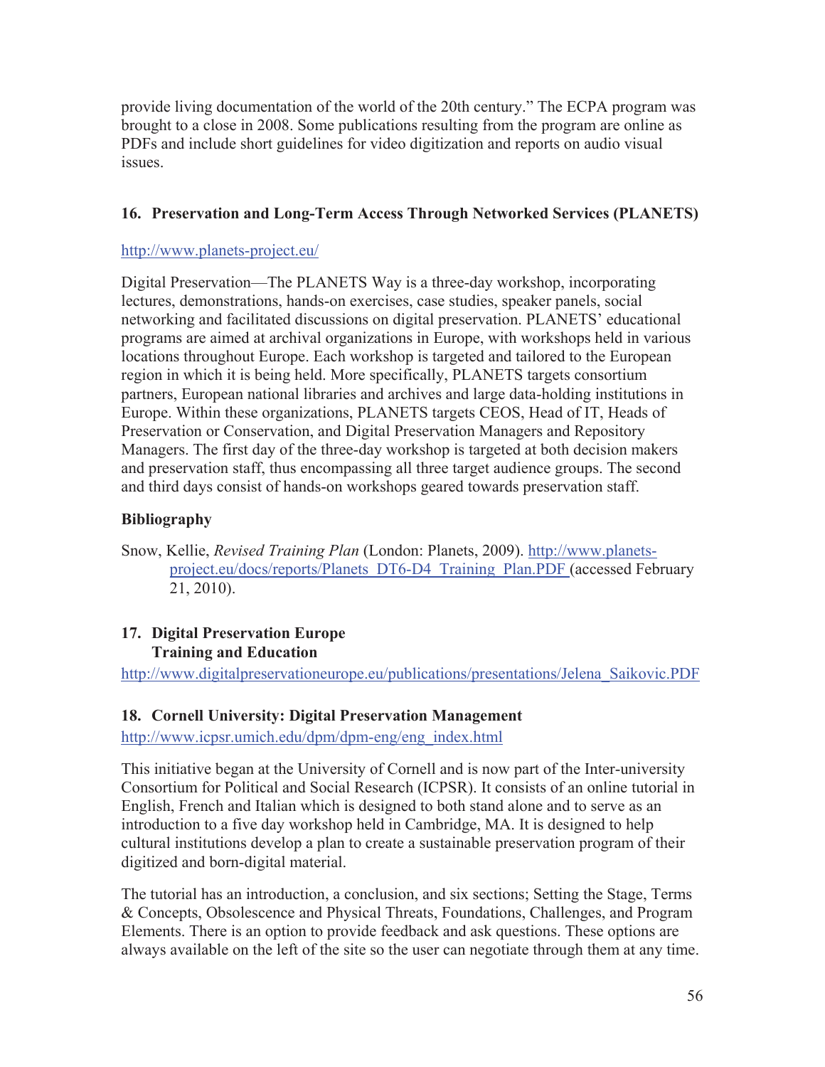provide living documentation of the world of the 20th century." The ECPA program was brought to a close in 2008. Some publications resulting from the program are online as PDFs and include short guidelines for video digitization and reports on audio visual issues.

### 16. Preservation and Long-Term Access Through Networked Services (PLANETS)

http://www.planets-project.eu/

Digital Preservation—The PLANETS Way is a three-day workshop, incorporating lectures, demonstrations, hands-on exercises, case studies, speaker panels, social networking and facilitated discussions on digital preservation. PLANETS' educational programs are aimed at archival organizations in Europe, with workshops held in various locations throughout Europe. Each workshop is targeted and tailored to the European region in which it is being held. More specifically, PLANETS targets consortium partners, European national libraries and archives and large data-holding institutions in Europe. Within these organizations, PLANETS targets CEOS, Head of IT, Heads of Preservation or Conservation, and Digital Preservation Managers and Repository Managers. The first day of the three-day workshop is targeted at both decision makers and preservation staff, thus encompassing all three target audience groups. The second and third days consist of hands-on workshops geared towards preservation staff.

#### Bibliography

Snow, Kellie, *Revised Training Plan* (London: Planets, 2009). http://www.planets-project.eu/docs/reports/Planets_DT6-D4_Training_Plan.PDF (accessed February 21, 2010).

### 17. Digital Preservation Europe Training and Education

http://www.digitalpreservationeurope.eu/publications/presentations/Jelena_Saikovic.PDF

### 18. Cornell University: Digital Preservation Management

http://www.icpsr.umich.edu/dpm/dpm-eng/eng_index.html

This initiative began at the University of Cornell and is now part of the Inter-university Consortium for Political and Social Research (ICPSR). It consists of an online tutorial in English, French and Italian which is designed to both stand alone and to serve as an introduction to a five day workshop held in Cambridge, MA. It is designed to help cultural institutions develop a plan to create a sustainable preservation program of their digitized and born-digital material.

The tutorial has an introduction, a conclusion, and six sections; Setting the Stage, Terms & Concepts, Obsolescence and Physical Threats, Foundations, Challenges, and Program Elements. There is an option to provide feedback and ask questions. These options are always available on the left of the site so the user can negotiate through them at any time.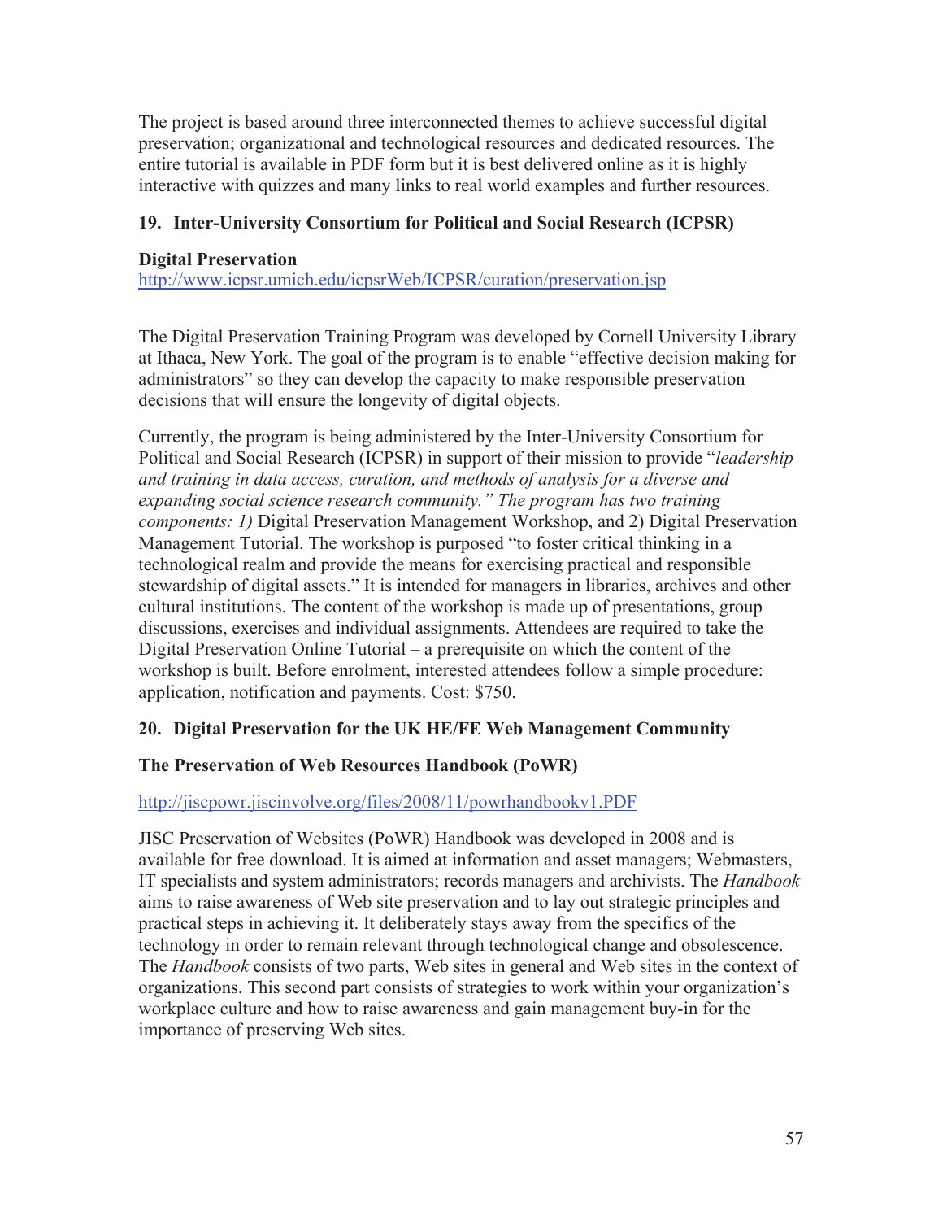The project is based around three interconnected themes to achieve successful digital preservation; organizational and technological resources and dedicated resources. The entire tutorial is available in PDF form but it is best delivered online as it is highly interactive with quizzes and many links to real world examples and further resources.

### 19. Inter-University Consortium for Political and Social Research (ICPSR)

**Digital Preservation**
http://www.icpsr.umich.edu/icpsrWeb/ICPSR/curation/preservation.jsp

The Digital Preservation Training Program was developed by Cornell University Library at Ithaca, New York. The goal of the program is to enable "effective decision making for administrators" so they can develop the capacity to make responsible preservation decisions that will ensure the longevity of digital objects.

Currently, the program is being administered by the Inter-University Consortium for Political and Social Research (ICPSR) in support of their mission to provide "*leadership and training in data access, curation, and methods of analysis for a diverse and expanding social science research community." The program has two training components: 1)* Digital Preservation Management Workshop, and 2) Digital Preservation Management Tutorial. The workshop is purposed "to foster critical thinking in a technological realm and provide the means for exercising practical and responsible stewardship of digital assets." It is intended for managers in libraries, archives and other cultural institutions. The content of the workshop is made up of presentations, group discussions, exercises and individual assignments. Attendees are required to take the Digital Preservation Online Tutorial – a prerequisite on which the content of the workshop is built. Before enrolment, interested attendees follow a simple procedure: application, notification and payments. Cost: $750.

### 20. Digital Preservation for the UK HE/FE Web Management Community

**The Preservation of Web Resources Handbook (PoWR)**

http://jiscpowr.jiscinvolve.org/files/2008/11/powrhandbookv1.PDF

JISC Preservation of Websites (PoWR) Handbook was developed in 2008 and is available for free download. It is aimed at information and asset managers; Webmasters, IT specialists and system administrators; records managers and archivists. The *Handbook* aims to raise awareness of Web site preservation and to lay out strategic principles and practical steps in achieving it. It deliberately stays away from the specifics of the technology in order to remain relevant through technological change and obsolescence. The *Handbook* consists of two parts, Web sites in general and Web sites in the context of organizations. This second part consists of strategies to work within your organization's workplace culture and how to raise awareness and gain management buy-in for the importance of preserving Web sites.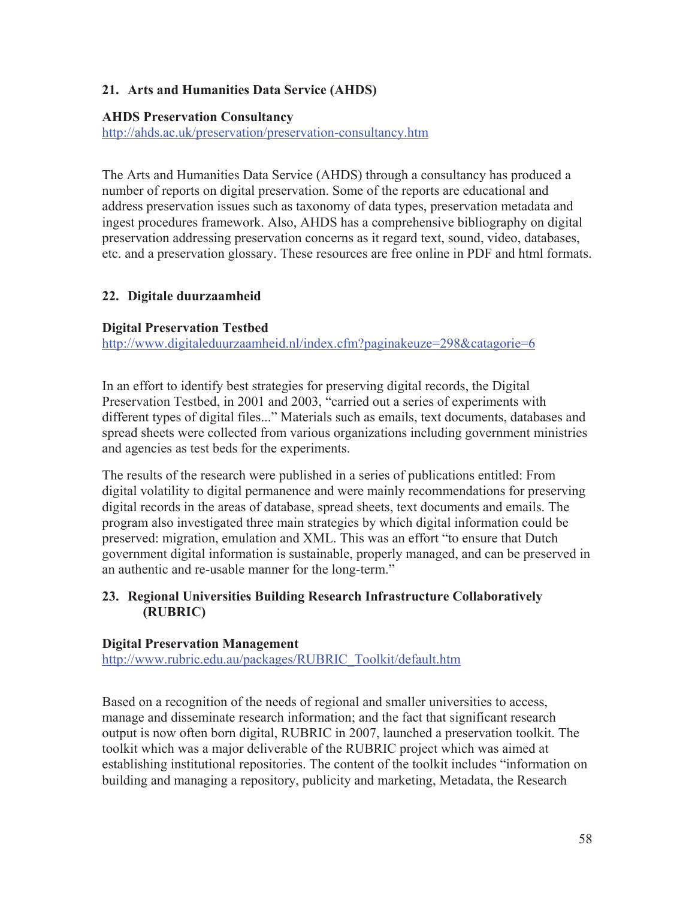## 21. Arts and Humanities Data Service (AHDS)

**AHDS Preservation Consultancy**
http://ahds.ac.uk/preservation/preservation-consultancy.htm

The Arts and Humanities Data Service (AHDS) through a consultancy has produced a number of reports on digital preservation. Some of the reports are educational and address preservation issues such as taxonomy of data types, preservation metadata and ingest procedures framework. Also, AHDS has a comprehensive bibliography on digital preservation addressing preservation concerns as it regard text, sound, video, databases, etc. and a preservation glossary. These resources are free online in PDF and html formats.

## 22. Digitale duurzaamheid

**Digital Preservation Testbed**
http://www.digitaleduurzaamheid.nl/index.cfm?paginakeuze=298&catagorie=6

In an effort to identify best strategies for preserving digital records, the Digital Preservation Testbed, in 2001 and 2003, "carried out a series of experiments with different types of digital files..." Materials such as emails, text documents, databases and spread sheets were collected from various organizations including government ministries and agencies as test beds for the experiments.

The results of the research were published in a series of publications entitled: From digital volatility to digital permanence and were mainly recommendations for preserving digital records in the areas of database, spread sheets, text documents and emails. The program also investigated three main strategies by which digital information could be preserved: migration, emulation and XML. This was an effort "to ensure that Dutch government digital information is sustainable, properly managed, and can be preserved in an authentic and re-usable manner for the long-term."

## 23. Regional Universities Building Research Infrastructure Collaboratively (RUBRIC)

**Digital Preservation Management**
http://www.rubric.edu.au/packages/RUBRIC_Toolkit/default.htm

Based on a recognition of the needs of regional and smaller universities to access, manage and disseminate research information; and the fact that significant research output is now often born digital, RUBRIC in 2007, launched a preservation toolkit. The toolkit which was a major deliverable of the RUBRIC project which was aimed at establishing institutional repositories. The content of the toolkit includes "information on building and managing a repository, publicity and marketing, Metadata, the Research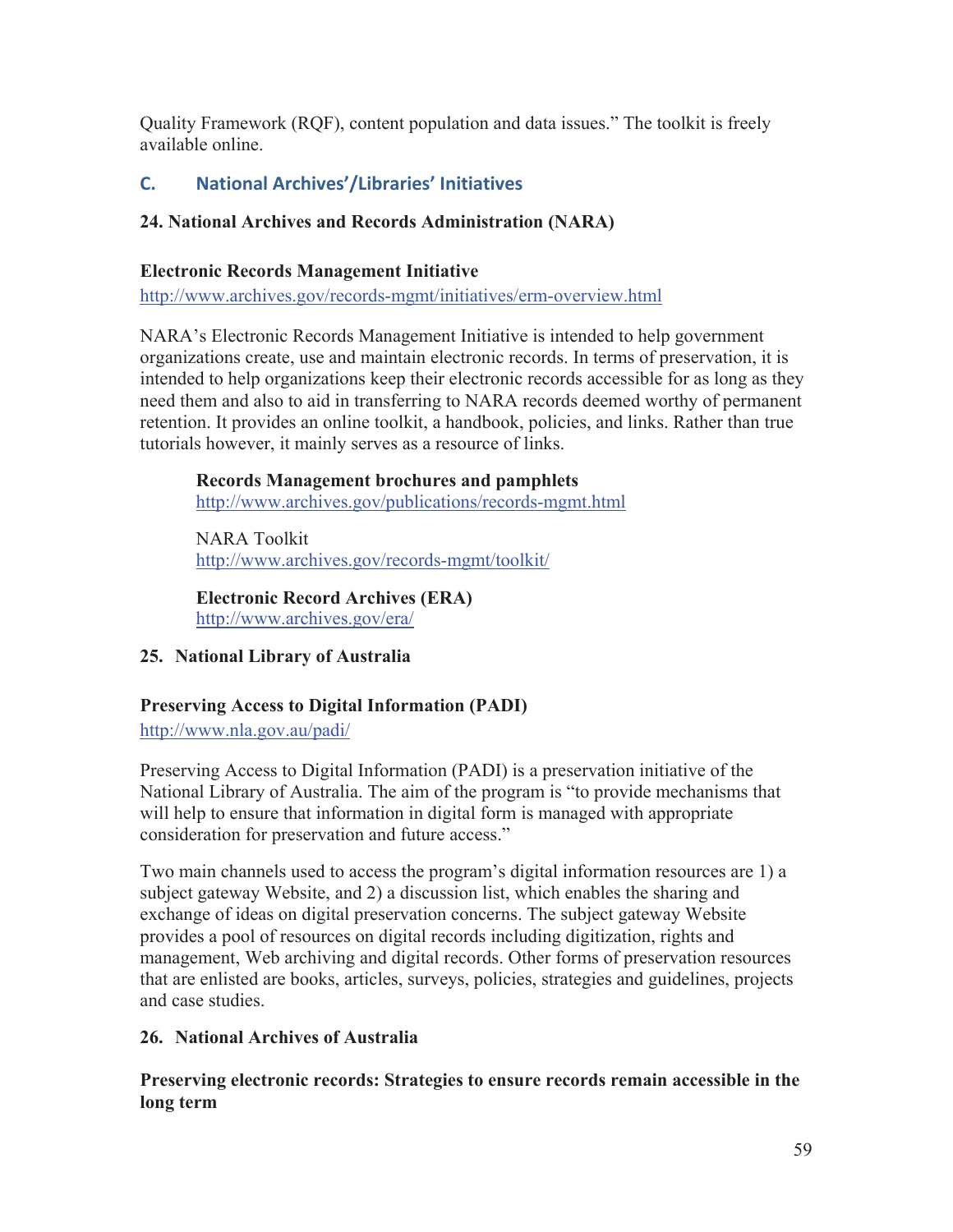Quality Framework (RQF), content population and data issues." The toolkit is freely available online.

## C. National Archives'/Libraries' Initiatives

### 24. National Archives and Records Administration (NARA)

**Electronic Records Management Initiative**
http://www.archives.gov/records-mgmt/initiatives/erm-overview.html

NARA's Electronic Records Management Initiative is intended to help government organizations create, use and maintain electronic records. In terms of preservation, it is intended to help organizations keep their electronic records accessible for as long as they need them and also to aid in transferring to NARA records deemed worthy of permanent retention. It provides an online toolkit, a handbook, policies, and links. Rather than true tutorials however, it mainly serves as a resource of links.

> **Records Management brochures and pamphlets**
> http://www.archives.gov/publications/records-mgmt.html
>
> NARA Toolkit
> http://www.archives.gov/records-mgmt/toolkit/
>
> **Electronic Record Archives (ERA)**
> http://www.archives.gov/era/

### 25. National Library of Australia

**Preserving Access to Digital Information (PADI)**
http://www.nla.gov.au/padi/

Preserving Access to Digital Information (PADI) is a preservation initiative of the National Library of Australia. The aim of the program is "to provide mechanisms that will help to ensure that information in digital form is managed with appropriate consideration for preservation and future access."

Two main channels used to access the program's digital information resources are 1) a subject gateway Website, and 2) a discussion list, which enables the sharing and exchange of ideas on digital preservation concerns. The subject gateway Website provides a pool of resources on digital records including digitization, rights and management, Web archiving and digital records. Other forms of preservation resources that are enlisted are books, articles, surveys, policies, strategies and guidelines, projects and case studies.

### 26. National Archives of Australia

**Preserving electronic records: Strategies to ensure records remain accessible in the long term**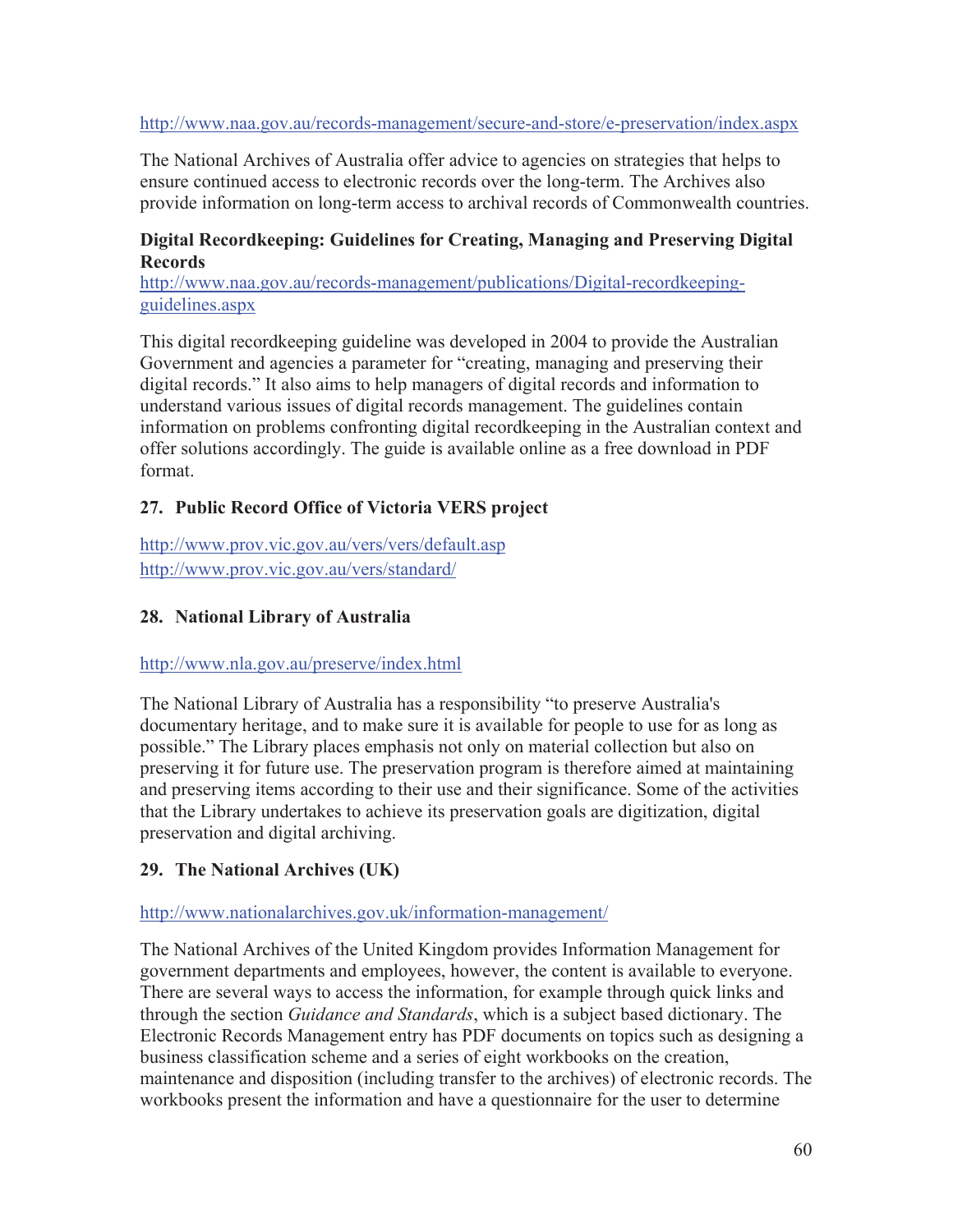http://www.naa.gov.au/records-management/secure-and-store/e-preservation/index.aspx

The National Archives of Australia offer advice to agencies on strategies that helps to ensure continued access to electronic records over the long-term. The Archives also provide information on long-term access to archival records of Commonwealth countries.

**Digital Recordkeeping: Guidelines for Creating, Managing and Preserving Digital Records**
http://www.naa.gov.au/records-management/publications/Digital-recordkeeping-guidelines.aspx

This digital recordkeeping guideline was developed in 2004 to provide the Australian Government and agencies a parameter for "creating, managing and preserving their digital records." It also aims to help managers of digital records and information to understand various issues of digital records management. The guidelines contain information on problems confronting digital recordkeeping in the Australian context and offer solutions accordingly. The guide is available online as a free download in PDF format.

### 27. Public Record Office of Victoria VERS project

http://www.prov.vic.gov.au/vers/vers/default.asp
http://www.prov.vic.gov.au/vers/standard/

### 28. National Library of Australia

http://www.nla.gov.au/preserve/index.html

The National Library of Australia has a responsibility "to preserve Australia's documentary heritage, and to make sure it is available for people to use for as long as possible." The Library places emphasis not only on material collection but also on preserving it for future use. The preservation program is therefore aimed at maintaining and preserving items according to their use and their significance. Some of the activities that the Library undertakes to achieve its preservation goals are digitization, digital preservation and digital archiving.

### 29. The National Archives (UK)

http://www.nationalarchives.gov.uk/information-management/

The National Archives of the United Kingdom provides Information Management for government departments and employees, however, the content is available to everyone. There are several ways to access the information, for example through quick links and through the section *Guidance and Standards*, which is a subject based dictionary. The Electronic Records Management entry has PDF documents on topics such as designing a business classification scheme and a series of eight workbooks on the creation, maintenance and disposition (including transfer to the archives) of electronic records. The workbooks present the information and have a questionnaire for the user to determine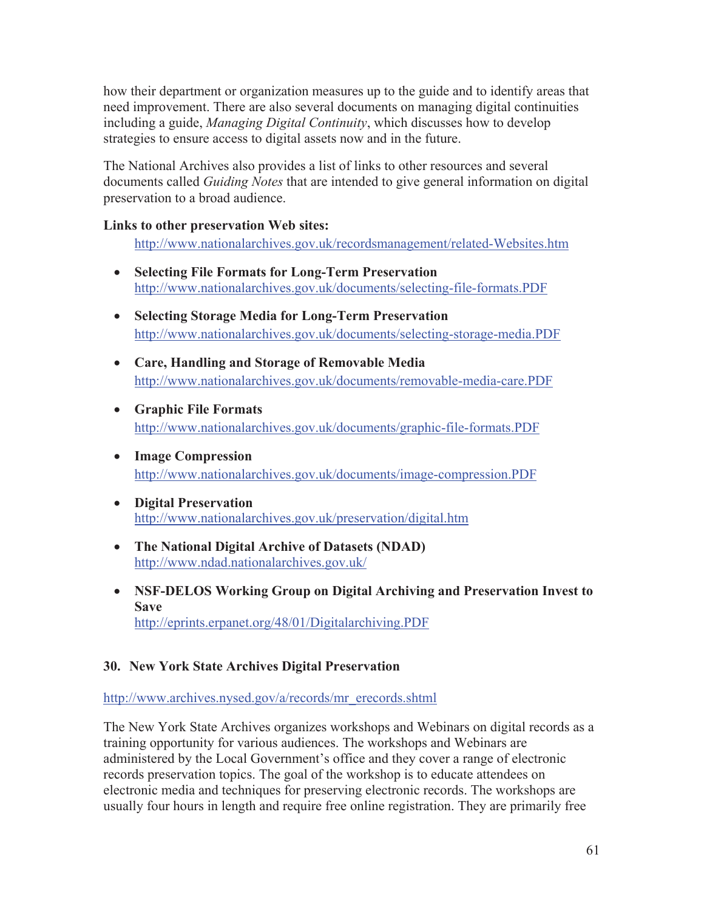how their department or organization measures up to the guide and to identify areas that need improvement. There are also several documents on managing digital continuities including a guide, *Managing Digital Continuity*, which discusses how to develop strategies to ensure access to digital assets now and in the future.

The National Archives also provides a list of links to other resources and several documents called *Guiding Notes* that are intended to give general information on digital preservation to a broad audience.

**Links to other preservation Web sites:**
http://www.nationalarchives.gov.uk/recordsmanagement/related-Websites.htm

- **Selecting File Formats for Long-Term Preservation**
  http://www.nationalarchives.gov.uk/documents/selecting-file-formats.PDF

- **Selecting Storage Media for Long-Term Preservation**
  http://www.nationalarchives.gov.uk/documents/selecting-storage-media.PDF

- **Care, Handling and Storage of Removable Media**
  http://www.nationalarchives.gov.uk/documents/removable-media-care.PDF

- **Graphic File Formats**
  http://www.nationalarchives.gov.uk/documents/graphic-file-formats.PDF

- **Image Compression**
  http://www.nationalarchives.gov.uk/documents/image-compression.PDF

- **Digital Preservation**
  http://www.nationalarchives.gov.uk/preservation/digital.htm

- **The National Digital Archive of Datasets (NDAD)**
  http://www.ndad.nationalarchives.gov.uk/

- **NSF-DELOS Working Group on Digital Archiving and Preservation Invest to Save**
  http://eprints.erpanet.org/48/01/Digitalarchiving.PDF

### 30. New York State Archives Digital Preservation

http://www.archives.nysed.gov/a/records/mr_erecords.shtml

The New York State Archives organizes workshops and Webinars on digital records as a training opportunity for various audiences. The workshops and Webinars are administered by the Local Government's office and they cover a range of electronic records preservation topics. The goal of the workshop is to educate attendees on electronic media and techniques for preserving electronic records. The workshops are usually four hours in length and require free online registration. They are primarily free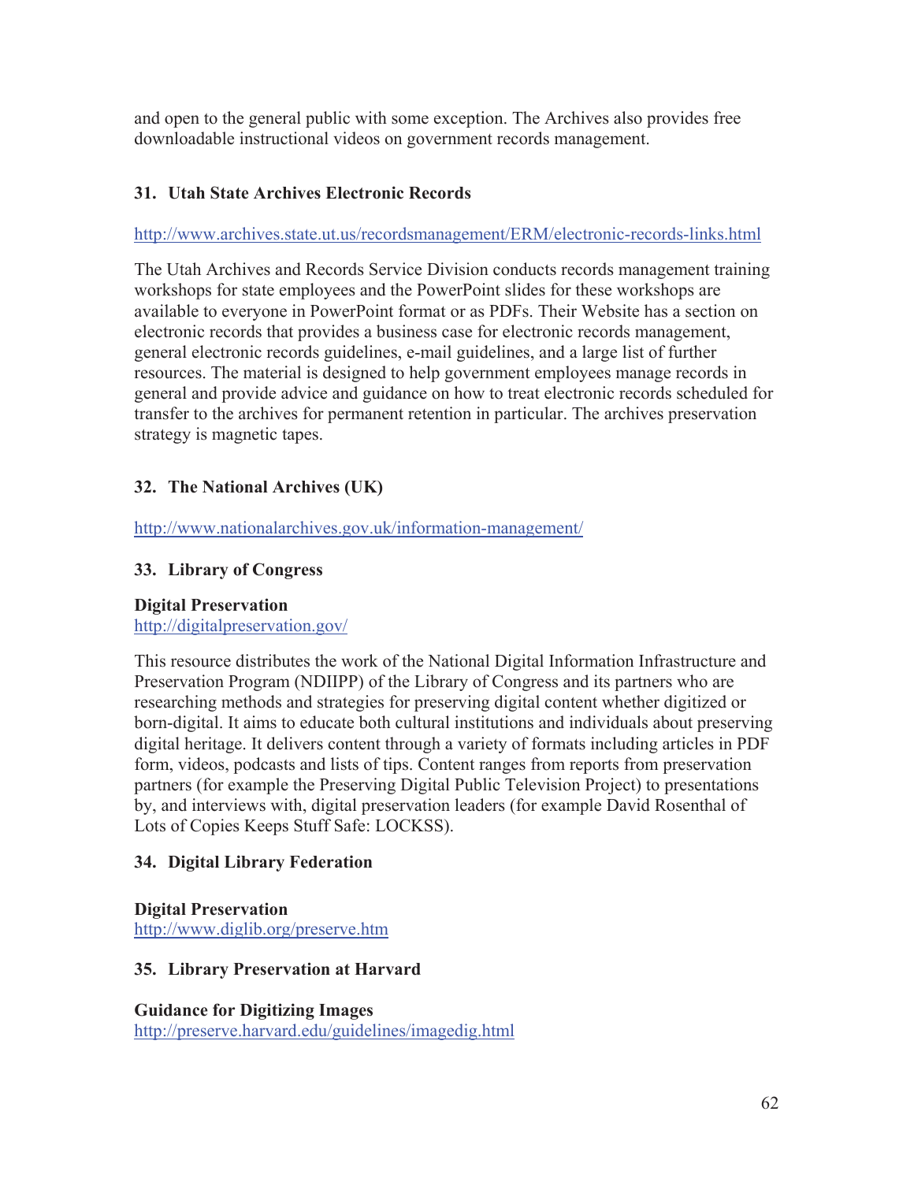and open to the general public with some exception. The Archives also provides free downloadable instructional videos on government records management.

### 31. Utah State Archives Electronic Records

http://www.archives.state.ut.us/recordsmanagement/ERM/electronic-records-links.html

The Utah Archives and Records Service Division conducts records management training workshops for state employees and the PowerPoint slides for these workshops are available to everyone in PowerPoint format or as PDFs. Their Website has a section on electronic records that provides a business case for electronic records management, general electronic records guidelines, e-mail guidelines, and a large list of further resources. The material is designed to help government employees manage records in general and provide advice and guidance on how to treat electronic records scheduled for transfer to the archives for permanent retention in particular. The archives preservation strategy is magnetic tapes.

### 32. The National Archives (UK)

http://www.nationalarchives.gov.uk/information-management/

### 33. Library of Congress

**Digital Preservation**
http://digitalpreservation.gov/

This resource distributes the work of the National Digital Information Infrastructure and Preservation Program (NDIIPP) of the Library of Congress and its partners who are researching methods and strategies for preserving digital content whether digitized or born-digital. It aims to educate both cultural institutions and individuals about preserving digital heritage. It delivers content through a variety of formats including articles in PDF form, videos, podcasts and lists of tips. Content ranges from reports from preservation partners (for example the Preserving Digital Public Television Project) to presentations by, and interviews with, digital preservation leaders (for example David Rosenthal of Lots of Copies Keeps Stuff Safe: LOCKSS).

### 34. Digital Library Federation

**Digital Preservation**
http://www.diglib.org/preserve.htm

### 35. Library Preservation at Harvard

**Guidance for Digitizing Images**
http://preserve.harvard.edu/guidelines/imagedig.html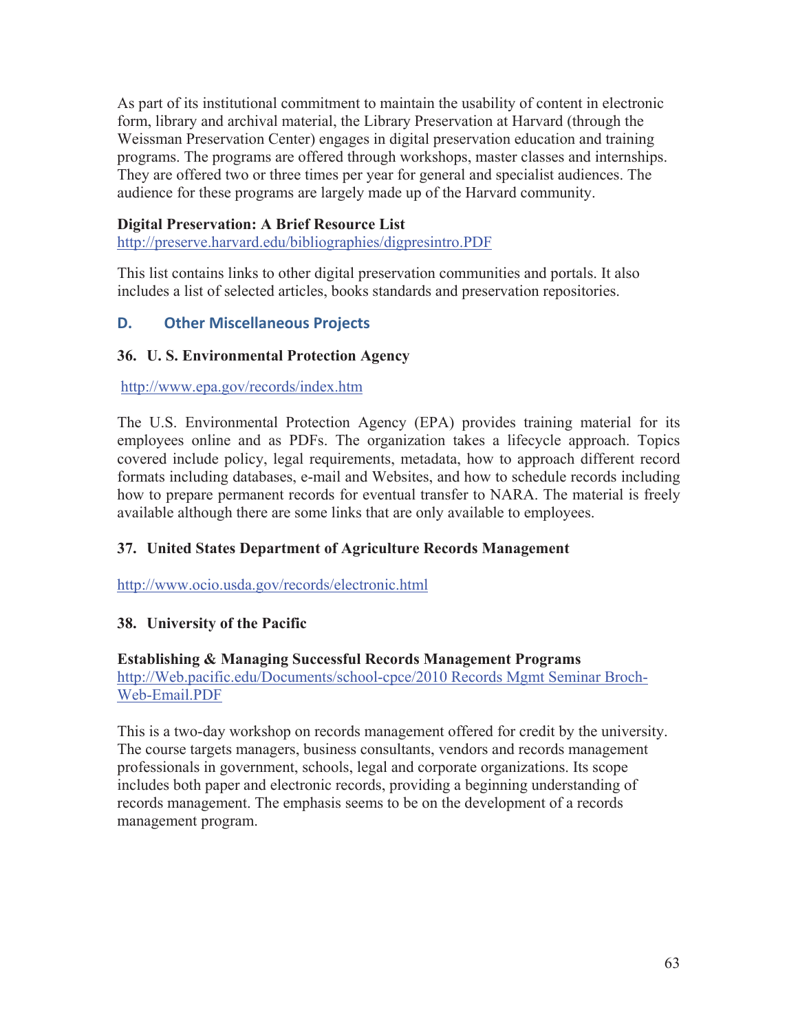As part of its institutional commitment to maintain the usability of content in electronic form, library and archival material, the Library Preservation at Harvard (through the Weissman Preservation Center) engages in digital preservation education and training programs. The programs are offered through workshops, master classes and internships. They are offered two or three times per year for general and specialist audiences. The audience for these programs are largely made up of the Harvard community.

**Digital Preservation: A Brief Resource List**
http://preserve.harvard.edu/bibliographies/digpresintro.PDF

This list contains links to other digital preservation communities and portals. It also includes a list of selected articles, books standards and preservation repositories.

## D. Other Miscellaneous Projects

### 36. U. S. Environmental Protection Agency

http://www.epa.gov/records/index.htm

The U.S. Environmental Protection Agency (EPA) provides training material for its employees online and as PDFs. The organization takes a lifecycle approach. Topics covered include policy, legal requirements, metadata, how to approach different record formats including databases, e-mail and Websites, and how to schedule records including how to prepare permanent records for eventual transfer to NARA. The material is freely available although there are some links that are only available to employees.

### 37. United States Department of Agriculture Records Management

http://www.ocio.usda.gov/records/electronic.html

### 38. University of the Pacific

**Establishing & Managing Successful Records Management Programs**
http://Web.pacific.edu/Documents/school-cpce/2010 Records Mgmt Seminar Broch-Web-Email.PDF

This is a two-day workshop on records management offered for credit by the university. The course targets managers, business consultants, vendors and records management professionals in government, schools, legal and corporate organizations. Its scope includes both paper and electronic records, providing a beginning understanding of records management. The emphasis seems to be on the development of a records management program.